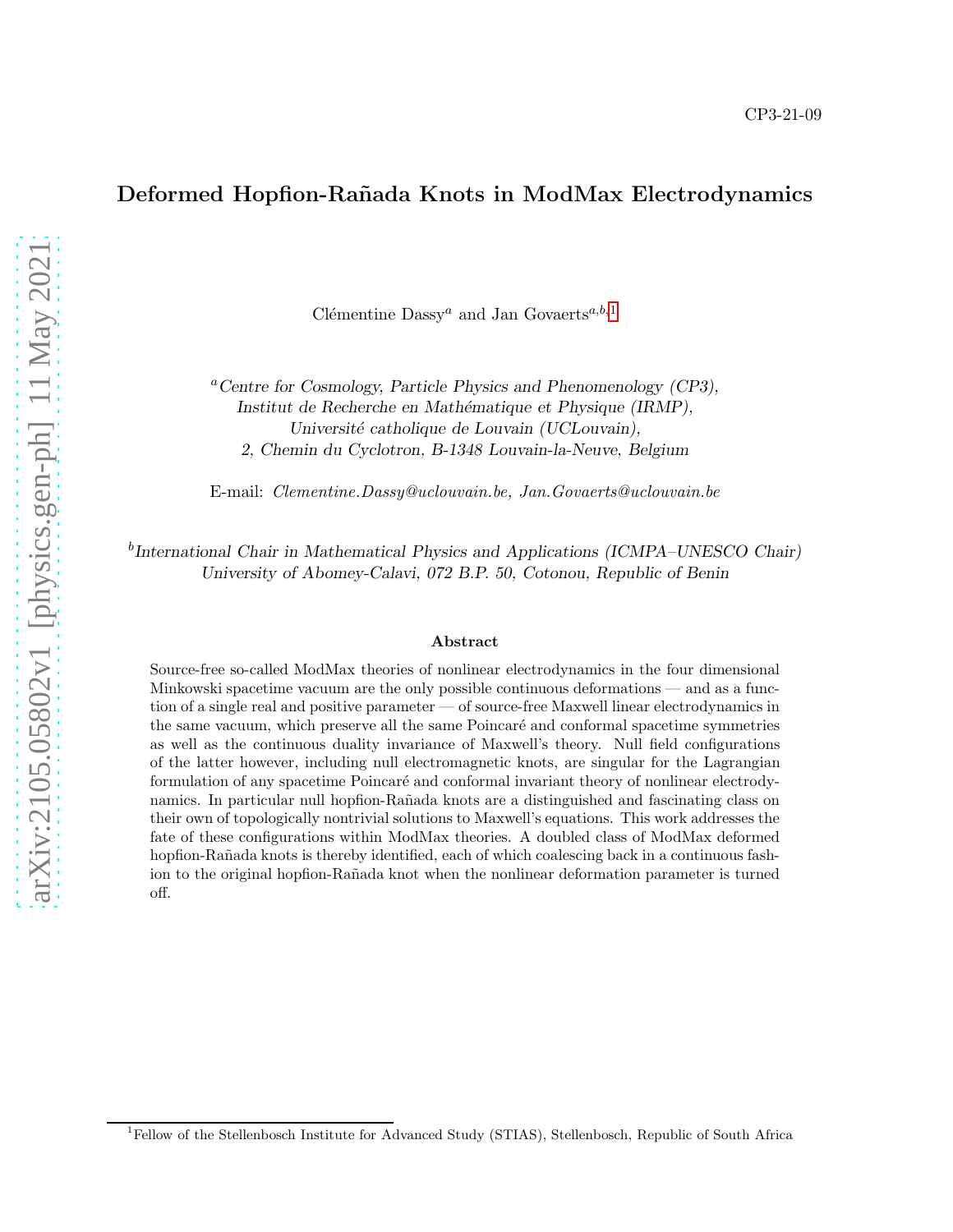CP3-21-09

# Deformed Hopfion-Rañada Knots in ModMax Electrodynamics

Clémentine Dassy[a] and Jan Govaerts[a,b,1]

[a]*Centre for Cosmology, Particle Physics and Phenomenology (CP3), Institut de Recherche en Mathématique et Physique (IRMP), Université catholique de Louvain (UCLouvain), 2, Chemin du Cyclotron, B-1348 Louvain-la-Neuve, Belgium*

E-mail: *Clementine.Dassy@uclouvain.be, Jan.Govaerts@uclouvain.be*

[b]*International Chair in Mathematical Physics and Applications (ICMPA–UNESCO Chair) University of Abomey-Calavi, 072 B.P. 50, Cotonou, Republic of Benin*

### Abstract

Source-free so-called ModMax theories of nonlinear electrodynamics in the four dimensional Minkowski spacetime vacuum are the only possible continuous deformations — and as a function of a single real and positive parameter — of source-free Maxwell linear electrodynamics in the same vacuum, which preserve all the same Poincaré and conformal spacetime symmetries as well as the continuous duality invariance of Maxwell's theory. Null field configurations of the latter however, including null electromagnetic knots, are singular for the Lagrangian formulation of any spacetime Poincaré and conformal invariant theory of nonlinear electrodynamics. In particular null hopfion-Rañada knots are a distinguished and fascinating class on their own of topologically nontrivial solutions to Maxwell's equations. This work addresses the fate of these configurations within ModMax theories. A doubled class of ModMax deformed hopfion-Rañada knots is thereby identified, each of which coalescing back in a continuous fashion to the original hopfion-Rañada knot when the nonlinear deformation parameter is turned off.

[1]Fellow of the Stellenbosch Institute for Advanced Study (STIAS), Stellenbosch, Republic of South Africa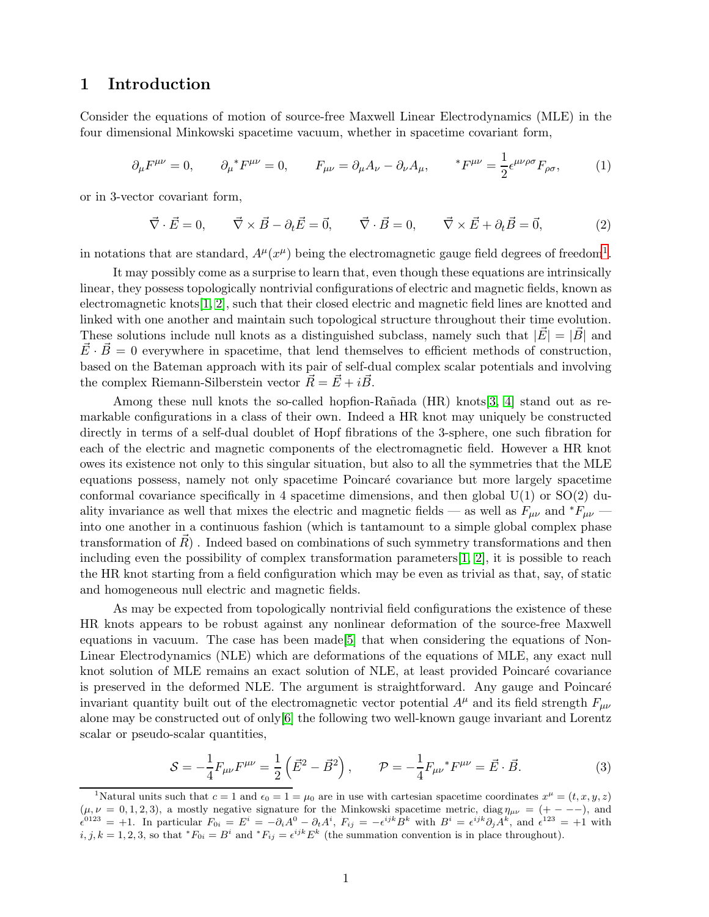# 1 Introduction

Consider the equations of motion of source-free Maxwell Linear Electrodynamics (MLE) in the four dimensional Minkowski spacetime vacuum, whether in spacetime covariant form,

$$\partial_\mu F^{\mu\nu} = 0, \qquad \partial_\mu {}^*F^{\mu\nu} = 0, \qquad F_{\mu\nu} = \partial_\mu A_\nu - \partial_\nu A_\mu, \qquad {}^*F^{\mu\nu} = \frac{1}{2}\epsilon^{\mu\nu\rho\sigma}F_{\rho\sigma}, \tag{1}$$

or in 3-vector covariant form,

$$\vec{\nabla}\cdot\vec{E} = 0, \qquad \vec{\nabla}\times\vec{B} - \partial_t\vec{E} = \vec{0}, \qquad \vec{\nabla}\cdot\vec{B} = 0, \qquad \vec{\nabla}\times\vec{E} + \partial_t\vec{B} = \vec{0}, \tag{2}$$

in notations that are standard, $A^\mu(x^\mu)$ being the electromagnetic gauge field degrees of freedom[1].

It may possibly come as a surprise to learn that, even though these equations are intrinsically linear, they possess topologically nontrivial configurations of electric and magnetic fields, known as electromagnetic knots[1, 2], such that their closed electric and magnetic field lines are knotted and linked with one another and maintain such topological structure throughout their time evolution. These solutions include null knots as a distinguished subclass, namely such that $|\vec{E}| = |\vec{B}|$ and $\vec{E}\cdot\vec{B} = 0$ everywhere in spacetime, that lend themselves to efficient methods of construction, based on the Bateman approach with its pair of self-dual complex scalar potentials and involving the complex Riemann-Silberstein vector $\vec{R} = \vec{E} + i\vec{B}$.

Among these null knots the so-called hopfion-Rañada (HR) knots[3, 4] stand out as remarkable configurations in a class of their own. Indeed a HR knot may uniquely be constructed directly in terms of a self-dual doublet of Hopf fibrations of the 3-sphere, one such fibration for each of the electric and magnetic components of the electromagnetic field. However a HR knot owes its existence not only to this singular situation, but also to all the symmetries that the MLE equations possess, namely not only spacetime Poincaré covariance but more largely spacetime conformal covariance specifically in 4 spacetime dimensions, and then global U(1) or SO(2) duality invariance as well that mixes the electric and magnetic fields — as well as $F_{\mu\nu}$ and ${}^*F_{\mu\nu}$ — into one another in a continuous fashion (which is tantamount to a simple global complex phase transformation of $\vec{R}$) . Indeed based on combinations of such symmetry transformations and then including even the possibility of complex transformation parameters[1, 2], it is possible to reach the HR knot starting from a field configuration which may be even as trivial as that, say, of static and homogeneous null electric and magnetic fields.

As may be expected from topologically nontrivial field configurations the existence of these HR knots appears to be robust against any nonlinear deformation of the source-free Maxwell equations in vacuum. The case has been made[5] that when considering the equations of Non-Linear Electrodynamics (NLE) which are deformations of the equations of MLE, any exact null knot solution of MLE remains an exact solution of NLE, at least provided Poincaré covariance is preserved in the deformed NLE. The argument is straightforward. Any gauge and Poincaré invariant quantity built out of the electromagnetic vector potential $A^\mu$ and its field strength $F_{\mu\nu}$ alone may be constructed out of only[6] the following two well-known gauge invariant and Lorentz scalar or pseudo-scalar quantities,

$$\mathcal{S} = -\frac{1}{4}F_{\mu\nu}F^{\mu\nu} = \frac{1}{2}\left(\vec{E}^2 - \vec{B}^2\right), \qquad \mathcal{P} = -\frac{1}{4}F_{\mu\nu}{}^*F^{\mu\nu} = \vec{E}\cdot\vec{B}. \tag{3}$$

[1] Natural units such that $c = 1$ and $\epsilon_0 = 1 = \mu_0$ are in use with cartesian spacetime coordinates $x^\mu = (t, x, y, z)$ $(\mu, \nu = 0, 1, 2, 3)$, a mostly negative signature for the Minkowski spacetime metric, diag $\eta_{\mu\nu} = (+ - - -)$, and $\epsilon^{0123} = +1$. In particular $F_{0i} = E^i = -\partial_i A^0 - \partial_t A^i$, $F_{ij} = -\epsilon^{ijk}B^k$ with $B^i = \epsilon^{ijk}\partial_j A^k$, and $\epsilon^{123} = +1$ with $i, j, k = 1, 2, 3$, so that ${}^*F_{0i} = B^i$ and ${}^*F_{ij} = \epsilon^{ijk}E^k$ (the summation convention is in place throughout).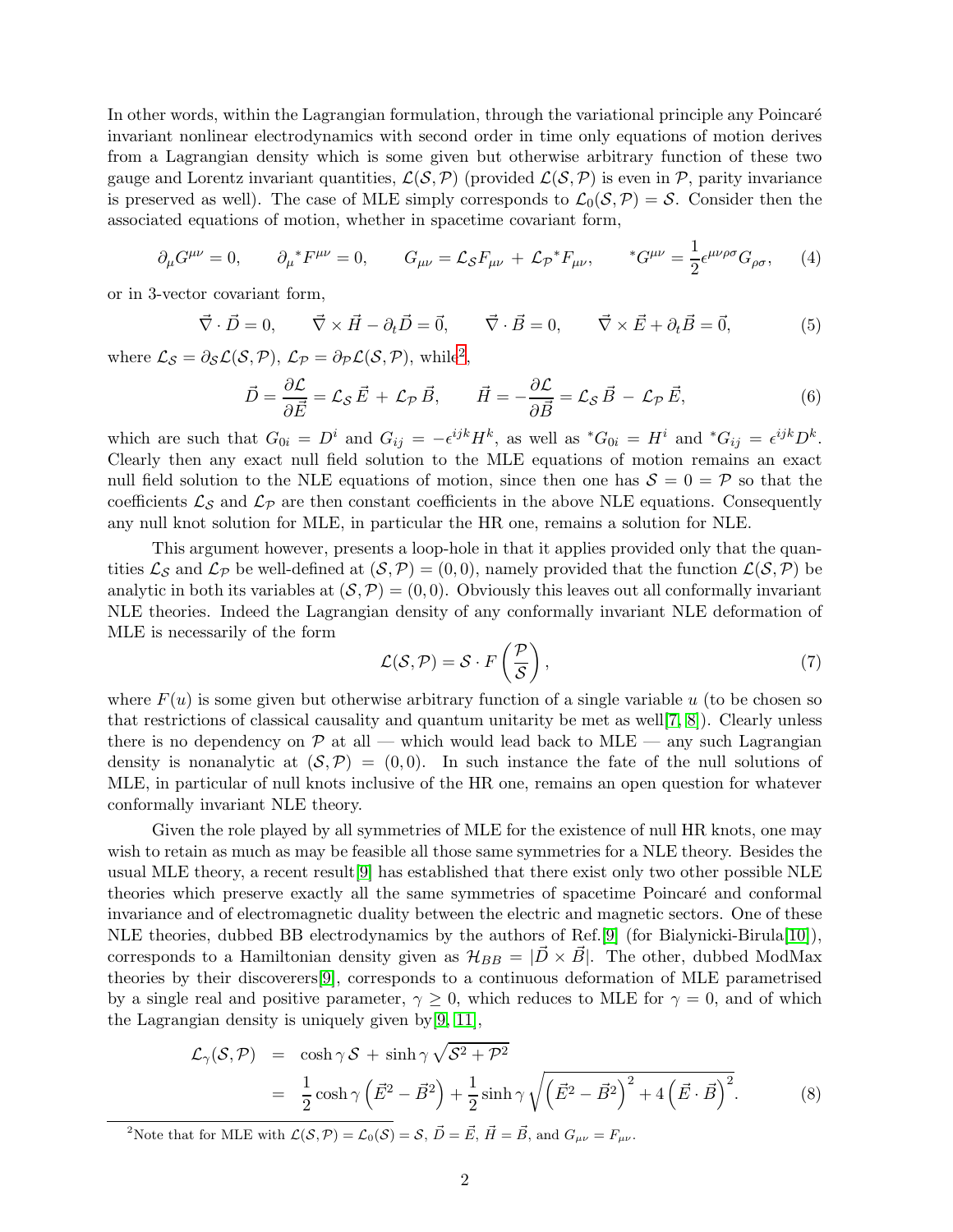In other words, within the Lagrangian formulation, through the variational principle any Poincaré invariant nonlinear electrodynamics with second order in time only equations of motion derives from a Lagrangian density which is some given but otherwise arbitrary function of these two gauge and Lorentz invariant quantities, $\mathcal{L}(\mathcal{S},\mathcal{P})$ (provided $\mathcal{L}(\mathcal{S},\mathcal{P})$ is even in $\mathcal{P}$, parity invariance is preserved as well). The case of MLE simply corresponds to $\mathcal{L}_0(\mathcal{S},\mathcal{P})=\mathcal{S}$. Consider then the associated equations of motion, whether in spacetime covariant form,

$$\partial_\mu G^{\mu\nu}=0,\qquad \partial_\mu {}^*F^{\mu\nu}=0,\qquad G_{\mu\nu}=\mathcal{L}_\mathcal{S}F_{\mu\nu}\,+\,\mathcal{L}_\mathcal{P}{}^*F_{\mu\nu},\qquad {}^*G^{\mu\nu}=\frac{1}{2}\epsilon^{\mu\nu\rho\sigma}G_{\rho\sigma},\tag{4}$$

or in 3-vector covariant form,

$$\vec{\nabla}\cdot\vec{D}=0,\qquad \vec{\nabla}\times\vec{H}-\partial_t\vec{D}=\vec{0},\qquad \vec{\nabla}\cdot\vec{B}=0,\qquad \vec{\nabla}\times\vec{E}+\partial_t\vec{B}=\vec{0},\tag{5}$$

where $\mathcal{L}_\mathcal{S}=\partial_\mathcal{S}\mathcal{L}(\mathcal{S},\mathcal{P})$, $\mathcal{L}_\mathcal{P}=\partial_\mathcal{P}\mathcal{L}(\mathcal{S},\mathcal{P})$, while[2],

$$\vec{D}=\frac{\partial\mathcal{L}}{\partial\vec{E}}=\mathcal{L}_\mathcal{S}\,\vec{E}\,+\,\mathcal{L}_\mathcal{P}\,\vec{B},\qquad \vec{H}=-\frac{\partial\mathcal{L}}{\partial\vec{B}}=\mathcal{L}_\mathcal{S}\,\vec{B}\,-\,\mathcal{L}_\mathcal{P}\,\vec{E},\tag{6}$$

which are such that $G_{0i}=D^i$ and $G_{ij}=-\epsilon^{ijk}H^k$, as well as ${}^*G_{0i}=H^i$ and ${}^*G_{ij}=\epsilon^{ijk}D^k$. Clearly then any exact null field solution to the MLE equations of motion remains an exact null field solution to the NLE equations of motion, since then one has $\mathcal{S}=0=\mathcal{P}$ so that the coefficients $\mathcal{L}_\mathcal{S}$ and $\mathcal{L}_\mathcal{P}$ are then constant coefficients in the above NLE equations. Consequently any null knot solution for MLE, in particular the HR one, remains a solution for NLE.

This argument however, presents a loop-hole in that it applies provided only that the quantities $\mathcal{L}_\mathcal{S}$ and $\mathcal{L}_\mathcal{P}$ be well-defined at $(\mathcal{S},\mathcal{P})=(0,0)$, namely provided that the function $\mathcal{L}(\mathcal{S},\mathcal{P})$ be analytic in both its variables at $(\mathcal{S},\mathcal{P})=(0,0)$. Obviously this leaves out all conformally invariant NLE theories. Indeed the Lagrangian density of any conformally invariant NLE deformation of MLE is necessarily of the form

$$\mathcal{L}(\mathcal{S},\mathcal{P})=\mathcal{S}\cdot F\left(\frac{\mathcal{P}}{\mathcal{S}}\right),\tag{7}$$

where $F(u)$ is some given but otherwise arbitrary function of a single variable $u$ (to be chosen so that restrictions of classical causality and quantum unitarity be met as well[7, 8]). Clearly unless there is no dependency on $\mathcal{P}$ at all — which would lead back to MLE — any such Lagrangian density is nonanalytic at $(\mathcal{S},\mathcal{P})=(0,0)$. In such instance the fate of the null solutions of MLE, in particular of null knots inclusive of the HR one, remains an open question for whatever conformally invariant NLE theory.

Given the role played by all symmetries of MLE for the existence of null HR knots, one may wish to retain as much as may be feasible all those same symmetries for a NLE theory. Besides the usual MLE theory, a recent result[9] has established that there exist only two other possible NLE theories which preserve exactly all the same symmetries of spacetime Poincaré and conformal invariance and of electromagnetic duality between the electric and magnetic sectors. One of these NLE theories, dubbed BB electrodynamics by the authors of Ref.[9] (for Bialynicki-Birula[10]), corresponds to a Hamiltonian density given as $\mathcal{H}_{BB}=|\vec{D}\times\vec{B}|$. The other, dubbed ModMax theories by their discoverers[9], corresponds to a continuous deformation of MLE parametrised by a single real and positive parameter, $\gamma\geq 0$, which reduces to MLE for $\gamma=0$, and of which the Lagrangian density is uniquely given by[9, 11],

$$\begin{aligned}\mathcal{L}_\gamma(\mathcal{S},\mathcal{P}) &= \cosh\gamma\,\mathcal{S}\,+\,\sinh\gamma\,\sqrt{\mathcal{S}^2+\mathcal{P}^2}\\ &= \frac{1}{2}\cosh\gamma\left(\vec{E}^2-\vec{B}^2\right)+\frac{1}{2}\sinh\gamma\sqrt{\left(\vec{E}^2-\vec{B}^2\right)^2+4\left(\vec{E}\cdot\vec{B}\right)^2}.\end{aligned}\tag{8}$$

[2] Note that for MLE with $\mathcal{L}(\mathcal{S},\mathcal{P})=\mathcal{L}_0(\mathcal{S})=\mathcal{S}$, $\vec{D}=\vec{E}$, $\vec{H}=\vec{B}$, and $G_{\mu\nu}=F_{\mu\nu}$.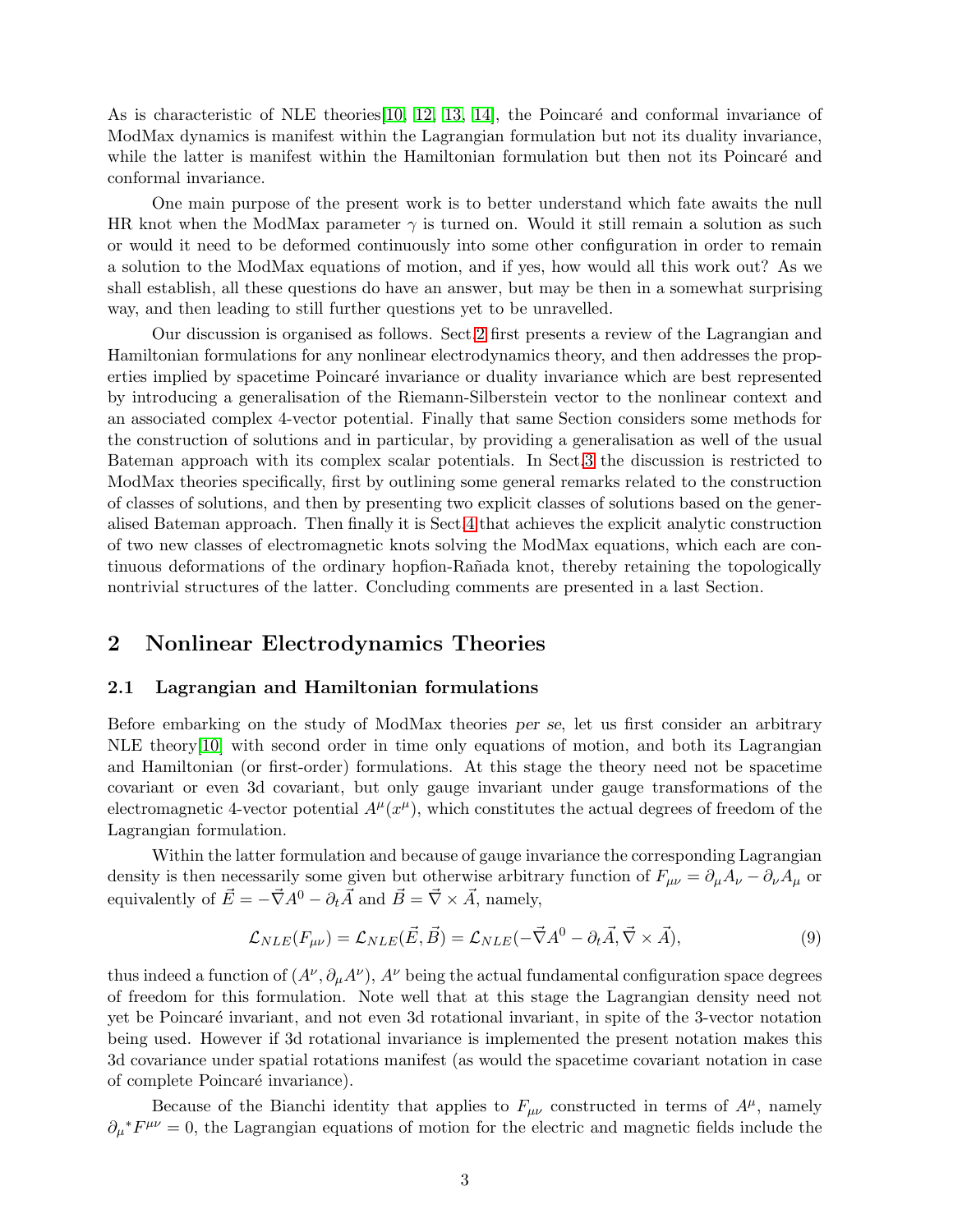As is characteristic of NLE theories[10, 12, 13, 14], the Poincaré and conformal invariance of ModMax dynamics is manifest within the Lagrangian formulation but not its duality invariance, while the latter is manifest within the Hamiltonian formulation but then not its Poincaré and conformal invariance.

One main purpose of the present work is to better understand which fate awaits the null HR knot when the ModMax parameter $\gamma$ is turned on. Would it still remain a solution as such or would it need to be deformed continuously into some other configuration in order to remain a solution to the ModMax equations of motion, and if yes, how would all this work out? As we shall establish, all these questions do have an answer, but may be then in a somewhat surprising way, and then leading to still further questions yet to be unravelled.

Our discussion is organised as follows. Sect.2 first presents a review of the Lagrangian and Hamiltonian formulations for any nonlinear electrodynamics theory, and then addresses the properties implied by spacetime Poincaré invariance or duality invariance which are best represented by introducing a generalisation of the Riemann-Silberstein vector to the nonlinear context and an associated complex 4-vector potential. Finally that same Section considers some methods for the construction of solutions and in particular, by providing a generalisation as well of the usual Bateman approach with its complex scalar potentials. In Sect.3 the discussion is restricted to ModMax theories specifically, first by outlining some general remarks related to the construction of classes of solutions, and then by presenting two explicit classes of solutions based on the generalised Bateman approach. Then finally it is Sect.4 that achieves the explicit analytic construction of two new classes of electromagnetic knots solving the ModMax equations, which each are continuous deformations of the ordinary hopfion-Rañada knot, thereby retaining the topologically nontrivial structures of the latter. Concluding comments are presented in a last Section.

## 2 Nonlinear Electrodynamics Theories

### 2.1 Lagrangian and Hamiltonian formulations

Before embarking on the study of ModMax theories *per se*, let us first consider an arbitrary NLE theory[10] with second order in time only equations of motion, and both its Lagrangian and Hamiltonian (or first-order) formulations. At this stage the theory need not be spacetime covariant or even 3d covariant, but only gauge invariant under gauge transformations of the electromagnetic 4-vector potential $A^\mu(x^\mu)$, which constitutes the actual degrees of freedom of the Lagrangian formulation.

Within the latter formulation and because of gauge invariance the corresponding Lagrangian density is then necessarily some given but otherwise arbitrary function of $F_{\mu\nu} = \partial_\mu A_\nu - \partial_\nu A_\mu$ or equivalently of $\vec{E} = -\vec{\nabla}A^0 - \partial_t\vec{A}$ and $\vec{B} = \vec{\nabla}\times\vec{A}$, namely,

$$\mathcal{L}_{NLE}(F_{\mu\nu}) = \mathcal{L}_{NLE}(\vec{E},\vec{B}) = \mathcal{L}_{NLE}(-\vec{\nabla}A^0 - \partial_t\vec{A}, \vec{\nabla}\times\vec{A}), \tag{9}$$

thus indeed a function of $(A^\nu, \partial_\mu A^\nu)$, $A^\nu$ being the actual fundamental configuration space degrees of freedom for this formulation. Note well that at this stage the Lagrangian density need not yet be Poincaré invariant, and not even 3d rotational invariant, in spite of the 3-vector notation being used. However if 3d rotational invariance is implemented the present notation makes this 3d covariance under spatial rotations manifest (as would the spacetime covariant notation in case of complete Poincaré invariance).

Because of the Bianchi identity that applies to $F_{\mu\nu}$ constructed in terms of $A^\mu$, namely $\partial_\mu{}^*F^{\mu\nu} = 0$, the Lagrangian equations of motion for the electric and magnetic fields include the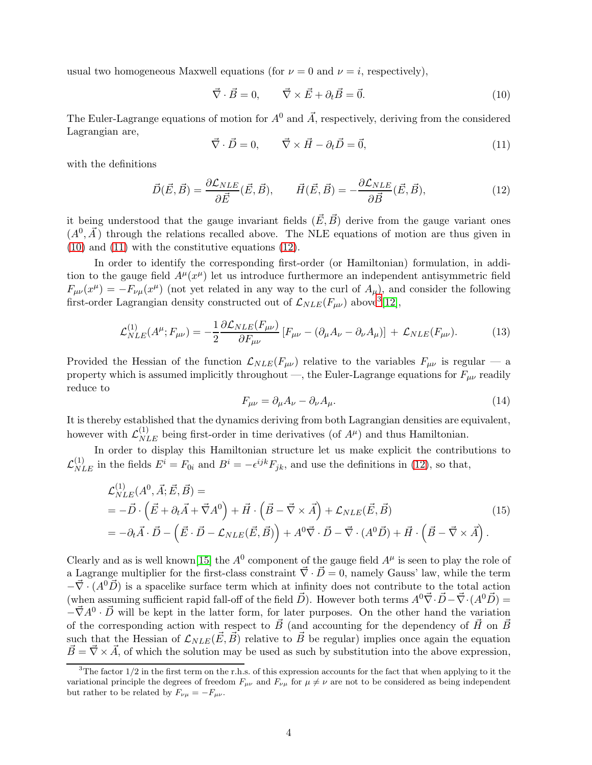usual two homogeneous Maxwell equations (for $\nu = 0$ and $\nu = i$, respectively),

$$\vec{\nabla} \cdot \vec{B} = 0, \qquad \vec{\nabla} \times \vec{E} + \partial_t \vec{B} = \vec{0}. \tag{10}$$

The Euler-Lagrange equations of motion for $A^0$ and $\vec{A}$, respectively, deriving from the considered Lagrangian are,

$$\vec{\nabla} \cdot \vec{D} = 0, \qquad \vec{\nabla} \times \vec{H} - \partial_t \vec{D} = \vec{0}, \tag{11}$$

with the definitions

$$\vec{D}(\vec{E}, \vec{B}) = \frac{\partial \mathcal{L}_{NLE}}{\partial \vec{E}}(\vec{E}, \vec{B}), \qquad \vec{H}(\vec{E}, \vec{B}) = -\frac{\partial \mathcal{L}_{NLE}}{\partial \vec{B}}(\vec{E}, \vec{B}), \tag{12}$$

it being understood that the gauge invariant fields $(\vec{E}, \vec{B})$ derive from the gauge variant ones $(A^0, \vec{A})$ through the relations recalled above. The NLE equations of motion are thus given in (10) and (11) with the constitutive equations (12).

In order to identify the corresponding first-order (or Hamiltonian) formulation, in addition to the gauge field $A^\mu(x^\mu)$ let us introduce furthermore an independent antisymmetric field $F_{\mu\nu}(x^\mu) = -F_{\nu\mu}(x^\mu)$ (not yet related in any way to the curl of $A_\mu$), and consider the following first-order Lagrangian density constructed out of $\mathcal{L}_{NLE}(F_{\mu\nu})$ above[3][12],

$$\mathcal{L}^{(1)}_{NLE}(A^\mu; F_{\mu\nu}) = -\frac{1}{2} \frac{\partial \mathcal{L}_{NLE}(F_{\mu\nu})}{\partial F_{\mu\nu}} \left[ F_{\mu\nu} - (\partial_\mu A_\nu - \partial_\nu A_\mu) \right] + \mathcal{L}_{NLE}(F_{\mu\nu}). \tag{13}$$

Provided the Hessian of the function $\mathcal{L}_{NLE}(F_{\mu\nu})$ relative to the variables $F_{\mu\nu}$ is regular — a property which is assumed implicitly throughout —, the Euler-Lagrange equations for $F_{\mu\nu}$ readily reduce to

$$F_{\mu\nu} = \partial_\mu A_\nu - \partial_\nu A_\mu. \tag{14}$$

It is thereby established that the dynamics deriving from both Lagrangian densities are equivalent, however with $\mathcal{L}^{(1)}_{NLE}$ being first-order in time derivatives (of $A^\mu$) and thus Hamiltonian.

In order to display this Hamiltonian structure let us make explicit the contributions to $\mathcal{L}^{(1)}_{NLE}$ in the fields $E^i = F_{0i}$ and $B^i = -\epsilon^{ijk} F_{jk}$, and use the definitions in (12), so that,

$$\begin{aligned}
&\mathcal{L}^{(1)}_{NLE}(A^0, \vec{A}; \vec{E}, \vec{B}) = \\
&= -\vec{D} \cdot \left( \vec{E} + \partial_t \vec{A} + \vec{\nabla} A^0 \right) + \vec{H} \cdot \left( \vec{B} - \vec{\nabla} \times \vec{A} \right) + \mathcal{L}_{NLE}(\vec{E}, \vec{B}) \\
&= -\partial_t \vec{A} \cdot \vec{D} - \left( \vec{E} \cdot \vec{D} - \mathcal{L}_{NLE}(\vec{E}, \vec{B}) \right) + A^0 \vec{\nabla} \cdot \vec{D} - \vec{\nabla} \cdot (A^0 \vec{D}) + \vec{H} \cdot \left( \vec{B} - \vec{\nabla} \times \vec{A} \right).
\end{aligned} \tag{15}$$

Clearly and as is well known[15] the $A^0$ component of the gauge field $A^\mu$ is seen to play the role of a Lagrange multiplier for the first-class constraint $\vec{\nabla} \cdot \vec{D} = 0$, namely Gauss' law, while the term $-\vec{\nabla} \cdot (A^0 \vec{D})$ is a spacelike surface term which at infinity does not contribute to the total action (when assuming sufficient rapid fall-off of the field $\vec{D}$). However both terms $A^0 \vec{\nabla} \cdot \vec{D} - \vec{\nabla} \cdot (A^0 \vec{D}) = -\vec{\nabla} A^0 \cdot \vec{D}$ will be kept in the latter form, for later purposes. On the other hand the variation of the corresponding action with respect to $\vec{B}$ (and accounting for the dependency of $\vec{H}$ on $\vec{B}$ such that the Hessian of $\mathcal{L}_{NLE}(\vec{E}, \vec{B})$ relative to $\vec{B}$ be regular) implies once again the equation $\vec{B} = \vec{\nabla} \times \vec{A}$, of which the solution may be used as such by substitution into the above expression,

[3] The factor 1/2 in the first term on the r.h.s. of this expression accounts for the fact that when applying to it the variational principle the degrees of freedom $F_{\mu\nu}$ and $F_{\nu\mu}$ for $\mu \neq \nu$ are not to be considered as being independent but rather to be related by $F_{\nu\mu} = -F_{\mu\nu}$.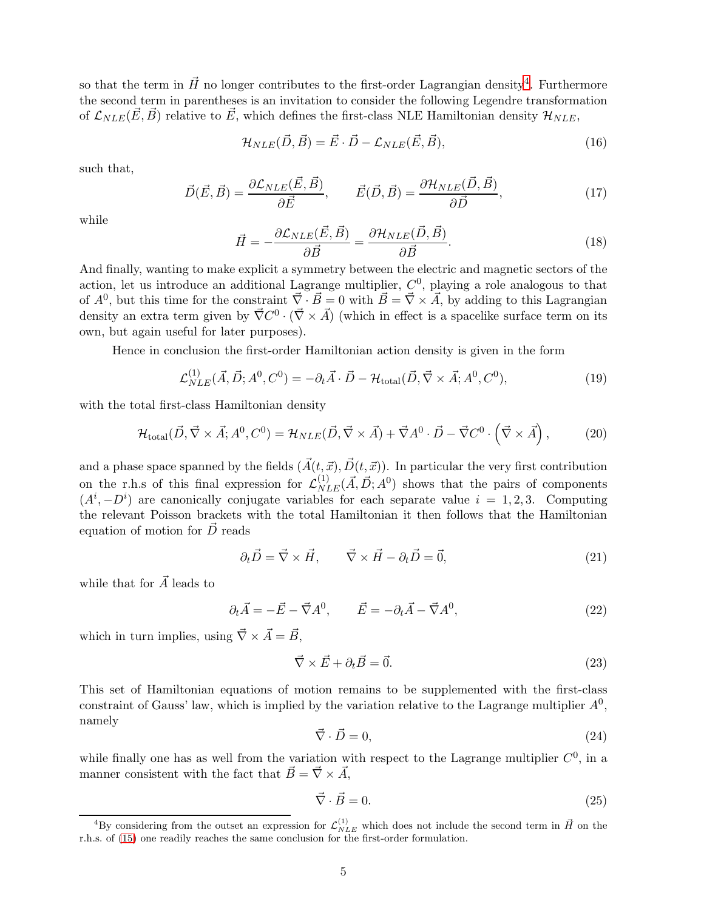so that the term in $\vec{H}$ no longer contributes to the first-order Lagrangian density[4]. Furthermore the second term in parentheses is an invitation to consider the following Legendre transformation of $\mathcal{L}_{NLE}(\vec{E},\vec{B})$ relative to $\vec{E}$, which defines the first-class NLE Hamiltonian density $\mathcal{H}_{NLE}$,

$$\mathcal{H}_{NLE}(\vec{D},\vec{B}) = \vec{E}\cdot\vec{D} - \mathcal{L}_{NLE}(\vec{E},\vec{B}), \tag{16}$$

such that,

$$\vec{D}(\vec{E},\vec{B}) = \frac{\partial \mathcal{L}_{NLE}(\vec{E},\vec{B})}{\partial \vec{E}}, \qquad \vec{E}(\vec{D},\vec{B}) = \frac{\partial \mathcal{H}_{NLE}(\vec{D},\vec{B})}{\partial \vec{D}}, \tag{17}$$

while

$$\vec{H} = -\frac{\partial \mathcal{L}_{NLE}(\vec{E},\vec{B})}{\partial \vec{B}} = \frac{\partial \mathcal{H}_{NLE}(\vec{D},\vec{B})}{\partial \vec{B}}. \tag{18}$$

And finally, wanting to make explicit a symmetry between the electric and magnetic sectors of the action, let us introduce an additional Lagrange multiplier, $C^0$, playing a role analogous to that of $A^0$, but this time for the constraint $\vec{\nabla}\cdot\vec{B}=0$ with $\vec{B}=\vec{\nabla}\times\vec{A}$, by adding to this Lagrangian density an extra term given by $\vec{\nabla}C^0\cdot(\vec{\nabla}\times\vec{A})$ (which in effect is a spacelike surface term on its own, but again useful for later purposes).

Hence in conclusion the first-order Hamiltonian action density is given in the form

$$\mathcal{L}^{(1)}_{NLE}(\vec{A},\vec{D};A^0,C^0) = -\partial_t\vec{A}\cdot\vec{D} - \mathcal{H}_{\rm total}(\vec{D},\vec{\nabla}\times\vec{A};A^0,C^0), \tag{19}$$

with the total first-class Hamiltonian density

$$\mathcal{H}_{\rm total}(\vec{D},\vec{\nabla}\times\vec{A};A^0,C^0) = \mathcal{H}_{NLE}(\vec{D},\vec{\nabla}\times\vec{A}) + \vec{\nabla}A^0\cdot\vec{D} - \vec{\nabla}C^0\cdot\left(\vec{\nabla}\times\vec{A}\right), \tag{20}$$

and a phase space spanned by the fields $(\vec{A}(t,\vec{x}),\vec{D}(t,\vec{x}))$. In particular the very first contribution on the r.h.s of this final expression for $\mathcal{L}^{(1)}_{NLE}(\vec{A},\vec{D};A^0)$ shows that the pairs of components $(A^i,-D^i)$ are canonically conjugate variables for each separate value $i=1,2,3$. Computing the relevant Poisson brackets with the total Hamiltonian it then follows that the Hamiltonian equation of motion for $\vec{D}$ reads

$$\partial_t\vec{D} = \vec{\nabla}\times\vec{H}, \qquad \vec{\nabla}\times\vec{H} - \partial_t\vec{D} = \vec{0}, \tag{21}$$

while that for $\vec{A}$ leads to

$$\partial_t\vec{A} = -\vec{E} - \vec{\nabla}A^0, \qquad \vec{E} = -\partial_t\vec{A} - \vec{\nabla}A^0, \tag{22}$$

which in turn implies, using $\vec{\nabla}\times\vec{A}=\vec{B}$,

$$\vec{\nabla}\times\vec{E} + \partial_t\vec{B} = \vec{0}. \tag{23}$$

This set of Hamiltonian equations of motion remains to be supplemented with the first-class constraint of Gauss' law, which is implied by the variation relative to the Lagrange multiplier $A^0$, namely

$$\vec{\nabla}\cdot\vec{D} = 0, \tag{24}$$

while finally one has as well from the variation with respect to the Lagrange multiplier $C^0$, in a manner consistent with the fact that $\vec{B}=\vec{\nabla}\times\vec{A}$,

$$\vec{\nabla}\cdot\vec{B} = 0. \tag{25}$$

[4] By considering from the outset an expression for $\mathcal{L}^{(1)}_{NLE}$ which does not include the second term in $\vec{H}$ on the r.h.s. of (15) one readily reaches the same conclusion for the first-order formulation.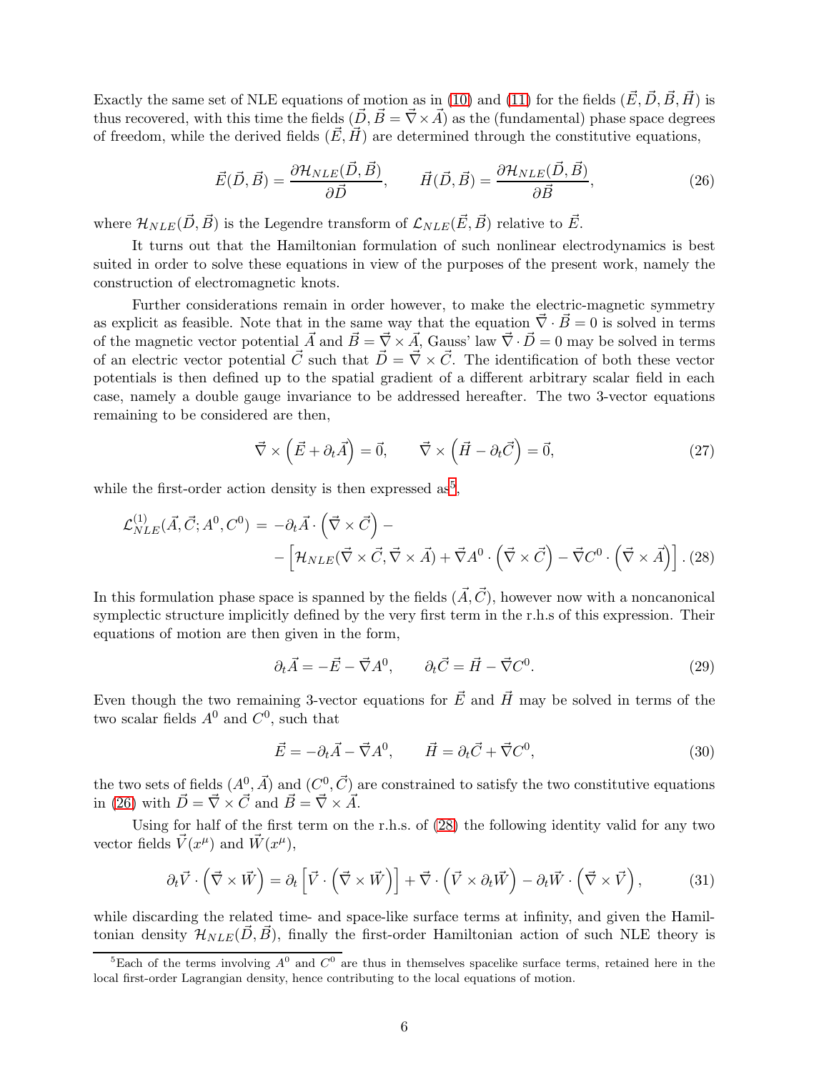Exactly the same set of NLE equations of motion as in (10) and (11) for the fields $(\vec{E}, \vec{D}, \vec{B}, \vec{H})$ is thus recovered, with this time the fields $(\vec{D}, \vec{B} = \vec{\nabla} \times \vec{A})$ as the (fundamental) phase space degrees of freedom, while the derived fields $(\vec{E}, \vec{H})$ are determined through the constitutive equations,

$$\vec{E}(\vec{D}, \vec{B}) = \frac{\partial \mathcal{H}_{NLE}(\vec{D}, \vec{B})}{\partial \vec{D}}, \qquad \vec{H}(\vec{D}, \vec{B}) = \frac{\partial \mathcal{H}_{NLE}(\vec{D}, \vec{B})}{\partial \vec{B}}, \tag{26}$$

where $\mathcal{H}_{NLE}(\vec{D}, \vec{B})$ is the Legendre transform of $\mathcal{L}_{NLE}(\vec{E}, \vec{B})$ relative to $\vec{E}$.

It turns out that the Hamiltonian formulation of such nonlinear electrodynamics is best suited in order to solve these equations in view of the purposes of the present work, namely the construction of electromagnetic knots.

Further considerations remain in order however, to make the electric-magnetic symmetry as explicit as feasible. Note that in the same way that the equation $\vec{\nabla} \cdot \vec{B} = 0$ is solved in terms of the magnetic vector potential $\vec{A}$ and $\vec{B} = \vec{\nabla} \times \vec{A}$, Gauss' law $\vec{\nabla} \cdot \vec{D} = 0$ may be solved in terms of an electric vector potential $\vec{C}$ such that $\vec{D} = \vec{\nabla} \times \vec{C}$. The identification of both these vector potentials is then defined up to the spatial gradient of a different arbitrary scalar field in each case, namely a double gauge invariance to be addressed hereafter. The two 3-vector equations remaining to be considered are then,

$$\vec{\nabla} \times \left(\vec{E} + \partial_t \vec{A}\right) = \vec{0}, \qquad \vec{\nabla} \times \left(\vec{H} - \partial_t \vec{C}\right) = \vec{0}, \tag{27}$$

while the first-order action density is then expressed as[5],

$$\begin{aligned} \mathcal{L}^{(1)}_{NLE}(\vec{A}, \vec{C}; A^0, C^0) \;=\; & -\partial_t \vec{A} \cdot \left(\vec{\nabla} \times \vec{C}\right) - \\ & - \left[\mathcal{H}_{NLE}(\vec{\nabla} \times \vec{C}, \vec{\nabla} \times \vec{A}) + \vec{\nabla} A^0 \cdot \left(\vec{\nabla} \times \vec{C}\right) - \vec{\nabla} C^0 \cdot \left(\vec{\nabla} \times \vec{A}\right)\right]. \end{aligned} \tag{28}$$

In this formulation phase space is spanned by the fields $(\vec{A}, \vec{C})$, however now with a noncanonical symplectic structure implicitly defined by the very first term in the r.h.s of this expression. Their equations of motion are then given in the form,

$$\partial_t \vec{A} = -\vec{E} - \vec{\nabla} A^0, \qquad \partial_t \vec{C} = \vec{H} - \vec{\nabla} C^0. \tag{29}$$

Even though the two remaining 3-vector equations for $\vec{E}$ and $\vec{H}$ may be solved in terms of the two scalar fields $A^0$ and $C^0$, such that

$$\vec{E} = -\partial_t \vec{A} - \vec{\nabla} A^0, \qquad \vec{H} = \partial_t \vec{C} + \vec{\nabla} C^0, \tag{30}$$

the two sets of fields $(A^0, \vec{A})$ and $(C^0, \vec{C})$ are constrained to satisfy the two constitutive equations in (26) with $\vec{D} = \vec{\nabla} \times \vec{C}$ and $\vec{B} = \vec{\nabla} \times \vec{A}$.

Using for half of the first term on the r.h.s. of (28) the following identity valid for any two vector fields $\vec{V}(x^\mu)$ and $\vec{W}(x^\mu)$,

$$\partial_t \vec{V} \cdot \left(\vec{\nabla} \times \vec{W}\right) = \partial_t \left[\vec{V} \cdot \left(\vec{\nabla} \times \vec{W}\right)\right] + \vec{\nabla} \cdot \left(\vec{V} \times \partial_t \vec{W}\right) - \partial_t \vec{W} \cdot \left(\vec{\nabla} \times \vec{V}\right), \tag{31}$$

while discarding the related time- and space-like surface terms at infinity, and given the Hamiltonian density $\mathcal{H}_{NLE}(\vec{D}, \vec{B})$, finally the first-order Hamiltonian action of such NLE theory is

[5] Each of the terms involving $A^0$ and $C^0$ are thus in themselves spacelike surface terms, retained here in the local first-order Lagrangian density, hence contributing to the local equations of motion.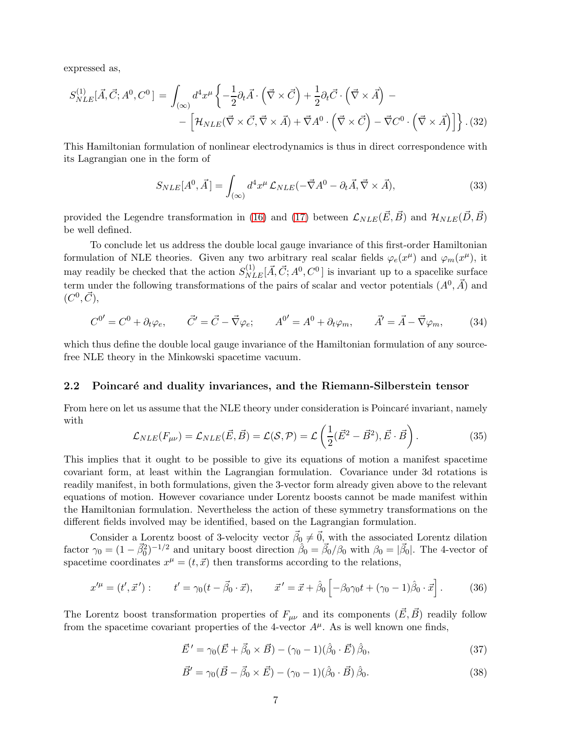expressed as,

$$S^{(1)}_{NLE}[\vec{A},\vec{C};A^0,C^0\,] = \int_{(\infty)} d^4x^\mu \left\{ -\frac{1}{2}\partial_t\vec{A}\cdot\left(\vec{\nabla}\times\vec{C}\right) + \frac{1}{2}\partial_t\vec{C}\cdot\left(\vec{\nabla}\times\vec{A}\right) - \right.$$
$$\left. - \left[\mathcal{H}_{NLE}(\vec{\nabla}\times\vec{C},\vec{\nabla}\times\vec{A}) + \vec{\nabla}A^0\cdot\left(\vec{\nabla}\times\vec{C}\right) - \vec{\nabla}C^0\cdot\left(\vec{\nabla}\times\vec{A}\right)\right]\right\}. \quad (32)$$

This Hamiltonian formulation of nonlinear electrodynamics is thus in direct correspondence with its Lagrangian one in the form of

$$S_{NLE}[A^0,\vec{A}\,] = \int_{(\infty)} d^4x^\mu\, \mathcal{L}_{NLE}(-\vec{\nabla}A^0 - \partial_t\vec{A}, \vec{\nabla}\times\vec{A}), \quad (33)$$

provided the Legendre transformation in (16) and (17) between $\mathcal{L}_{NLE}(\vec{E},\vec{B})$ and $\mathcal{H}_{NLE}(\vec{D},\vec{B})$ be well defined.

To conclude let us address the double local gauge invariance of this first-order Hamiltonian formulation of NLE theories. Given any two arbitrary real scalar fields $\varphi_e(x^\mu)$ and $\varphi_m(x^\mu)$, it may readily be checked that the action $S^{(1)}_{NLE}[\vec{A},\vec{C};A^0,C^0\,]$ is invariant up to a spacelike surface term under the following transformations of the pairs of scalar and vector potentials $(A^0,\vec{A})$ and $(C^0,\vec{C})$,

$$C^{0'} = C^0 + \partial_t\varphi_e, \qquad \vec{C}' = \vec{C} - \vec{\nabla}\varphi_e; \qquad A^{0'} = A^0 + \partial_t\varphi_m, \qquad \vec{A}' = \vec{A} - \vec{\nabla}\varphi_m, \quad (34)$$

which thus define the double local gauge invariance of the Hamiltonian formulation of any source-free NLE theory in the Minkowski spacetime vacuum.

## 2.2 Poincaré and duality invariances, and the Riemann-Silberstein tensor

From here on let us assume that the NLE theory under consideration is Poincaré invariant, namely with

$$\mathcal{L}_{NLE}(F_{\mu\nu}) = \mathcal{L}_{NLE}(\vec{E},\vec{B}) = \mathcal{L}(\mathcal{S},\mathcal{P}) = \mathcal{L}\left(\frac{1}{2}(\vec{E}^2 - \vec{B}^2), \vec{E}\cdot\vec{B}\right). \quad (35)$$

This implies that it ought to be possible to give its equations of motion a manifest spacetime covariant form, at least within the Lagrangian formulation. Covariance under 3d rotations is readily manifest, in both formulations, given the 3-vector form already given above to the relevant equations of motion. However covariance under Lorentz boosts cannot be made manifest within the Hamiltonian formulation. Nevertheless the action of these symmetry transformations on the different fields involved may be identified, based on the Lagrangian formulation.

Consider a Lorentz boost of 3-velocity vector $\vec{\beta}_0 \neq \vec{0}$, with the associated Lorentz dilation factor $\gamma_0 = (1-\vec{\beta}_0^2)^{-1/2}$ and unitary boost direction $\hat{\beta}_0 = \vec{\beta}_0/\beta_0$ with $\beta_0 = |\vec{\beta}_0|$. The 4-vector of spacetime coordinates $x^\mu = (t,\vec{x})$ then transforms according to the relations,

$$x'^\mu = (t',\vec{x}\,'): \qquad t' = \gamma_0(t - \vec{\beta}_0\cdot\vec{x}), \qquad \vec{x}\,' = \vec{x} + \hat{\beta}_0\left[-\beta_0\gamma_0 t + (\gamma_0 - 1)\hat{\beta}_0\cdot\vec{x}\right]. \quad (36)$$

The Lorentz boost transformation properties of $F_{\mu\nu}$ and its components $(\vec{E},\vec{B})$ readily follow from the spacetime covariant properties of the 4-vector $A^\mu$. As is well known one finds,

$$\vec{E}\,' = \gamma_0(\vec{E} + \vec{\beta}_0\times\vec{B}) - (\gamma_0 - 1)(\hat{\beta}_0\cdot\vec{E})\,\hat{\beta}_0, \quad (37)$$

$$\vec{B}\,' = \gamma_0(\vec{B} - \vec{\beta}_0\times\vec{E}) - (\gamma_0 - 1)(\hat{\beta}_0\cdot\vec{B})\,\hat{\beta}_0. \quad (38)$$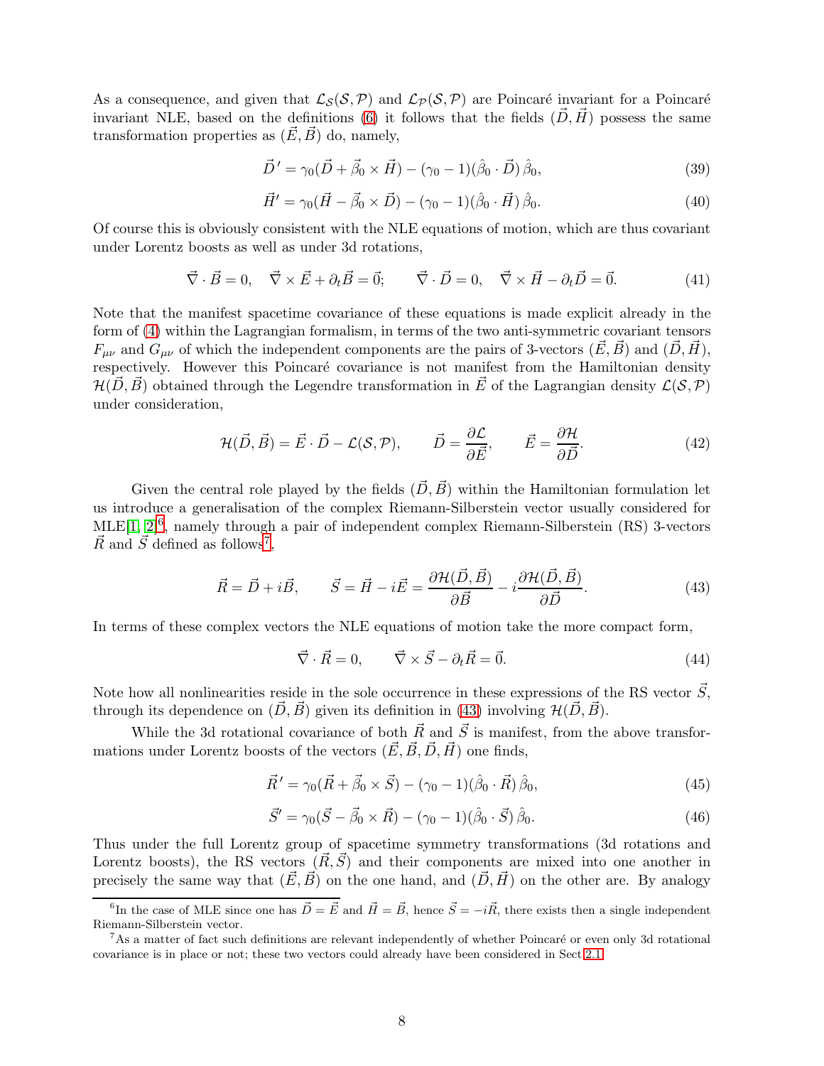As a consequence, and given that $\mathcal{L}_{\mathcal{S}}(\mathcal{S},\mathcal{P})$ and $\mathcal{L}_{\mathcal{P}}(\mathcal{S},\mathcal{P})$ are Poincaré invariant for a Poincaré invariant NLE, based on the definitions (6) it follows that the fields $(\vec{D},\vec{H})$ possess the same transformation properties as $(\vec{E},\vec{B})$ do, namely,

$$\vec{D}\,' = \gamma_0(\vec{D} + \vec{\beta}_0 \times \vec{H}) - (\gamma_0 - 1)(\hat{\beta}_0 \cdot \vec{D})\,\hat{\beta}_0, \tag{39}$$

$$\vec{H}' = \gamma_0(\vec{H} - \vec{\beta}_0 \times \vec{D}) - (\gamma_0 - 1)(\hat{\beta}_0 \cdot \vec{H})\,\hat{\beta}_0. \tag{40}$$

Of course this is obviously consistent with the NLE equations of motion, which are thus covariant under Lorentz boosts as well as under 3d rotations,

$$\vec{\nabla}\cdot\vec{B} = 0, \quad \vec{\nabla}\times\vec{E} + \partial_t\vec{B} = \vec{0}; \qquad \vec{\nabla}\cdot\vec{D} = 0, \quad \vec{\nabla}\times\vec{H} - \partial_t\vec{D} = \vec{0}. \tag{41}$$

Note that the manifest spacetime covariance of these equations is made explicit already in the form of (4) within the Lagrangian formalism, in terms of the two anti-symmetric covariant tensors $F_{\mu\nu}$ and $G_{\mu\nu}$ of which the independent components are the pairs of 3-vectors $(\vec{E},\vec{B})$ and $(\vec{D},\vec{H})$, respectively. However this Poincaré covariance is not manifest from the Hamiltonian density $\mathcal{H}(\vec{D},\vec{B})$ obtained through the Legendre transformation in $\vec{E}$ of the Lagrangian density $\mathcal{L}(\mathcal{S},\mathcal{P})$ under consideration,

$$\mathcal{H}(\vec{D},\vec{B}) = \vec{E}\cdot\vec{D} - \mathcal{L}(\mathcal{S},\mathcal{P}), \qquad \vec{D} = \frac{\partial\mathcal{L}}{\partial\vec{E}}, \qquad \vec{E} = \frac{\partial\mathcal{H}}{\partial\vec{D}}. \tag{42}$$

Given the central role played by the fields $(\vec{D},\vec{B})$ within the Hamiltonian formulation let us introduce a generalisation of the complex Riemann-Silberstein vector usually considered for MLE[1, 2][6], namely through a pair of independent complex Riemann-Silberstein (RS) 3-vectors $\vec{R}$ and $\vec{S}$ defined as follows[7],

$$\vec{R} = \vec{D} + i\vec{B}, \qquad \vec{S} = \vec{H} - i\vec{E} = \frac{\partial\mathcal{H}(\vec{D},\vec{B})}{\partial\vec{B}} - i\frac{\partial\mathcal{H}(\vec{D},\vec{B})}{\partial\vec{D}}. \tag{43}$$

In terms of these complex vectors the NLE equations of motion take the more compact form,

$$\vec{\nabla}\cdot\vec{R} = 0, \qquad \vec{\nabla}\times\vec{S} - \partial_t\vec{R} = \vec{0}. \tag{44}$$

Note how all nonlinearities reside in the sole occurrence in these expressions of the RS vector $\vec{S}$, through its dependence on $(\vec{D},\vec{B})$ given its definition in (43) involving $\mathcal{H}(\vec{D},\vec{B})$.

While the 3d rotational covariance of both $\vec{R}$ and $\vec{S}$ is manifest, from the above transformations under Lorentz boosts of the vectors $(\vec{E},\vec{B},\vec{D},\vec{H})$ one finds,

$$\vec{R}\,' = \gamma_0(\vec{R} + \vec{\beta}_0 \times \vec{S}) - (\gamma_0 - 1)(\hat{\beta}_0 \cdot \vec{R})\,\hat{\beta}_0, \tag{45}$$

$$\vec{S}' = \gamma_0(\vec{S} - \vec{\beta}_0 \times \vec{R}) - (\gamma_0 - 1)(\hat{\beta}_0 \cdot \vec{S})\,\hat{\beta}_0. \tag{46}$$

Thus under the full Lorentz group of spacetime symmetry transformations (3d rotations and Lorentz boosts), the RS vectors $(\vec{R},\vec{S})$ and their components are mixed into one another in precisely the same way that $(\vec{E},\vec{B})$ on the one hand, and $(\vec{D},\vec{H})$ on the other are. By analogy

[6] In the case of MLE since one has $\vec{D} = \vec{E}$ and $\vec{H} = \vec{B}$, hence $\vec{S} = -i\vec{R}$, there exists then a single independent Riemann-Silberstein vector.

[7] As a matter of fact such definitions are relevant independently of whether Poincaré or even only 3d rotational covariance is in place or not; these two vectors could already have been considered in Sect.2.1.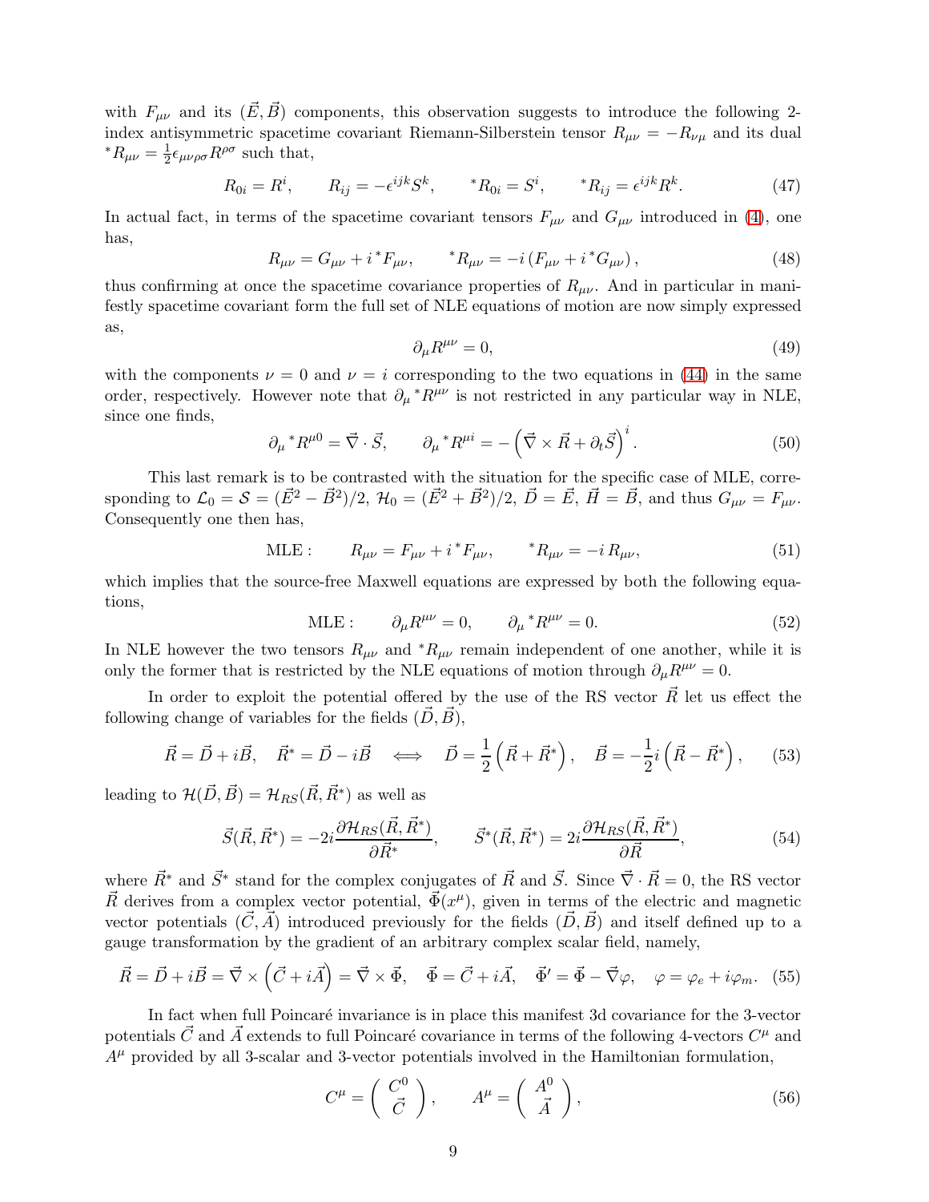with $F_{\mu\nu}$ and its $(\vec{E},\vec{B})$ components, this observation suggests to introduce the following 2-index antisymmetric spacetime covariant Riemann-Silberstein tensor $R_{\mu\nu} = -R_{\nu\mu}$ and its dual ${}^*R_{\mu\nu} = \frac{1}{2}\epsilon_{\mu\nu\rho\sigma}R^{\rho\sigma}$ such that,

$$R_{0i} = R^i, \qquad R_{ij} = -\epsilon^{ijk}S^k, \qquad {}^*R_{0i} = S^i, \qquad {}^*R_{ij} = \epsilon^{ijk}R^k. \tag{47}$$

In actual fact, in terms of the spacetime covariant tensors $F_{\mu\nu}$ and $G_{\mu\nu}$ introduced in (4), one has,

$$R_{\mu\nu} = G_{\mu\nu} + i\,{}^*F_{\mu\nu}, \qquad {}^*R_{\mu\nu} = -i\left(F_{\mu\nu} + i\,{}^*G_{\mu\nu}\right), \tag{48}$$

thus confirming at once the spacetime covariance properties of $R_{\mu\nu}$. And in particular in manifestly spacetime covariant form the full set of NLE equations of motion are now simply expressed as,

$$\partial_\mu R^{\mu\nu} = 0, \tag{49}$$

with the components $\nu = 0$ and $\nu = i$ corresponding to the two equations in (44) in the same order, respectively. However note that $\partial_\mu\, {}^*R^{\mu\nu}$ is not restricted in any particular way in NLE, since one finds,

$$\partial_\mu\, {}^*R^{\mu 0} = \vec{\nabla}\cdot\vec{S}, \qquad \partial_\mu\, {}^*R^{\mu i} = -\left(\vec{\nabla}\times\vec{R} + \partial_t\vec{S}\right)^i. \tag{50}$$

This last remark is to be contrasted with the situation for the specific case of MLE, corresponding to $\mathcal{L}_0 = \mathcal{S} = (\vec{E}^2 - \vec{B}^2)/2$, $\mathcal{H}_0 = (\vec{E}^2 + \vec{B}^2)/2$, $\vec{D} = \vec{E}$, $\vec{H} = \vec{B}$, and thus $G_{\mu\nu} = F_{\mu\nu}$. Consequently one then has,

$$\text{MLE}: \qquad R_{\mu\nu} = F_{\mu\nu} + i\,{}^*F_{\mu\nu}, \qquad {}^*R_{\mu\nu} = -i\,R_{\mu\nu}, \tag{51}$$

which implies that the source-free Maxwell equations are expressed by both the following equations,

$$\text{MLE}: \qquad \partial_\mu R^{\mu\nu} = 0, \qquad \partial_\mu\, {}^*R^{\mu\nu} = 0. \tag{52}$$

In NLE however the two tensors $R_{\mu\nu}$ and ${}^*R_{\mu\nu}$ remain independent of one another, while it is only the former that is restricted by the NLE equations of motion through $\partial_\mu R^{\mu\nu} = 0$.

In order to exploit the potential offered by the use of the RS vector $\vec{R}$ let us effect the following change of variables for the fields $(\vec{D},\vec{B})$,

$$\vec{R} = \vec{D} + i\vec{B}, \quad \vec{R}^* = \vec{D} - i\vec{B} \quad \Longleftrightarrow \quad \vec{D} = \frac{1}{2}\left(\vec{R} + \vec{R}^*\right), \quad \vec{B} = -\frac{1}{2}i\left(\vec{R} - \vec{R}^*\right), \tag{53}$$

leading to $\mathcal{H}(\vec{D},\vec{B}) = \mathcal{H}_{RS}(\vec{R},\vec{R}^*)$ as well as

$$\vec{S}(\vec{R},\vec{R}^*) = -2i\frac{\partial\mathcal{H}_{RS}(\vec{R},\vec{R}^*)}{\partial\vec{R}^*}, \qquad \vec{S}^*(\vec{R},\vec{R}^*) = 2i\frac{\partial\mathcal{H}_{RS}(\vec{R},\vec{R}^*)}{\partial\vec{R}}, \tag{54}$$

where $\vec{R}^*$ and $\vec{S}^*$ stand for the complex conjugates of $\vec{R}$ and $\vec{S}$. Since $\vec{\nabla}\cdot\vec{R} = 0$, the RS vector $\vec{R}$ derives from a complex vector potential, $\vec{\Phi}(x^\mu)$, given in terms of the electric and magnetic vector potentials $(\vec{C},\vec{A})$ introduced previously for the fields $(\vec{D},\vec{B})$ and itself defined up to a gauge transformation by the gradient of an arbitrary complex scalar field, namely,

$$\vec{R} = \vec{D} + i\vec{B} = \vec{\nabla}\times\left(\vec{C} + i\vec{A}\right) = \vec{\nabla}\times\vec{\Phi}, \quad \vec{\Phi} = \vec{C} + i\vec{A}, \quad \vec{\Phi}' = \vec{\Phi} - \vec{\nabla}\varphi, \quad \varphi = \varphi_e + i\varphi_m. \tag{55}$$

In fact when full Poincaré invariance is in place this manifest 3d covariance for the 3-vector potentials $\vec{C}$ and $\vec{A}$ extends to full Poincaré covariance in terms of the following 4-vectors $C^\mu$ and $A^\mu$ provided by all 3-scalar and 3-vector potentials involved in the Hamiltonian formulation,

$$C^\mu = \begin{pmatrix} C^0 \\ \vec{C} \end{pmatrix}, \qquad A^\mu = \begin{pmatrix} A^0 \\ \vec{A} \end{pmatrix}, \tag{56}$$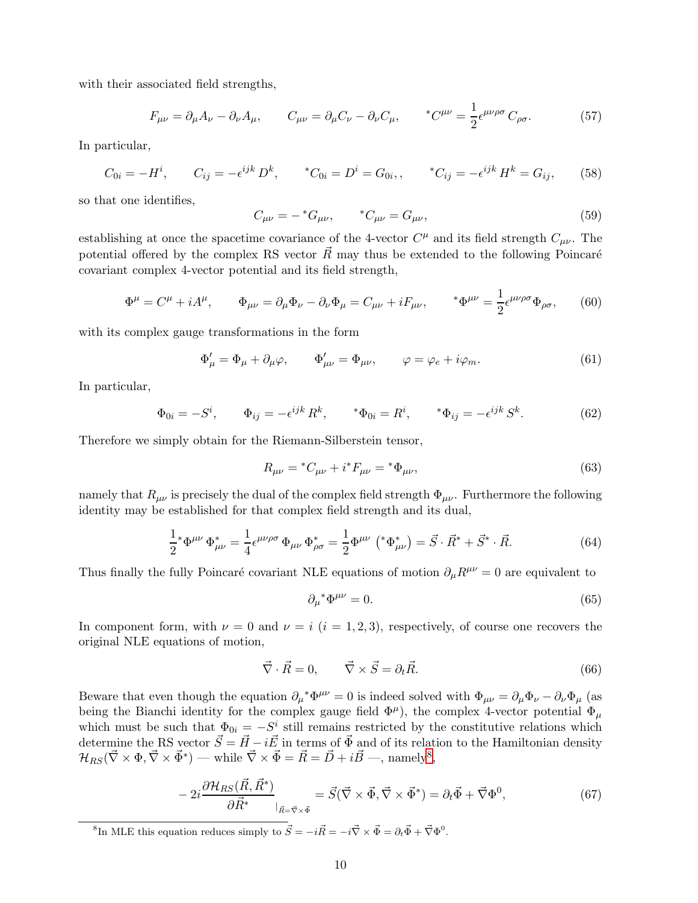with their associated field strengths,

$$F_{\mu\nu} = \partial_\mu A_\nu - \partial_\nu A_\mu, \qquad C_{\mu\nu} = \partial_\mu C_\nu - \partial_\nu C_\mu, \qquad {}^*C^{\mu\nu} = \frac{1}{2}\epsilon^{\mu\nu\rho\sigma}\, C_{\rho\sigma}. \tag{57}$$

In particular,

$$C_{0i} = -H^i, \qquad C_{ij} = -\epsilon^{ijk}\, D^k, \qquad {}^*C_{0i} = D^i = G_{0i},, \qquad {}^*C_{ij} = -\epsilon^{ijk}\, H^k = G_{ij}, \tag{58}$$

so that one identifies,

$$C_{\mu\nu} = -\,{}^*G_{\mu\nu}, \qquad {}^*C_{\mu\nu} = G_{\mu\nu}, \tag{59}$$

establishing at once the spacetime covariance of the 4-vector $C^\mu$ and its field strength $C_{\mu\nu}$. The potential offered by the complex RS vector $\vec{R}$ may thus be extended to the following Poincaré covariant complex 4-vector potential and its field strength,

$$\Phi^\mu = C^\mu + iA^\mu, \qquad \Phi_{\mu\nu} = \partial_\mu \Phi_\nu - \partial_\nu \Phi_\mu = C_{\mu\nu} + iF_{\mu\nu}, \qquad {}^*\Phi^{\mu\nu} = \frac{1}{2}\epsilon^{\mu\nu\rho\sigma}\Phi_{\rho\sigma}, \tag{60}$$

with its complex gauge transformations in the form

$$\Phi'_\mu = \Phi_\mu + \partial_\mu \varphi, \qquad \Phi'_{\mu\nu} = \Phi_{\mu\nu}, \qquad \varphi = \varphi_e + i\varphi_m. \tag{61}$$

In particular,

$$\Phi_{0i} = -S^i, \qquad \Phi_{ij} = -\epsilon^{ijk}\, R^k, \qquad {}^*\Phi_{0i} = R^i, \qquad {}^*\Phi_{ij} = -\epsilon^{ijk}\, S^k. \tag{62}$$

Therefore we simply obtain for the Riemann-Silberstein tensor,

$$R_{\mu\nu} = {}^*C_{\mu\nu} + i^*F_{\mu\nu} = {}^*\Phi_{\mu\nu}, \tag{63}$$

namely that $R_{\mu\nu}$ is precisely the dual of the complex field strength $\Phi_{\mu\nu}$. Furthermore the following identity may be established for that complex field strength and its dual,

$$\frac{1}{2}{}^*\Phi^{\mu\nu}\,\Phi^*_{\mu\nu} = \frac{1}{4}\epsilon^{\mu\nu\rho\sigma}\,\Phi_{\mu\nu}\,\Phi^*_{\rho\sigma} = \frac{1}{2}\Phi^{\mu\nu}\,\left({}^*\Phi^*_{\mu\nu}\right) = \vec{S}\cdot\vec{R}^* + \vec{S}^*\cdot\vec{R}. \tag{64}$$

Thus finally the fully Poincaré covariant NLE equations of motion $\partial_\mu R^{\mu\nu} = 0$ are equivalent to

$$\partial_\mu {}^*\Phi^{\mu\nu} = 0. \tag{65}$$

In component form, with $\nu = 0$ and $\nu = i$ ($i = 1, 2, 3$), respectively, of course one recovers the original NLE equations of motion,

$$\vec{\nabla}\cdot\vec{R} = 0, \qquad \vec{\nabla}\times\vec{S} = \partial_t \vec{R}. \tag{66}$$

Beware that even though the equation $\partial_\mu {}^*\Phi^{\mu\nu} = 0$ is indeed solved with $\Phi_{\mu\nu} = \partial_\mu \Phi_\nu - \partial_\nu \Phi_\mu$ (as being the Bianchi identity for the complex gauge field $\Phi^\mu$), the complex 4-vector potential $\Phi_\mu$ which must be such that $\Phi_{0i} = -S^i$ still remains restricted by the constitutive relations which determine the RS vector $\vec{S} = \vec{H} - i\vec{E}$ in terms of $\vec{\Phi}$ and of its relation to the Hamiltonian density $\mathcal{H}_{RS}(\vec{\nabla}\times\Phi, \vec{\nabla}\times\vec{\Phi}^*)$ — while $\vec{\nabla}\times\vec{\Phi} = \vec{R} = \vec{D} + i\vec{B}$ —, namely[8],

$$-\,2i\frac{\partial \mathcal{H}_{RS}(\vec{R},\vec{R}^*)}{\partial \vec{R}^*}_{|_{\vec{R}=\vec{\nabla}\times\vec{\Phi}}} = \vec{S}(\vec{\nabla}\times\vec{\Phi}, \vec{\nabla}\times\vec{\Phi}^*) = \partial_t\vec{\Phi} + \vec{\nabla}\Phi^0, \tag{67}$$

[8] In MLE this equation reduces simply to $\vec{S} = -i\vec{R} = -i\vec{\nabla}\times\vec{\Phi} = \partial_t\vec{\Phi} + \vec{\nabla}\Phi^0$.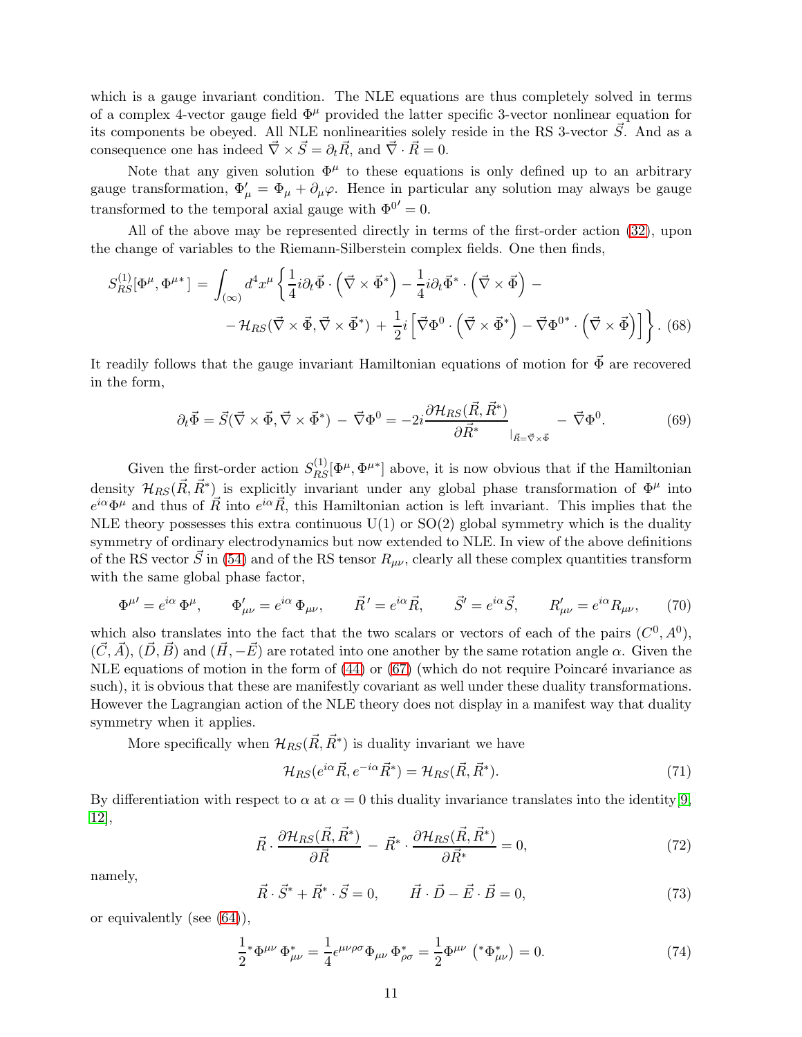which is a gauge invariant condition. The NLE equations are thus completely solved in terms of a complex 4-vector gauge field $\Phi^\mu$ provided the latter specific 3-vector nonlinear equation for its components be obeyed. All NLE nonlinearities solely reside in the RS 3-vector $\vec{S}$. And as a consequence one has indeed $\vec{\nabla}\times\vec{S}=\partial_t\vec{R}$, and $\vec{\nabla}\cdot\vec{R}=0$.

Note that any given solution $\Phi^\mu$ to these equations is only defined up to an arbitrary gauge transformation, $\Phi'_\mu=\Phi_\mu+\partial_\mu\varphi$. Hence in particular any solution may always be gauge transformed to the temporal axial gauge with $\Phi^{0'}=0$.

All of the above may be represented directly in terms of the first-order action (32), upon the change of variables to the Riemann-Silberstein complex fields. One then finds,

$$
S^{(1)}_{RS}[\Phi^\mu,\Phi^{\mu *}] = \int_{(\infty)} d^4x^\mu \left\{ \frac{1}{4} i\partial_t\vec{\Phi}\cdot\left(\vec{\nabla}\times\vec{\Phi}^*\right) - \frac{1}{4} i\partial_t\vec{\Phi}^*\cdot\left(\vec{\nabla}\times\vec{\Phi}\right) - \right.
$$
$$
\left. - \mathcal{H}_{RS}(\vec{\nabla}\times\vec{\Phi},\vec{\nabla}\times\vec{\Phi}^*) + \frac{1}{2} i\left[\vec{\nabla}\Phi^0\cdot\left(\vec{\nabla}\times\vec{\Phi}^*\right) - \vec{\nabla}\Phi^{0*}\cdot\left(\vec{\nabla}\times\vec{\Phi}\right)\right]\right\}. \quad (68)
$$

It readily follows that the gauge invariant Hamiltonian equations of motion for $\vec{\Phi}$ are recovered in the form,

$$
\partial_t\vec{\Phi} = \vec{S}(\vec{\nabla}\times\vec{\Phi},\vec{\nabla}\times\vec{\Phi}^*) - \vec{\nabla}\Phi^0 = -2i\frac{\partial\mathcal{H}_{RS}(\vec{R},\vec{R}^*)}{\partial\vec{R}^*}_{|_{\vec{R}=\vec{\nabla}\times\vec{\Phi}}} - \vec{\nabla}\Phi^0. \quad (69)
$$

Given the first-order action $S^{(1)}_{RS}[\Phi^\mu,\Phi^{\mu *}]$ above, it is now obvious that if the Hamiltonian density $\mathcal{H}_{RS}(\vec{R},\vec{R}^*)$ is explicitly invariant under any global phase transformation of $\Phi^\mu$ into $e^{i\alpha}\Phi^\mu$ and thus of $\vec{R}$ into $e^{i\alpha}\vec{R}$, this Hamiltonian action is left invariant. This implies that the NLE theory possesses this extra continuous U(1) or SO(2) global symmetry which is the duality symmetry of ordinary electrodynamics but now extended to NLE. In view of the above definitions of the RS vector $\vec{S}$ in (54) and of the RS tensor $R_{\mu\nu}$, clearly all these complex quantities transform with the same global phase factor,

$$
\Phi^{\mu\prime} = e^{i\alpha}\,\Phi^\mu, \qquad \Phi'_{\mu\nu} = e^{i\alpha}\,\Phi_{\mu\nu}, \qquad \vec{R}\,' = e^{i\alpha}\vec{R}, \qquad \vec{S}' = e^{i\alpha}\vec{S}, \qquad R'_{\mu\nu} = e^{i\alpha}R_{\mu\nu}, \quad (70)
$$

which also translates into the fact that the two scalars or vectors of each of the pairs $(C^0, A^0)$, $(\vec{C},\vec{A})$, $(\vec{D},\vec{B})$ and $(\vec{H},-\vec{E})$ are rotated into one another by the same rotation angle $\alpha$. Given the NLE equations of motion in the form of (44) or (67) (which do not require Poincaré invariance as such), it is obvious that these are manifestly covariant as well under these duality transformations. However the Lagrangian action of the NLE theory does not display in a manifest way that duality symmetry when it applies.

More specifically when $\mathcal{H}_{RS}(\vec{R},\vec{R}^*)$ is duality invariant we have

$$
\mathcal{H}_{RS}(e^{i\alpha}\vec{R},e^{-i\alpha}\vec{R}^*) = \mathcal{H}_{RS}(\vec{R},\vec{R}^*). \quad (71)
$$

By differentiation with respect to $\alpha$ at $\alpha=0$ this duality invariance translates into the identity[9, 12],

$$
\vec{R}\cdot\frac{\partial\mathcal{H}_{RS}(\vec{R},\vec{R}^*)}{\partial\vec{R}} - \vec{R}^*\cdot\frac{\partial\mathcal{H}_{RS}(\vec{R},\vec{R}^*)}{\partial\vec{R}^*} = 0, \quad (72)
$$

namely,

$$
\vec{R}\cdot\vec{S}^* + \vec{R}^*\cdot\vec{S} = 0, \qquad \vec{H}\cdot\vec{D} - \vec{E}\cdot\vec{B} = 0, \quad (73)
$$

or equivalently (see (64)),

$$
\frac{1}{2}{}^*\Phi^{\mu\nu}\,\Phi^*_{\mu\nu} = \frac{1}{4}\epsilon^{\mu\nu\rho\sigma}\Phi_{\mu\nu}\,\Phi^*_{\rho\sigma} = \frac{1}{2}\Phi^{\mu\nu}\left({}^*\Phi^*_{\mu\nu}\right) = 0. \quad (74)
$$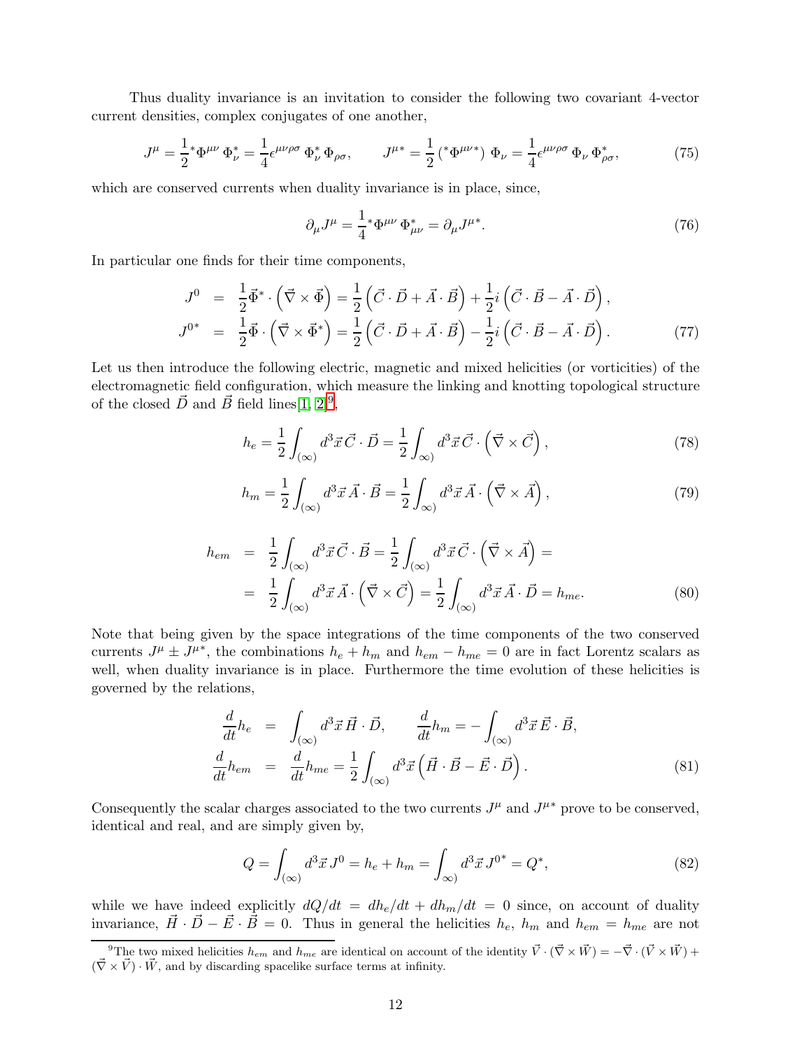Thus duality invariance is an invitation to consider the following two covariant 4-vector current densities, complex conjugates of one another,

$$J^\mu = \frac{1}{2}{}^*\Phi^{\mu\nu}\,\Phi^*_\nu = \frac{1}{4}\epsilon^{\mu\nu\rho\sigma}\,\Phi^*_\nu\,\Phi_{\rho\sigma}, \qquad J^{\mu *} = \frac{1}{2}\left({}^*\Phi^{\mu\nu *}\right)\,\Phi_\nu = \frac{1}{4}\epsilon^{\mu\nu\rho\sigma}\,\Phi_\nu\,\Phi^*_{\rho\sigma}, \tag{75}$$

which are conserved currents when duality invariance is in place, since,

$$\partial_\mu J^\mu = \frac{1}{4}{}^*\Phi^{\mu\nu}\,\Phi^*_{\mu\nu} = \partial_\mu J^{\mu *}. \tag{76}$$

In particular one finds for their time components,

$$\begin{aligned} J^0 &= \frac{1}{2}\vec{\Phi}^*\cdot\left(\vec{\nabla}\times\vec{\Phi}\right) = \frac{1}{2}\left(\vec{C}\cdot\vec{D}+\vec{A}\cdot\vec{B}\right) + \frac{1}{2}i\left(\vec{C}\cdot\vec{B}-\vec{A}\cdot\vec{D}\right), \\ J^{0*} &= \frac{1}{2}\vec{\Phi}\cdot\left(\vec{\nabla}\times\vec{\Phi}^*\right) = \frac{1}{2}\left(\vec{C}\cdot\vec{D}+\vec{A}\cdot\vec{B}\right) - \frac{1}{2}i\left(\vec{C}\cdot\vec{B}-\vec{A}\cdot\vec{D}\right). \end{aligned} \tag{77}$$

Let us then introduce the following electric, magnetic and mixed helicities (or vorticities) of the electromagnetic field configuration, which measure the linking and knotting topological structure of the closed $\vec{D}$ and $\vec{B}$ field lines[1, 2][9],

$$h_e = \frac{1}{2}\int_{(\infty)} d^3\vec{x}\,\vec{C}\cdot\vec{D} = \frac{1}{2}\int_{\infty)} d^3\vec{x}\,\vec{C}\cdot\left(\vec{\nabla}\times\vec{C}\right), \tag{78}$$

$$h_m = \frac{1}{2}\int_{(\infty)} d^3\vec{x}\,\vec{A}\cdot\vec{B} = \frac{1}{2}\int_{\infty)} d^3\vec{x}\,\vec{A}\cdot\left(\vec{\nabla}\times\vec{A}\right), \tag{79}$$

$$\begin{aligned} h_{em} &= \frac{1}{2}\int_{(\infty)} d^3\vec{x}\,\vec{C}\cdot\vec{B} = \frac{1}{2}\int_{(\infty)} d^3\vec{x}\,\vec{C}\cdot\left(\vec{\nabla}\times\vec{A}\right) = \\ &= \frac{1}{2}\int_{(\infty)} d^3\vec{x}\,\vec{A}\cdot\left(\vec{\nabla}\times\vec{C}\right) = \frac{1}{2}\int_{(\infty)} d^3\vec{x}\,\vec{A}\cdot\vec{D} = h_{me}. \end{aligned} \tag{80}$$

Note that being given by the space integrations of the time components of the two conserved currents $J^\mu \pm J^{\mu *}$, the combinations $h_e + h_m$ and $h_{em} - h_{me} = 0$ are in fact Lorentz scalars as well, when duality invariance is in place. Furthermore the time evolution of these helicities is governed by the relations,

$$\begin{aligned} \frac{d}{dt}h_e &= \int_{(\infty)} d^3\vec{x}\,\vec{H}\cdot\vec{D}, \qquad \frac{d}{dt}h_m = -\int_{(\infty)} d^3\vec{x}\,\vec{E}\cdot\vec{B}, \\ \frac{d}{dt}h_{em} &= \frac{d}{dt}h_{me} = \frac{1}{2}\int_{(\infty)} d^3\vec{x}\left(\vec{H}\cdot\vec{B}-\vec{E}\cdot\vec{D}\right). \end{aligned} \tag{81}$$

Consequently the scalar charges associated to the two currents $J^\mu$ and $J^{\mu *}$ prove to be conserved, identical and real, and are simply given by,

$$Q = \int_{(\infty)} d^3\vec{x}\,J^0 = h_e + h_m = \int_{\infty)} d^3\vec{x}\,J^{0*} = Q^*, \tag{82}$$

while we have indeed explicitly $dQ/dt = dh_e/dt + dh_m/dt = 0$ since, on account of duality invariance, $\vec{H}\cdot\vec{D} - \vec{E}\cdot\vec{B} = 0$. Thus in general the helicities $h_e$, $h_m$ and $h_{em} = h_{me}$ are not

[9] The two mixed helicities $h_{em}$ and $h_{me}$ are identical on account of the identity $\vec{V}\cdot(\vec{\nabla}\times\vec{W}) = -\vec{\nabla}\cdot(\vec{V}\times\vec{W}) + (\vec{\nabla}\times\vec{V})\cdot\vec{W}$, and by discarding spacelike surface terms at infinity.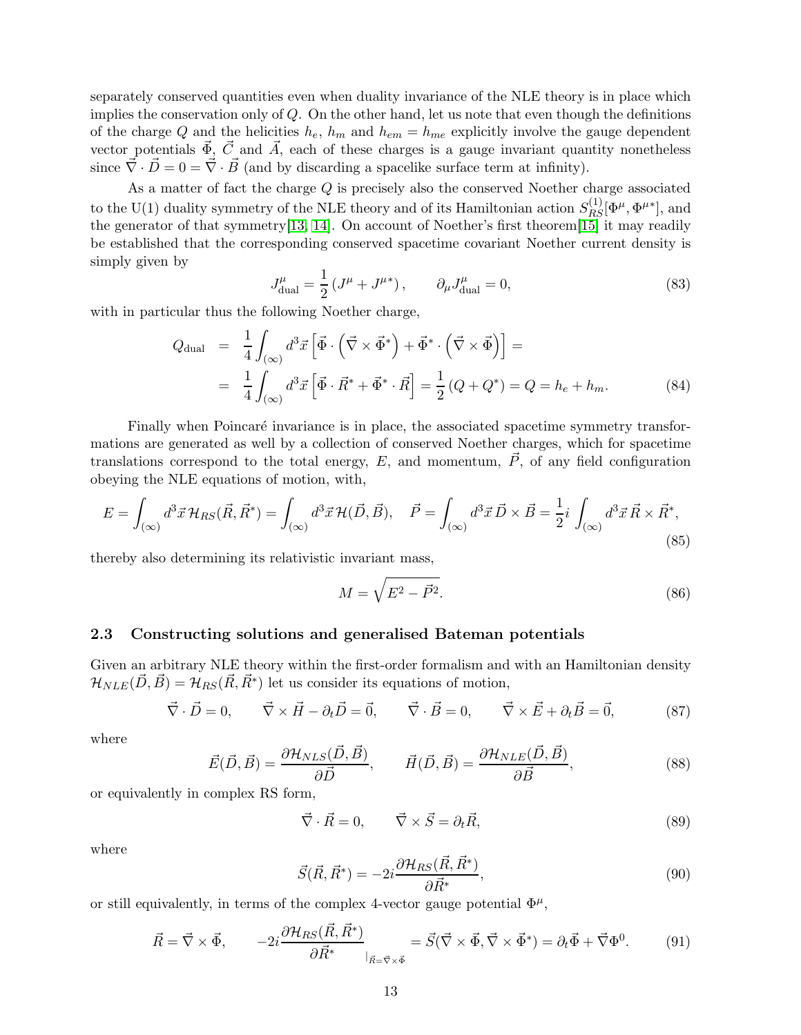separately conserved quantities even when duality invariance of the NLE theory is in place which implies the conservation only of $Q$. On the other hand, let us note that even though the definitions of the charge $Q$ and the helicities $h_e$, $h_m$ and $h_{em} = h_{me}$ explicitly involve the gauge dependent vector potentials $\vec{\Phi}$, $\vec{C}$ and $\vec{A}$, each of these charges is a gauge invariant quantity nonetheless since $\vec{\nabla}\cdot\vec{D} = 0 = \vec{\nabla}\cdot\vec{B}$ (and by discarding a spacelike surface term at infinity).

As a matter of fact the charge $Q$ is precisely also the conserved Noether charge associated to the U(1) duality symmetry of the NLE theory and of its Hamiltonian action $S^{(1)}_{RS}[\Phi^\mu, \Phi^{\mu *}]$, and the generator of that symmetry[13, 14]. On account of Noether's first theorem[15] it may readily be established that the corresponding conserved spacetime covariant Noether current density is simply given by

$$J^\mu_{\rm dual} = \frac{1}{2}\left(J^\mu + J^{\mu *}\right), \qquad \partial_\mu J^\mu_{\rm dual} = 0, \tag{83}$$

with in particular thus the following Noether charge,

$$\begin{aligned} Q_{\rm dual} &= \frac{1}{4}\int_{(\infty)} d^3\vec{x}\left[\vec{\Phi}\cdot\left(\vec{\nabla}\times\vec{\Phi}^*\right) + \vec{\Phi}^*\cdot\left(\vec{\nabla}\times\vec{\Phi}\right)\right] = \\ &= \frac{1}{4}\int_{(\infty)} d^3\vec{x}\left[\vec{\Phi}\cdot\vec{R}^* + \vec{\Phi}^*\cdot\vec{R}\right] = \frac{1}{2}\left(Q + Q^*\right) = Q = h_e + h_m. \end{aligned} \tag{84}$$

Finally when Poincaré invariance is in place, the associated spacetime symmetry transformations are generated as well by a collection of conserved Noether charges, which for spacetime translations correspond to the total energy, $E$, and momentum, $\vec{P}$, of any field configuration obeying the NLE equations of motion, with,

$$E = \int_{(\infty)} d^3\vec{x}\,\mathcal{H}_{RS}(\vec{R},\vec{R}^*) = \int_{(\infty)} d^3\vec{x}\,\mathcal{H}(\vec{D},\vec{B}), \quad \vec{P} = \int_{(\infty)} d^3\vec{x}\,\vec{D}\times\vec{B} = \frac{1}{2}i\int_{(\infty)} d^3\vec{x}\,\vec{R}\times\vec{R}^*, \tag{85}$$

thereby also determining its relativistic invariant mass,

$$M = \sqrt{E^2 - \vec{P}^2}. \tag{86}$$

### 2.3 Constructing solutions and generalised Bateman potentials

Given an arbitrary NLE theory within the first-order formalism and with an Hamiltonian density $\mathcal{H}_{NLE}(\vec{D},\vec{B}) = \mathcal{H}_{RS}(\vec{R},\vec{R}^*)$ let us consider its equations of motion,

$$\vec{\nabla}\cdot\vec{D} = 0, \qquad \vec{\nabla}\times\vec{H} - \partial_t\vec{D} = \vec{0}, \qquad \vec{\nabla}\cdot\vec{B} = 0, \qquad \vec{\nabla}\times\vec{E} + \partial_t\vec{B} = \vec{0}, \tag{87}$$

where

$$\vec{E}(\vec{D},\vec{B}) = \frac{\partial\mathcal{H}_{NLS}(\vec{D},\vec{B})}{\partial\vec{D}}, \qquad \vec{H}(\vec{D},\vec{B}) = \frac{\partial\mathcal{H}_{NLE}(\vec{D},\vec{B})}{\partial\vec{B}}, \tag{88}$$

or equivalently in complex RS form,

$$\vec{\nabla}\cdot\vec{R} = 0, \qquad \vec{\nabla}\times\vec{S} = \partial_t\vec{R}, \tag{89}$$

where

$$\vec{S}(\vec{R},\vec{R}^*) = -2i\frac{\partial\mathcal{H}_{RS}(\vec{R},\vec{R}^*)}{\partial\vec{R}^*}, \tag{90}$$

or still equivalently, in terms of the complex 4-vector gauge potential $\Phi^\mu$,

$$\vec{R} = \vec{\nabla}\times\vec{\Phi}, \qquad -2i\frac{\partial\mathcal{H}_{RS}(\vec{R},\vec{R}^*)}{\partial\vec{R}^*}\bigg|_{\vec{R}=\vec{\nabla}\times\vec{\Phi}} = \vec{S}(\vec{\nabla}\times\vec{\Phi},\vec{\nabla}\times\vec{\Phi}^*) = \partial_t\vec{\Phi} + \vec{\nabla}\Phi^0. \tag{91}$$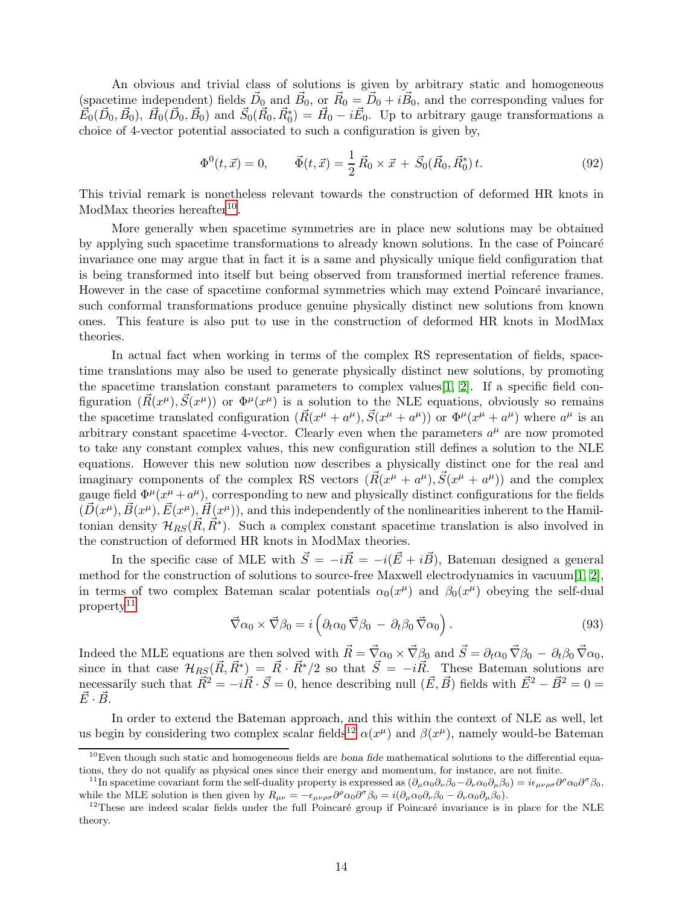An obvious and trivial class of solutions is given by arbitrary static and homogeneous (spacetime independent) fields $\vec{D}_0$ and $\vec{B}_0$, or $\vec{R}_0 = \vec{D}_0 + i\vec{B}_0$, and the corresponding values for $\vec{E}_0(\vec{D}_0, \vec{B}_0)$, $\vec{H}_0(\vec{D}_0, \vec{B}_0)$ and $\vec{S}_0(\vec{R}_0, \vec{R}_0^*) = \vec{H}_0 - i\vec{E}_0$. Up to arbitrary gauge transformations a choice of 4-vector potential associated to such a configuration is given by,

$$\Phi^0(t, \vec{x}) = 0, \qquad \vec{\Phi}(t, \vec{x}) = \frac{1}{2}\,\vec{R}_0 \times \vec{x} \,+\, \vec{S}_0(\vec{R}_0, \vec{R}_0^*)\,t. \tag{92}$$

This trivial remark is nonetheless relevant towards the construction of deformed HR knots in ModMax theories hereafter[10].

More generally when spacetime symmetries are in place new solutions may be obtained by applying such spacetime transformations to already known solutions. In the case of Poincaré invariance one may argue that in fact it is a same and physically unique field configuration that is being transformed into itself but being observed from transformed inertial reference frames. However in the case of spacetime conformal symmetries which may extend Poincaré invariance, such conformal transformations produce genuine physically distinct new solutions from known ones. This feature is also put to use in the construction of deformed HR knots in ModMax theories.

In actual fact when working in terms of the complex RS representation of fields, spacetime translations may also be used to generate physically distinct new solutions, by promoting the spacetime translation constant parameters to complex values[1, 2]. If a specific field configuration $(\vec{R}(x^\mu), \vec{S}(x^\mu))$ or $\Phi^\mu(x^\mu)$ is a solution to the NLE equations, obviously so remains the spacetime translated configuration $(\vec{R}(x^\mu + a^\mu), \vec{S}(x^\mu + a^\mu))$ or $\Phi^\mu(x^\mu + a^\mu)$ where $a^\mu$ is an arbitrary constant spacetime 4-vector. Clearly even when the parameters $a^\mu$ are now promoted to take any constant complex values, this new configuration still defines a solution to the NLE equations. However this new solution now describes a physically distinct one for the real and imaginary components of the complex RS vectors $(\vec{R}(x^\mu + a^\mu), \vec{S}(x^\mu + a^\mu))$ and the complex gauge field $\Phi^\mu(x^\mu + a^\mu)$, corresponding to new and physically distinct configurations for the fields $(\vec{D}(x^\mu), \vec{B}(x^\mu), \vec{E}(x^\mu), \vec{H}(x^\mu))$, and this independently of the nonlinearities inherent to the Hamiltonian density $\mathcal{H}_{RS}(\vec{R}, \vec{R}^*)$. Such a complex constant spacetime translation is also involved in the construction of deformed HR knots in ModMax theories.

In the specific case of MLE with $\vec{S} = -i\vec{R} = -i(\vec{E} + i\vec{B})$, Bateman designed a general method for the construction of solutions to source-free Maxwell electrodynamics in vacuum[1, 2], in terms of two complex Bateman scalar potentials $\alpha_0(x^\mu)$ and $\beta_0(x^\mu)$ obeying the self-dual property[11]

$$\vec{\nabla}\alpha_0 \times \vec{\nabla}\beta_0 = i\left(\partial_t\alpha_0\,\vec{\nabla}\beta_0 \,-\, \partial_t\beta_0\,\vec{\nabla}\alpha_0\right). \tag{93}$$

Indeed the MLE equations are then solved with $\vec{R} = \vec{\nabla}\alpha_0 \times \vec{\nabla}\beta_0$ and $\vec{S} = \partial_t\alpha_0\,\vec{\nabla}\beta_0 \,-\, \partial_t\beta_0\,\vec{\nabla}\alpha_0$, since in that case $\mathcal{H}_{RS}(\vec{R}, \vec{R}^*) = \vec{R}\cdot\vec{R}^*/2$ so that $\vec{S} = -i\vec{R}$. These Bateman solutions are necessarily such that $\vec{R}^2 = -i\vec{R}\cdot\vec{S} = 0$, hence describing null $(\vec{E}, \vec{B})$ fields with $\vec{E}^2 - \vec{B}^2 = 0 = \vec{E}\cdot\vec{B}$.

In order to extend the Bateman approach, and this within the context of NLE as well, let us begin by considering two complex scalar fields[12] $\alpha(x^\mu)$ and $\beta(x^\mu)$, namely would-be Bateman

---

[10] Even though such static and homogeneous fields are *bona fide* mathematical solutions to the differential equations, they do not qualify as physical ones since their energy and momentum, for instance, are not finite.

[11] In spacetime covariant form the self-duality property is expressed as $(\partial_\mu\alpha_0\partial_\nu\beta_0 - \partial_\nu\alpha_0\partial_\mu\beta_0) = i\epsilon_{\mu\nu\rho\sigma}\partial^\rho\alpha_0\partial^\sigma\beta_0$, while the MLE solution is then given by $R_{\mu\nu} = -\epsilon_{\mu\nu\rho\sigma}\partial^\rho\alpha_0\partial^\sigma\beta_0 = i(\partial_\mu\alpha_0\partial_\nu\beta_0 - \partial_\nu\alpha_0\partial_\mu\beta_0)$.

[12] These are indeed scalar fields under the full Poincaré group if Poincaré invariance is in place for the NLE theory.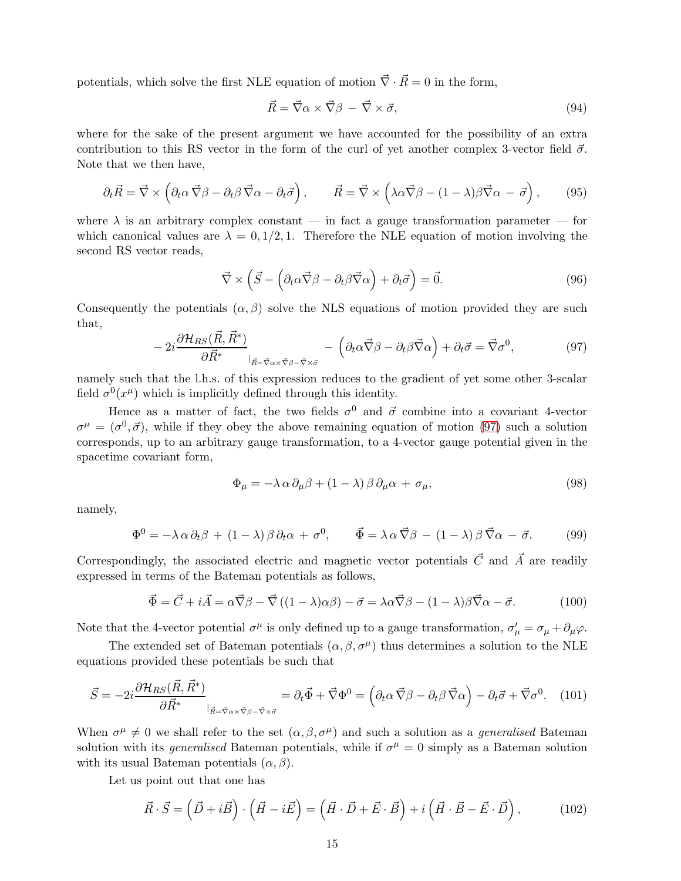potentials, which solve the first NLE equation of motion $\vec{\nabla}\cdot\vec{R}=0$ in the form,

$$\vec{R}=\vec{\nabla}\alpha\times\vec{\nabla}\beta\;-\;\vec{\nabla}\times\vec{\sigma}, \tag{94}$$

where for the sake of the present argument we have accounted for the possibility of an extra contribution to this RS vector in the form of the curl of yet another complex 3-vector field $\vec{\sigma}$. Note that we then have,

$$\partial_t\vec{R}=\vec{\nabla}\times\Big(\partial_t\alpha\,\vec{\nabla}\beta-\partial_t\beta\,\vec{\nabla}\alpha-\partial_t\vec{\sigma}\Big),\qquad \vec{R}=\vec{\nabla}\times\Big(\lambda\alpha\vec{\nabla}\beta-(1-\lambda)\beta\vec{\nabla}\alpha\;-\;\vec{\sigma}\Big), \tag{95}$$

where $\lambda$ is an arbitrary complex constant — in fact a gauge transformation parameter — for which canonical values are $\lambda=0,1/2,1$. Therefore the NLE equation of motion involving the second RS vector reads,

$$\vec{\nabla}\times\Big(\vec{S}-\Big(\partial_t\alpha\vec{\nabla}\beta-\partial_t\beta\vec{\nabla}\alpha\Big)+\partial_t\vec{\sigma}\Big)=\vec{0}. \tag{96}$$

Consequently the potentials $(\alpha,\beta)$ solve the NLS equations of motion provided they are such that,

$$-\,2i\frac{\partial\mathcal{H}_{RS}(\vec{R},\vec{R}^*)}{\partial\vec{R}^*}_{|_{\vec{R}=\vec{\nabla}\alpha\times\vec{\nabla}\beta-\vec{\nabla}\times\vec{\sigma}}}\;-\;\Big(\partial_t\alpha\vec{\nabla}\beta-\partial_t\beta\vec{\nabla}\alpha\Big)+\partial_t\vec{\sigma}=\vec{\nabla}\sigma^0, \tag{97}$$

namely such that the l.h.s. of this expression reduces to the gradient of yet some other 3-scalar field $\sigma^0(x^\mu)$ which is implicitly defined through this identity.

Hence as a matter of fact, the two fields $\sigma^0$ and $\vec{\sigma}$ combine into a covariant 4-vector $\sigma^\mu=(\sigma^0,\vec{\sigma})$, while if they obey the above remaining equation of motion (97) such a solution corresponds, up to an arbitrary gauge transformation, to a 4-vector gauge potential given in the spacetime covariant form,

$$\Phi_\mu=-\lambda\,\alpha\,\partial_\mu\beta+(1-\lambda)\,\beta\,\partial_\mu\alpha\;+\;\sigma_\mu, \tag{98}$$

namely,

$$\Phi^0=-\lambda\,\alpha\,\partial_t\beta\;+\;(1-\lambda)\,\beta\,\partial_t\alpha\;+\;\sigma^0,\qquad \vec{\Phi}=\lambda\,\alpha\,\vec{\nabla}\beta\;-\;(1-\lambda)\,\beta\,\vec{\nabla}\alpha\;-\;\vec{\sigma}. \tag{99}$$

Correspondingly, the associated electric and magnetic vector potentials $\vec{C}$ and $\vec{A}$ are readily expressed in terms of the Bateman potentials as follows,

$$\vec{\Phi}=\vec{C}+i\vec{A}=\alpha\vec{\nabla}\beta-\vec{\nabla}\left((1-\lambda)\alpha\beta\right)-\vec{\sigma}=\lambda\alpha\vec{\nabla}\beta-(1-\lambda)\beta\vec{\nabla}\alpha-\vec{\sigma}. \tag{100}$$

Note that the 4-vector potential $\sigma^\mu$ is only defined up to a gauge transformation, $\sigma'_\mu=\sigma_\mu+\partial_\mu\varphi$.

The extended set of Bateman potentials $(\alpha,\beta,\sigma^\mu)$ thus determines a solution to the NLE equations provided these potentials be such that

$$\vec{S}=-2i\frac{\partial\mathcal{H}_{RS}(\vec{R},\vec{R}^*)}{\partial\vec{R}^*}_{|_{\vec{R}=\vec{\nabla}\alpha\times\vec{\nabla}\beta-\vec{\nabla}\times\vec{\sigma}}}=\partial_t\vec{\Phi}+\vec{\nabla}\Phi^0=\Big(\partial_t\alpha\,\vec{\nabla}\beta-\partial_t\beta\,\vec{\nabla}\alpha\Big)-\partial_t\vec{\sigma}+\vec{\nabla}\sigma^0. \tag{101}$$

When $\sigma^\mu\neq 0$ we shall refer to the set $(\alpha,\beta,\sigma^\mu)$ and such a solution as a *generalised* Bateman solution with its *generalised* Bateman potentials, while if $\sigma^\mu=0$ simply as a Bateman solution with its usual Bateman potentials $(\alpha,\beta)$.

Let us point out that one has

$$\vec{R}\cdot\vec{S}=\Big(\vec{D}+i\vec{B}\Big)\cdot\Big(\vec{H}-i\vec{E}\Big)=\Big(\vec{H}\cdot\vec{D}+\vec{E}\cdot\vec{B}\Big)+i\Big(\vec{H}\cdot\vec{B}-\vec{E}\cdot\vec{D}\Big), \tag{102}$$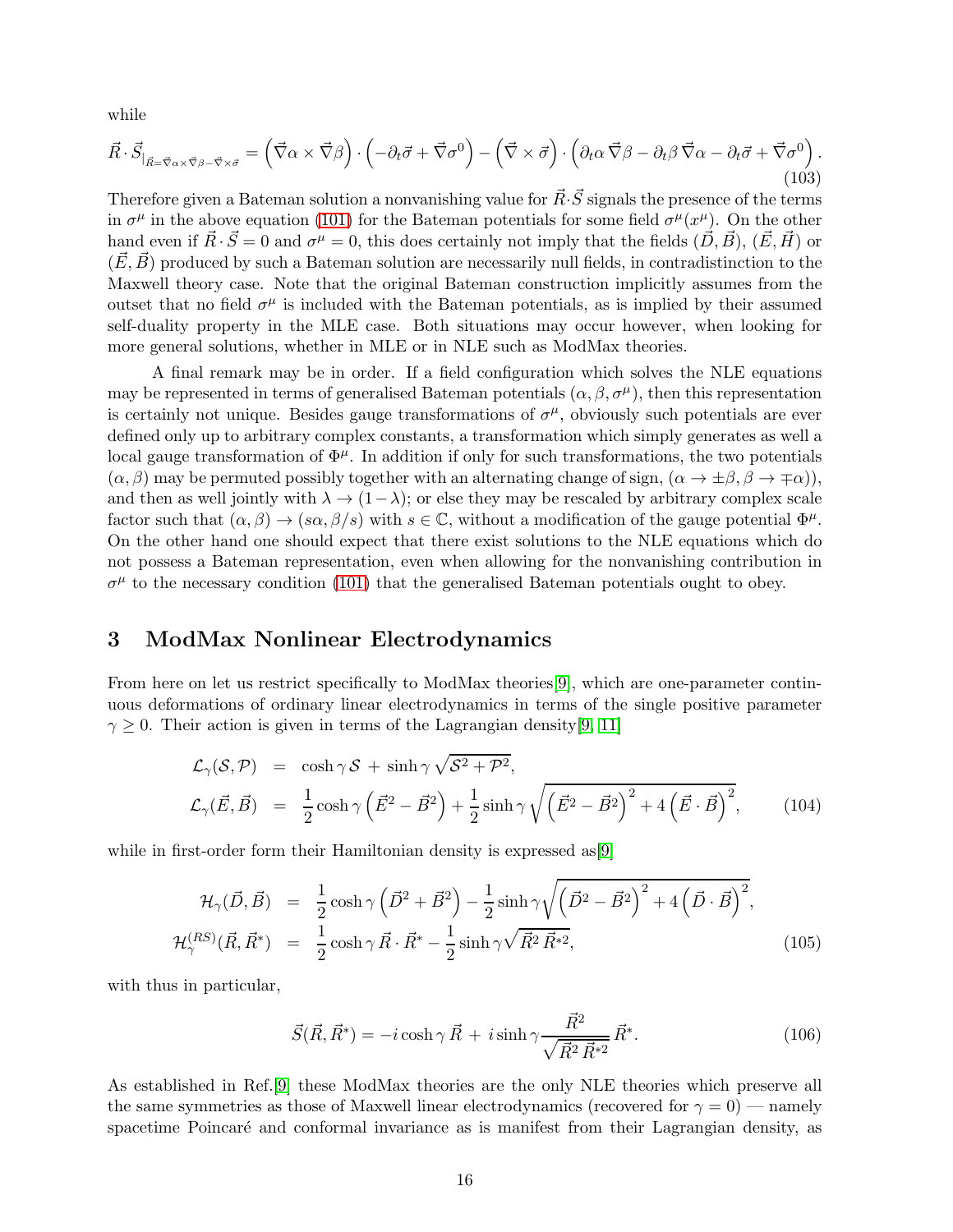while

$$\vec{R}\cdot\vec{S}_{|_{\vec{R}=\vec{\nabla}\alpha\times\vec{\nabla}\beta-\vec{\nabla}\times\vec{\sigma}}} = \left(\vec{\nabla}\alpha\times\vec{\nabla}\beta\right)\cdot\left(-\partial_t\vec{\sigma}+\vec{\nabla}\sigma^0\right) - \left(\vec{\nabla}\times\vec{\sigma}\right)\cdot\left(\partial_t\alpha\,\vec{\nabla}\beta - \partial_t\beta\,\vec{\nabla}\alpha - \partial_t\vec{\sigma}+\vec{\nabla}\sigma^0\right). \tag{103}$$

Therefore given a Bateman solution a nonvanishing value for $\vec{R}\cdot\vec{S}$ signals the presence of the terms in $\sigma^\mu$ in the above equation (101) for the Bateman potentials for some field $\sigma^\mu(x^\mu)$. On the other hand even if $\vec{R}\cdot\vec{S}=0$ and $\sigma^\mu=0$, this does certainly not imply that the fields $(\vec{D},\vec{B})$, $(\vec{E},\vec{H})$ or $(\vec{E},\vec{B})$ produced by such a Bateman solution are necessarily null fields, in contradistinction to the Maxwell theory case. Note that the original Bateman construction implicitly assumes from the outset that no field $\sigma^\mu$ is included with the Bateman potentials, as is implied by their assumed self-duality property in the MLE case. Both situations may occur however, when looking for more general solutions, whether in MLE or in NLE such as ModMax theories.

A final remark may be in order. If a field configuration which solves the NLE equations may be represented in terms of generalised Bateman potentials $(\alpha,\beta,\sigma^\mu)$, then this representation is certainly not unique. Besides gauge transformations of $\sigma^\mu$, obviously such potentials are ever defined only up to arbitrary complex constants, a transformation which simply generates as well a local gauge transformation of $\Phi^\mu$. In addition if only for such transformations, the two potentials $(\alpha,\beta)$ may be permuted possibly together with an alternating change of sign, $(\alpha\to\pm\beta,\beta\to\mp\alpha)$), and then as well jointly with $\lambda\to(1-\lambda)$; or else they may be rescaled by arbitrary complex scale factor such that $(\alpha,\beta)\to(s\alpha,\beta/s)$ with $s\in\mathbb{C}$, without a modification of the gauge potential $\Phi^\mu$. On the other hand one should expect that there exist solutions to the NLE equations which do not possess a Bateman representation, even when allowing for the nonvanishing contribution in $\sigma^\mu$ to the necessary condition (101) that the generalised Bateman potentials ought to obey.

## 3 ModMax Nonlinear Electrodynamics

From here on let us restrict specifically to ModMax theories[9], which are one-parameter continuous deformations of ordinary linear electrodynamics in terms of the single positive parameter $\gamma\ge 0$. Their action is given in terms of the Lagrangian density[9, 11]

$$\begin{aligned}
\mathcal{L}_\gamma(\mathcal{S},\mathcal{P}) &= \cosh\gamma\,\mathcal{S} + \sinh\gamma\,\sqrt{\mathcal{S}^2+\mathcal{P}^2},\\
\mathcal{L}_\gamma(\vec{E},\vec{B}) &= \frac{1}{2}\cosh\gamma\left(\vec{E}^2-\vec{B}^2\right) + \frac{1}{2}\sinh\gamma\sqrt{\left(\vec{E}^2-\vec{B}^2\right)^2+4\left(\vec{E}\cdot\vec{B}\right)^2},
\end{aligned} \tag{104}$$

while in first-order form their Hamiltonian density is expressed as[9]

$$\begin{aligned}
\mathcal{H}_\gamma(\vec{D},\vec{B}) &= \frac{1}{2}\cosh\gamma\left(\vec{D}^2+\vec{B}^2\right) - \frac{1}{2}\sinh\gamma\sqrt{\left(\vec{D}^2-\vec{B}^2\right)^2+4\left(\vec{D}\cdot\vec{B}\right)^2},\\
\mathcal{H}^{(RS)}_\gamma(\vec{R},\vec{R}^*) &= \frac{1}{2}\cosh\gamma\,\vec{R}\cdot\vec{R}^* - \frac{1}{2}\sinh\gamma\sqrt{\vec{R}^2\,\vec{R}^{*2}},
\end{aligned} \tag{105}$$

with thus in particular,

$$\vec{S}(\vec{R},\vec{R}^*) = -i\cosh\gamma\,\vec{R} + i\sinh\gamma\frac{\vec{R}^2}{\sqrt{\vec{R}^2\,\vec{R}^{*2}}}\,\vec{R}^*. \tag{106}$$

As established in Ref.[9] these ModMax theories are the only NLE theories which preserve all the same symmetries as those of Maxwell linear electrodynamics (recovered for $\gamma=0$) — namely spacetime Poincaré and conformal invariance as is manifest from their Lagrangian density, as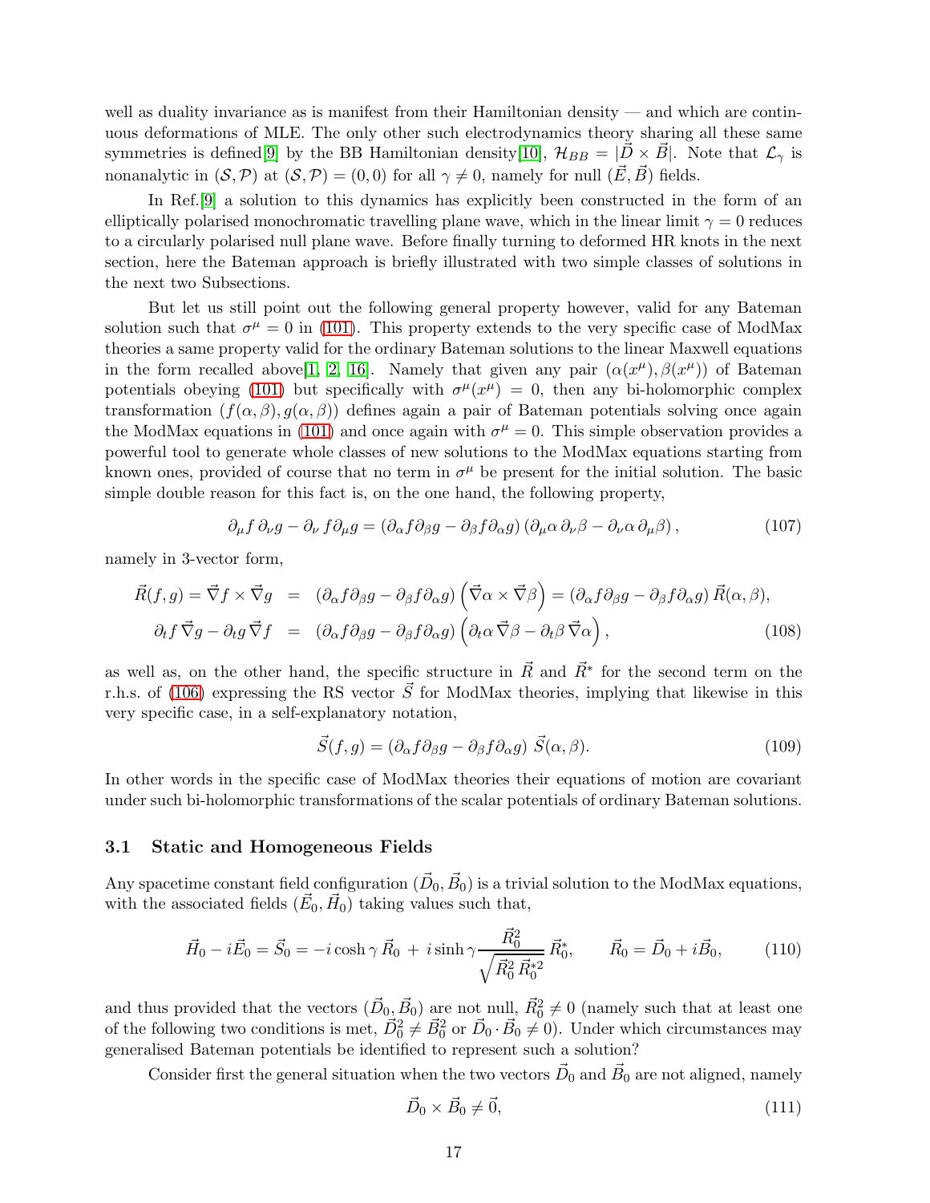well as duality invariance as is manifest from their Hamiltonian density — and which are continuous deformations of MLE. The only other such electrodynamics theory sharing all these same symmetries is defined[9] by the BB Hamiltonian density[10], $\mathcal{H}_{BB} = |\vec{D} \times \vec{B}|$. Note that $\mathcal{L}_\gamma$ is nonanalytic in $(\mathcal{S}, \mathcal{P})$ at $(\mathcal{S}, \mathcal{P}) = (0, 0)$ for all $\gamma \neq 0$, namely for null $(\vec{E}, \vec{B})$ fields.

In Ref.[9] a solution to this dynamics has explicitly been constructed in the form of an elliptically polarised monochromatic travelling plane wave, which in the linear limit $\gamma = 0$ reduces to a circularly polarised null plane wave. Before finally turning to deformed HR knots in the next section, here the Bateman approach is briefly illustrated with two simple classes of solutions in the next two Subsections.

But let us still point out the following general property however, valid for any Bateman solution such that $\sigma^\mu = 0$ in (101). This property extends to the very specific case of ModMax theories a same property valid for the ordinary Bateman solutions to the linear Maxwell equations in the form recalled above[1, 2, 16]. Namely that given any pair $(\alpha(x^\mu), \beta(x^\mu))$ of Bateman potentials obeying (101) but specifically with $\sigma^\mu(x^\mu) = 0$, then any bi-holomorphic complex transformation $(f(\alpha, \beta), g(\alpha, \beta))$ defines again a pair of Bateman potentials solving once again the ModMax equations in (101) and once again with $\sigma^\mu = 0$. This simple observation provides a powerful tool to generate whole classes of new solutions to the ModMax equations starting from known ones, provided of course that no term in $\sigma^\mu$ be present for the initial solution. The basic simple double reason for this fact is, on the one hand, the following property,

$$\partial_\mu f \, \partial_\nu g - \partial_\nu f \partial_\mu g = (\partial_\alpha f \partial_\beta g - \partial_\beta f \partial_\alpha g) \left(\partial_\mu \alpha \, \partial_\nu \beta - \partial_\nu \alpha \, \partial_\mu \beta\right), \tag{107}$$

namely in 3-vector form,

$$\begin{aligned}
\vec{R}(f, g) = \vec{\nabla} f \times \vec{\nabla} g &= (\partial_\alpha f \partial_\beta g - \partial_\beta f \partial_\alpha g) \left(\vec{\nabla}\alpha \times \vec{\nabla}\beta\right) = (\partial_\alpha f \partial_\beta g - \partial_\beta f \partial_\alpha g) \, \vec{R}(\alpha, \beta), \\
\partial_t f \, \vec{\nabla} g - \partial_t g \, \vec{\nabla} f &= (\partial_\alpha f \partial_\beta g - \partial_\beta f \partial_\alpha g) \left(\partial_t \alpha \, \vec{\nabla}\beta - \partial_t \beta \, \vec{\nabla}\alpha\right),
\end{aligned} \tag{108}$$

as well as, on the other hand, the specific structure in $\vec{R}$ and $\vec{R}^*$ for the second term on the r.h.s. of (106) expressing the RS vector $\vec{S}$ for ModMax theories, implying that likewise in this very specific case, in a self-explanatory notation,

$$\vec{S}(f, g) = (\partial_\alpha f \partial_\beta g - \partial_\beta f \partial_\alpha g) \; \vec{S}(\alpha, \beta). \tag{109}$$

In other words in the specific case of ModMax theories their equations of motion are covariant under such bi-holomorphic transformations of the scalar potentials of ordinary Bateman solutions.

### 3.1 Static and Homogeneous Fields

Any spacetime constant field configuration $(\vec{D}_0, \vec{B}_0)$ is a trivial solution to the ModMax equations, with the associated fields $(\vec{E}_0, \vec{H}_0)$ taking values such that,

$$\vec{H}_0 - i\vec{E}_0 = \vec{S}_0 = -i \cosh \gamma \, \vec{R}_0 \, + \, i \sinh \gamma \frac{\vec{R}_0^2}{\sqrt{\vec{R}_0^2 \, \vec{R}_0^{*2}}} \, \vec{R}_0^*, \qquad \vec{R}_0 = \vec{D}_0 + i\vec{B}_0, \tag{110}$$

and thus provided that the vectors $(\vec{D}_0, \vec{B}_0)$ are not null, $\vec{R}_0^2 \neq 0$ (namely such that at least one of the following two conditions is met, $\vec{D}_0^2 \neq \vec{B}_0^2$ or $\vec{D}_0 \cdot \vec{B}_0 \neq 0$). Under which circumstances may generalised Bateman potentials be identified to represent such a solution?

Consider first the general situation when the two vectors $\vec{D}_0$ and $\vec{B}_0$ are not aligned, namely

$$\vec{D}_0 \times \vec{B}_0 \neq \vec{0}, \tag{111}$$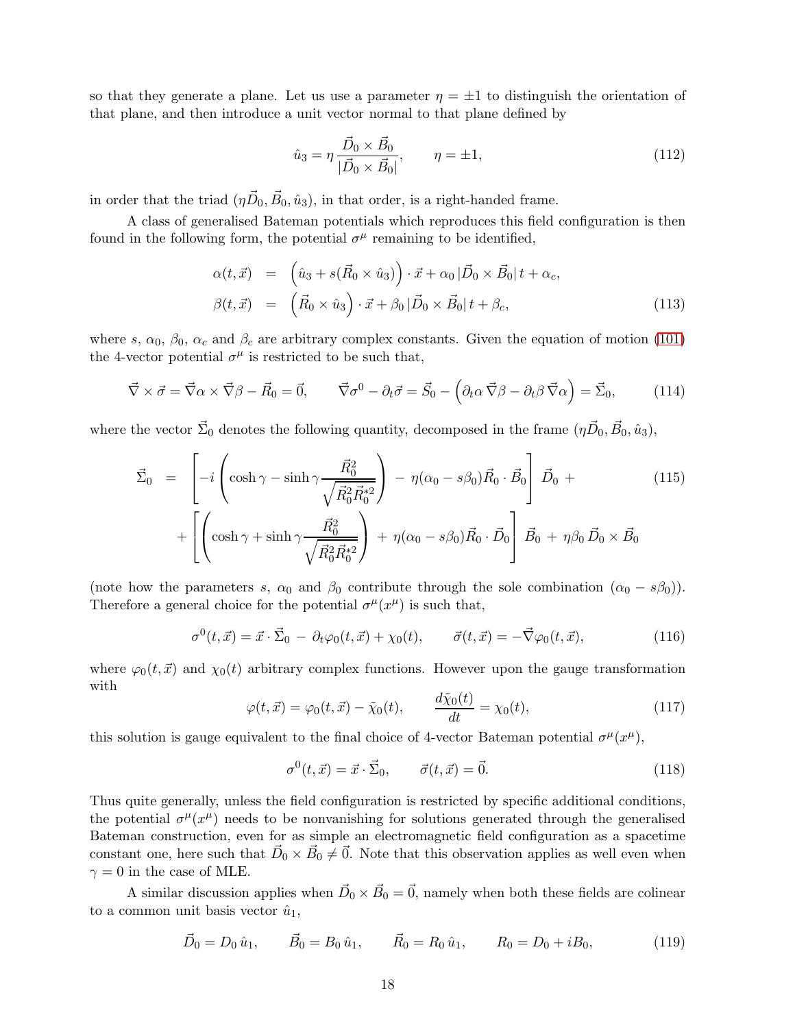so that they generate a plane. Let us use a parameter $\eta = \pm 1$ to distinguish the orientation of that plane, and then introduce a unit vector normal to that plane defined by

$$\hat{u}_3 = \eta \, \frac{\vec{D}_0 \times \vec{B}_0}{|\vec{D}_0 \times \vec{B}_0|}, \qquad \eta = \pm 1, \tag{112}$$

in order that the triad $(\eta \vec{D}_0, \vec{B}_0, \hat{u}_3)$, in that order, is a right-handed frame.

A class of generalised Bateman potentials which reproduces this field configuration is then found in the following form, the potential $\sigma^\mu$ remaining to be identified,

$$\begin{aligned}
\alpha(t,\vec{x}) &= \Big(\hat{u}_3 + s(\vec{R}_0 \times \hat{u}_3)\Big) \cdot \vec{x} + \alpha_0 \, |\vec{D}_0 \times \vec{B}_0| \, t + \alpha_c, \\
\beta(t,\vec{x}) &= \Big(\vec{R}_0 \times \hat{u}_3\Big) \cdot \vec{x} + \beta_0 \, |\vec{D}_0 \times \vec{B}_0| \, t + \beta_c,
\end{aligned} \tag{113}$$

where $s$, $\alpha_0$, $\beta_0$, $\alpha_c$ and $\beta_c$ are arbitrary complex constants. Given the equation of motion (101) the 4-vector potential $\sigma^\mu$ is restricted to be such that,

$$\vec{\nabla} \times \vec{\sigma} = \vec{\nabla}\alpha \times \vec{\nabla}\beta - \vec{R}_0 = \vec{0}, \qquad \vec{\nabla}\sigma^0 - \partial_t \vec{\sigma} = \vec{S}_0 - \Big(\partial_t \alpha \, \vec{\nabla}\beta - \partial_t \beta \, \vec{\nabla}\alpha\Big) = \vec{\Sigma}_0, \tag{114}$$

where the vector $\vec{\Sigma}_0$ denotes the following quantity, decomposed in the frame $(\eta \vec{D}_0, \vec{B}_0, \hat{u}_3)$,

$$\begin{aligned}
\vec{\Sigma}_0 \;=\; & \left[ -i\left( \cosh\gamma - \sinh\gamma \frac{\vec{R}_0^2}{\sqrt{\vec{R}_0^2 \vec{R}_0^{*2}}} \right) - \eta(\alpha_0 - s\beta_0)\vec{R}_0 \cdot \vec{B}_0 \right] \vec{D}_0 \; + \\
& + \left[ \left( \cosh\gamma + \sinh\gamma \frac{\vec{R}_0^2}{\sqrt{\vec{R}_0^2 \vec{R}_0^{*2}}} \right) + \eta(\alpha_0 - s\beta_0)\vec{R}_0 \cdot \vec{D}_0 \right] \vec{B}_0 \; + \; \eta\beta_0 \, \vec{D}_0 \times \vec{B}_0
\end{aligned} \tag{115}$$

(note how the parameters $s$, $\alpha_0$ and $\beta_0$ contribute through the sole combination $(\alpha_0 - s\beta_0)$). Therefore a general choice for the potential $\sigma^\mu(x^\mu)$ is such that,

$$\sigma^0(t,\vec{x}) = \vec{x} \cdot \vec{\Sigma}_0 \; - \; \partial_t \varphi_0(t,\vec{x}) + \chi_0(t), \qquad \vec{\sigma}(t,\vec{x}) = -\vec{\nabla}\varphi_0(t,\vec{x}), \tag{116}$$

where $\varphi_0(t,\vec{x})$ and $\chi_0(t)$ arbitrary complex functions. However upon the gauge transformation with

$$\varphi(t,\vec{x}) = \varphi_0(t,\vec{x}) - \tilde{\chi}_0(t), \qquad \frac{d\tilde{\chi}_0(t)}{dt} = \chi_0(t), \tag{117}$$

this solution is gauge equivalent to the final choice of 4-vector Bateman potential $\sigma^\mu(x^\mu)$,

$$\sigma^0(t,\vec{x}) = \vec{x} \cdot \vec{\Sigma}_0, \qquad \vec{\sigma}(t,\vec{x}) = \vec{0}. \tag{118}$$

Thus quite generally, unless the field configuration is restricted by specific additional conditions, the potential $\sigma^\mu(x^\mu)$ needs to be nonvanishing for solutions generated through the generalised Bateman construction, even for as simple an electromagnetic field configuration as a spacetime constant one, here such that $\vec{D}_0 \times \vec{B}_0 \neq \vec{0}$. Note that this observation applies as well even when $\gamma = 0$ in the case of MLE.

A similar discussion applies when $\vec{D}_0 \times \vec{B}_0 = \vec{0}$, namely when both these fields are colinear to a common unit basis vector $\hat{u}_1$,

$$\vec{D}_0 = D_0 \, \hat{u}_1, \qquad \vec{B}_0 = B_0 \, \hat{u}_1, \qquad \vec{R}_0 = R_0 \, \hat{u}_1, \qquad R_0 = D_0 + iB_0, \tag{119}$$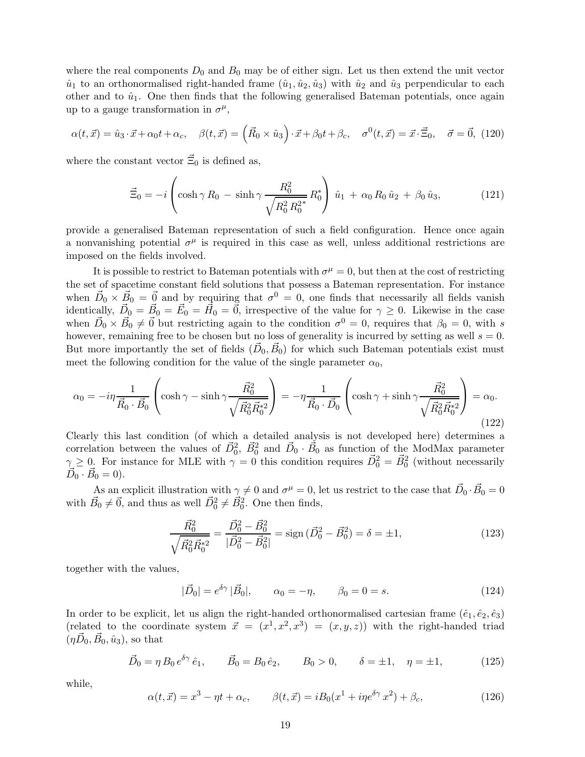where the real components $D_0$ and $B_0$ may be of either sign. Let us then extend the unit vector $\hat{u}_1$ to an orthonormalised right-handed frame $(\hat{u}_1, \hat{u}_2, \hat{u}_3)$ with $\hat{u}_2$ and $\hat{u}_3$ perpendicular to each other and to $\hat{u}_1$. One then finds that the following generalised Bateman potentials, once again up to a gauge transformation in $\sigma^\mu$,

$$\alpha(t, \vec{x}) = \hat{u}_3 \cdot \vec{x} + \alpha_0 t + \alpha_c, \quad \beta(t, \vec{x}) = \left(\vec{R}_0 \times \hat{u}_3\right) \cdot \vec{x} + \beta_0 t + \beta_c, \quad \sigma^0(t, \vec{x}) = \vec{x} \cdot \vec{\Xi}_0, \quad \vec{\sigma} = \vec{0}, \tag{120}$$

where the constant vector $\vec{\Xi}_0$ is defined as,

$$\vec{\Xi}_0 = -i \left( \cosh\gamma \, R_0 \, - \, \sinh\gamma \, \frac{R_0^2}{\sqrt{R_0^2 \, R_0^{2*}}} \, R_0^* \right) \, \hat{u}_1 \, + \, \alpha_0 \, R_0 \, \hat{u}_2 \, + \, \beta_0 \, \hat{u}_3, \tag{121}$$

provide a generalised Bateman representation of such a field configuration. Hence once again a nonvanishing potential $\sigma^\mu$ is required in this case as well, unless additional restrictions are imposed on the fields involved.

It is possible to restrict to Bateman potentials with $\sigma^\mu = 0$, but then at the cost of restricting the set of spacetime constant field solutions that possess a Bateman representation. For instance when $\vec{D}_0 \times \vec{B}_0 = \vec{0}$ and by requiring that $\sigma^0 = 0$, one finds that necessarily all fields vanish identically, $\vec{D}_0 = \vec{B}_0 = \vec{E}_0 = \vec{H}_0 = \vec{0}$, irrespective of the value for $\gamma \geq 0$. Likewise in the case when $\vec{D}_0 \times \vec{B}_0 \neq \vec{0}$ but restricting again to the condition $\sigma^0 = 0$, requires that $\beta_0 = 0$, with $s$ however, remaining free to be chosen but no loss of generality is incurred by setting as well $s = 0$. But more importantly the set of fields $(\vec{D}_0, \vec{B}_0)$ for which such Bateman potentials exist must meet the following condition for the value of the single parameter $\alpha_0$,

$$\alpha_0 = -i\eta \frac{1}{\vec{R}_0 \cdot \vec{B}_0} \left( \cosh\gamma - \sinh\gamma \frac{\vec{R}_0^2}{\sqrt{\vec{R}_0^2 \vec{R}_0^{*2}}} \right) = -\eta \frac{1}{\vec{R}_0 \cdot \vec{D}_0} \left( \cosh\gamma + \sinh\gamma \frac{\vec{R}_0^2}{\sqrt{\vec{R}_0^2 \vec{R}_0^{*2}}} \right) = \alpha_0. \tag{122}$$

Clearly this last condition (of which a detailed analysis is not developed here) determines a correlation between the values of $\vec{D}_0^2$, $\vec{B}_0^2$ and $\vec{D}_0 \cdot \vec{B}_0$ as function of the ModMax parameter $\gamma \geq 0$. For instance for MLE with $\gamma = 0$ this condition requires $\vec{D}_0^2 = \vec{B}_0^2$ (without necessarily $\vec{D}_0 \cdot \vec{B}_0 = 0$).

As an explicit illustration with $\gamma \neq 0$ and $\sigma^\mu = 0$, let us restrict to the case that $\vec{D}_0 \cdot \vec{B}_0 = 0$ with $\vec{B}_0 \neq \vec{0}$, and thus as well $\vec{D}_0^2 \neq \vec{B}_0^2$. One then finds,

$$\frac{\vec{R}_0^2}{\sqrt{\vec{R}_0^2 \vec{R}_0^{*2}}} = \frac{\vec{D}_0^2 - \vec{B}_0^2}{|\vec{D}_0^2 - \vec{B}_0^2|} = \mathrm{sign}\,(\vec{D}_0^2 - \vec{B}_0^2) = \delta = \pm 1, \tag{123}$$

together with the values,

$$|\vec{D}_0| = e^{\delta\gamma} \, |\vec{B}_0|, \qquad \alpha_0 = -\eta, \qquad \beta_0 = 0 = s. \tag{124}$$

In order to be explicit, let us align the right-handed orthonormalised cartesian frame $(\hat{e}_1, \hat{e}_2, \hat{e}_3)$ (related to the coordinate system $\vec{x} = (x^1, x^2, x^3) = (x, y, z)$) with the right-handed triad $(\eta\vec{D}_0, \vec{B}_0, \hat{u}_3)$, so that

$$\vec{D}_0 = \eta \, B_0 \, e^{\delta\gamma} \, \hat{e}_1, \qquad \vec{B}_0 = B_0 \, \hat{e}_2, \qquad B_0 > 0, \qquad \delta = \pm 1, \quad \eta = \pm 1, \tag{125}$$

while,

$$\alpha(t, \vec{x}) = x^3 - \eta t + \alpha_c, \qquad \beta(t, \vec{x}) = i B_0 (x^1 + i\eta e^{\delta\gamma} \, x^2) + \beta_c, \tag{126}$$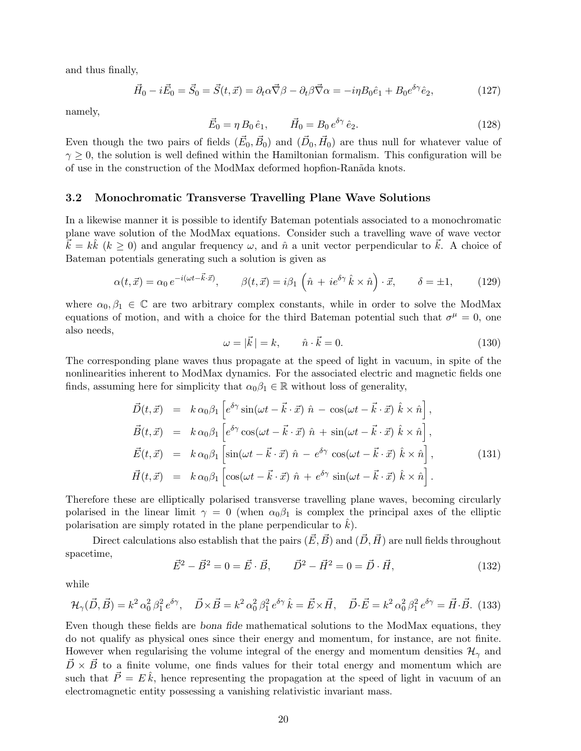and thus finally,

$$\vec{H}_0 - i\vec{E}_0 = \vec{S}_0 = \vec{S}(t,\vec{x}) = \partial_t\alpha\vec{\nabla}\beta - \partial_t\beta\vec{\nabla}\alpha = -i\eta B_0\hat{e}_1 + B_0 e^{\delta\gamma}\hat{e}_2, \tag{127}$$

namely,

$$\vec{E}_0 = \eta\, B_0\, \hat{e}_1, \qquad \vec{H}_0 = B_0\, e^{\delta\gamma}\, \hat{e}_2. \tag{128}$$

Even though the two pairs of fields $(\vec{E}_0, \vec{B}_0)$ and $(\vec{D}_0, \vec{H}_0)$ are thus null for whatever value of $\gamma \geq 0$, the solution is well defined within the Hamiltonian formalism. This configuration will be of use in the construction of the ModMax deformed hopfion-Rañada knots.

### 3.2 Monochromatic Transverse Travelling Plane Wave Solutions

In a likewise manner it is possible to identify Bateman potentials associated to a monochromatic plane wave solution of the ModMax equations. Consider such a travelling wave of wave vector $\vec{k} = k\hat{k}$ ($k \geq 0$) and angular frequency $\omega$, and $\hat{n}$ a unit vector perpendicular to $\vec{k}$. A choice of Bateman potentials generating such a solution is given as

$$\alpha(t,\vec{x}) = \alpha_0\, e^{-i(\omega t - \vec{k}\cdot\vec{x})}, \qquad \beta(t,\vec{x}) = i\beta_1\left(\hat{n} + ie^{\delta\gamma}\,\hat{k}\times\hat{n}\right)\cdot\vec{x}, \qquad \delta = \pm 1, \tag{129}$$

where $\alpha_0, \beta_1 \in \mathbb{C}$ are two arbitrary complex constants, while in order to solve the ModMax equations of motion, and with a choice for the third Bateman potential such that $\sigma^\mu = 0$, one also needs,

$$\omega = |\vec{k}\,| = k, \qquad \hat{n}\cdot\vec{k} = 0. \tag{130}$$

The corresponding plane waves thus propagate at the speed of light in vacuum, in spite of the nonlinearities inherent to ModMax dynamics. For the associated electric and magnetic fields one finds, assuming here for simplicity that $\alpha_0\beta_1 \in \mathbb{R}$ without loss of generality,

$$\begin{aligned}
\vec{D}(t,\vec{x}) &= k\,\alpha_0\beta_1\left[e^{\delta\gamma}\sin(\omega t - \vec{k}\cdot\vec{x})\;\hat{n} - \cos(\omega t - \vec{k}\cdot\vec{x})\;\hat{k}\times\hat{n}\right], \\
\vec{B}(t,\vec{x}) &= k\,\alpha_0\beta_1\left[e^{\delta\gamma}\cos(\omega t - \vec{k}\cdot\vec{x})\;\hat{n} + \sin(\omega t - \vec{k}\cdot\vec{x})\;\hat{k}\times\hat{n}\right], \\
\vec{E}(t,\vec{x}) &= k\,\alpha_0\beta_1\left[\sin(\omega t - \vec{k}\cdot\vec{x})\;\hat{n} - e^{\delta\gamma}\cos(\omega t - \vec{k}\cdot\vec{x})\;\hat{k}\times\hat{n}\right], \\
\vec{H}(t,\vec{x}) &= k\,\alpha_0\beta_1\left[\cos(\omega t - \vec{k}\cdot\vec{x})\;\hat{n} + e^{\delta\gamma}\sin(\omega t - \vec{k}\cdot\vec{x})\;\hat{k}\times\hat{n}\right].
\end{aligned} \tag{131}$$

Therefore these are elliptically polarised transverse travelling plane waves, becoming circularly polarised in the linear limit $\gamma = 0$ (when $\alpha_0\beta_1$ is complex the principal axes of the elliptic polarisation are simply rotated in the plane perpendicular to $\hat{k}$).

Direct calculations also establish that the pairs $(\vec{E}, \vec{B})$ and $(\vec{D}, \vec{H})$ are null fields throughout spacetime,

$$\vec{E}^2 - \vec{B}^2 = 0 = \vec{E}\cdot\vec{B}, \qquad \vec{D}^2 - \vec{H}^2 = 0 = \vec{D}\cdot\vec{H}, \tag{132}$$

while

$$\mathcal{H}_\gamma(\vec{D},\vec{B}) = k^2\,\alpha_0^2\,\beta_1^2\,e^{\delta\gamma}, \quad \vec{D}\times\vec{B} = k^2\,\alpha_0^2\,\beta_1^2\,e^{\delta\gamma}\,\hat{k} = \vec{E}\times\vec{H}, \quad \vec{D}\cdot\vec{E} = k^2\,\alpha_0^2\,\beta_1^2\,e^{\delta\gamma} = \vec{H}\cdot\vec{B}. \tag{133}$$

Even though these fields are *bona fide* mathematical solutions to the ModMax equations, they do not qualify as physical ones since their energy and momentum, for instance, are not finite. However when regularising the volume integral of the energy and momentum densities $\mathcal{H}_\gamma$ and $\vec{D}\times\vec{B}$ to a finite volume, one finds values for their total energy and momentum which are such that $\vec{P} = E\,\hat{k}$, hence representing the propagation at the speed of light in vacuum of an electromagnetic entity possessing a vanishing relativistic invariant mass.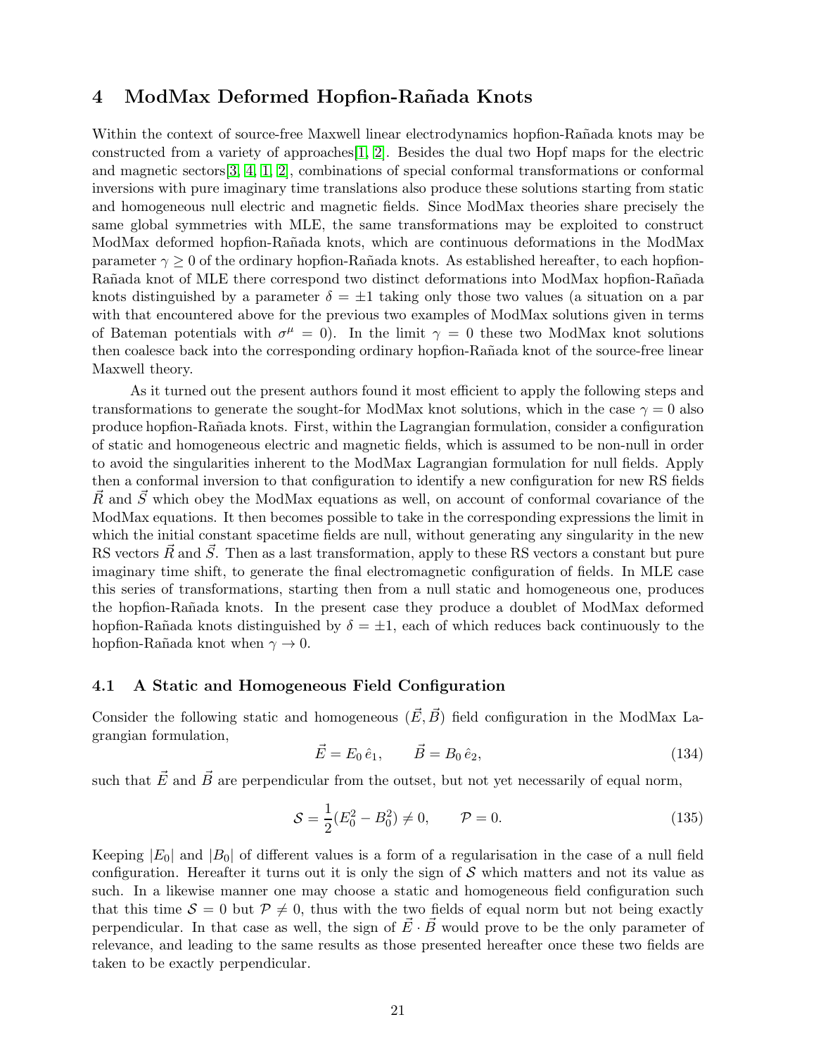## 4 ModMax Deformed Hopfion-Rañada Knots

Within the context of source-free Maxwell linear electrodynamics hopfion-Rañada knots may be constructed from a variety of approaches[1, 2]. Besides the dual two Hopf maps for the electric and magnetic sectors[3, 4, 1, 2], combinations of special conformal transformations or conformal inversions with pure imaginary time translations also produce these solutions starting from static and homogeneous null electric and magnetic fields. Since ModMax theories share precisely the same global symmetries with MLE, the same transformations may be exploited to construct ModMax deformed hopfion-Rañada knots, which are continuous deformations in the ModMax parameter $\gamma \geq 0$ of the ordinary hopfion-Rañada knots. As established hereafter, to each hopfion-Rañada knot of MLE there correspond two distinct deformations into ModMax hopfion-Rañada knots distinguished by a parameter $\delta = \pm 1$ taking only those two values (a situation on a par with that encountered above for the previous two examples of ModMax solutions given in terms of Bateman potentials with $\sigma^\mu = 0$). In the limit $\gamma = 0$ these two ModMax knot solutions then coalesce back into the corresponding ordinary hopfion-Rañada knot of the source-free linear Maxwell theory.

As it turned out the present authors found it most efficient to apply the following steps and transformations to generate the sought-for ModMax knot solutions, which in the case $\gamma = 0$ also produce hopfion-Rañada knots. First, within the Lagrangian formulation, consider a configuration of static and homogeneous electric and magnetic fields, which is assumed to be non-null in order to avoid the singularities inherent to the ModMax Lagrangian formulation for null fields. Apply then a conformal inversion to that configuration to identify a new configuration for new RS fields $\vec{R}$ and $\vec{S}$ which obey the ModMax equations as well, on account of conformal covariance of the ModMax equations. It then becomes possible to take in the corresponding expressions the limit in which the initial constant spacetime fields are null, without generating any singularity in the new RS vectors $\vec{R}$ and $\vec{S}$. Then as a last transformation, apply to these RS vectors a constant but pure imaginary time shift, to generate the final electromagnetic configuration of fields. In MLE case this series of transformations, starting then from a null static and homogeneous one, produces the hopfion-Rañada knots. In the present case they produce a doublet of ModMax deformed hopfion-Rañada knots distinguished by $\delta = \pm 1$, each of which reduces back continuously to the hopfion-Rañada knot when $\gamma \to 0$.

### 4.1 A Static and Homogeneous Field Configuration

Consider the following static and homogeneous $(\vec{E}, \vec{B})$ field configuration in the ModMax Lagrangian formulation,

$$\vec{E} = E_0\,\hat{e}_1, \qquad \vec{B} = B_0\,\hat{e}_2, \tag{134}$$

such that $\vec{E}$ and $\vec{B}$ are perpendicular from the outset, but not yet necessarily of equal norm,

$$\mathcal{S} = \frac{1}{2}(E_0^2 - B_0^2) \neq 0, \qquad \mathcal{P} = 0. \tag{135}$$

Keeping $|E_0|$ and $|B_0|$ of different values is a form of a regularisation in the case of a null field configuration. Hereafter it turns out it is only the sign of $\mathcal{S}$ which matters and not its value as such. In a likewise manner one may choose a static and homogeneous field configuration such that this time $\mathcal{S} = 0$ but $\mathcal{P} \neq 0$, thus with the two fields of equal norm but not being exactly perpendicular. In that case as well, the sign of $\vec{E} \cdot \vec{B}$ would prove to be the only parameter of relevance, and leading to the same results as those presented hereafter once these two fields are taken to be exactly perpendicular.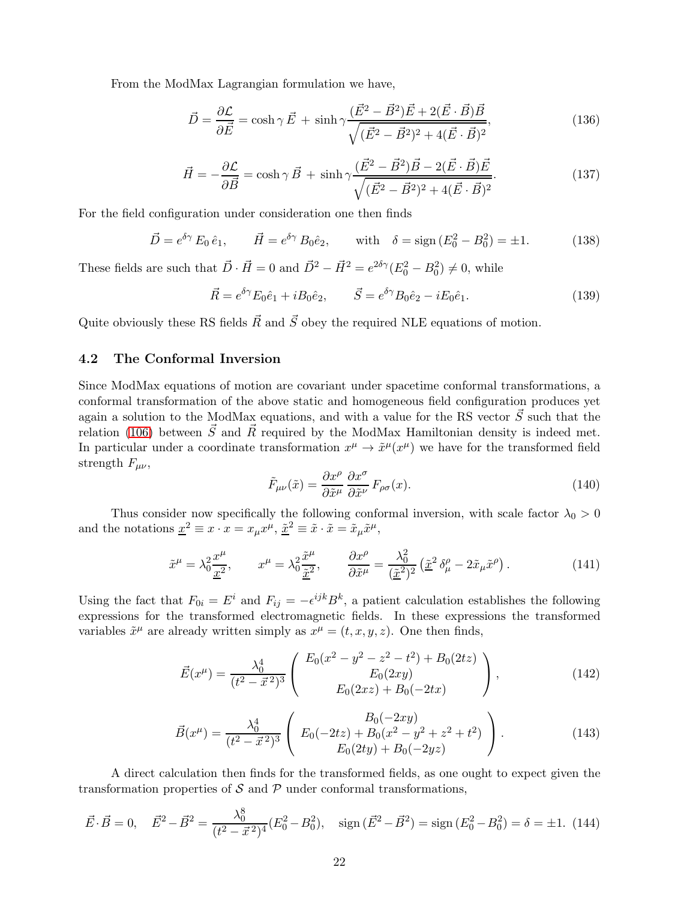From the ModMax Lagrangian formulation we have,

$$\vec{D} = \frac{\partial \mathcal{L}}{\partial \vec{E}} = \cosh\gamma\,\vec{E} \,+\, \sinh\gamma \frac{(\vec{E}^2 - \vec{B}^2)\vec{E} + 2(\vec{E}\cdot\vec{B})\vec{B}}{\sqrt{(\vec{E}^2 - \vec{B}^2)^2 + 4(\vec{E}\cdot\vec{B})^2}}, \tag{136}$$

$$\vec{H} = -\frac{\partial \mathcal{L}}{\partial \vec{B}} = \cosh\gamma\,\vec{B} \,+\, \sinh\gamma \frac{(\vec{E}^2 - \vec{B}^2)\vec{B} - 2(\vec{E}\cdot\vec{B})\vec{E}}{\sqrt{(\vec{E}^2 - \vec{B}^2)^2 + 4(\vec{E}\cdot\vec{B})^2}}. \tag{137}$$

For the field configuration under consideration one then finds

$$\vec{D} = e^{\delta\gamma}\,E_0\,\hat{e}_1, \qquad \vec{H} = e^{\delta\gamma}\,B_0\hat{e}_2, \qquad \text{with} \quad \delta = \text{sign}\,(E_0^2 - B_0^2) = \pm 1. \tag{138}$$

These fields are such that $\vec{D}\cdot\vec{H} = 0$ and $\vec{D}^2 - \vec{H}^2 = e^{2\delta\gamma}(E_0^2 - B_0^2) \neq 0$, while

$$\vec{R} = e^{\delta\gamma}E_0\hat{e}_1 + iB_0\hat{e}_2, \qquad \vec{S} = e^{\delta\gamma}B_0\hat{e}_2 - iE_0\hat{e}_1. \tag{139}$$

Quite obviously these RS fields $\vec{R}$ and $\vec{S}$ obey the required NLE equations of motion.

### 4.2 The Conformal Inversion

Since ModMax equations of motion are covariant under spacetime conformal transformations, a conformal transformation of the above static and homogeneous field configuration produces yet again a solution to the ModMax equations, and with a value for the RS vector $\vec{S}$ such that the relation (106) between $\vec{S}$ and $\vec{R}$ required by the ModMax Hamiltonian density is indeed met. In particular under a coordinate transformation $x^\mu \to \tilde{x}^\mu(x^\mu)$ we have for the transformed field strength $F_{\mu\nu}$,

$$\tilde{F}_{\mu\nu}(\tilde{x}) = \frac{\partial x^\rho}{\partial \tilde{x}^\mu}\,\frac{\partial x^\sigma}{\partial \tilde{x}^\nu}\,F_{\rho\sigma}(x). \tag{140}$$

Thus consider now specifically the following conformal inversion, with scale factor $\lambda_0 > 0$ and the notations $\underline{x}^2 \equiv x\cdot x = x_\mu x^\mu$, $\underline{\tilde{x}}^2 \equiv \tilde{x}\cdot\tilde{x} = \tilde{x}_\mu\tilde{x}^\mu$,

$$\tilde{x}^\mu = \lambda_0^2 \frac{x^\mu}{\underline{x}^2}, \qquad x^\mu = \lambda_0^2\frac{\tilde{x}^\mu}{\underline{\tilde{x}}^2}, \qquad \frac{\partial x^\rho}{\partial \tilde{x}^\mu} = \frac{\lambda_0^2}{(\underline{\tilde{x}}^2)^2}\left(\underline{\tilde{x}}^2\,\delta^\rho_\mu - 2\tilde{x}_\mu\tilde{x}^\rho\right). \tag{141}$$

Using the fact that $F_{0i} = E^i$ and $F_{ij} = -\epsilon^{ijk}B^k$, a patient calculation establishes the following expressions for the transformed electromagnetic fields. In these expressions the transformed variables $\tilde{x}^\mu$ are already written simply as $x^\mu = (t, x, y, z)$. One then finds,

$$\vec{E}(x^\mu) = \frac{\lambda_0^4}{(t^2 - \vec{x}^{\,2})^3}\begin{pmatrix} E_0(x^2 - y^2 - z^2 - t^2) + B_0(2tz) \\ E_0(2xy) \\ E_0(2xz) + B_0(-2tx) \end{pmatrix}, \tag{142}$$

$$\vec{B}(x^\mu) = \frac{\lambda_0^4}{(t^2 - \vec{x}^{\,2})^3}\begin{pmatrix} B_0(-2xy) \\ E_0(-2tz) + B_0(x^2 - y^2 + z^2 + t^2) \\ E_0(2ty) + B_0(-2yz) \end{pmatrix}. \tag{143}$$

A direct calculation then finds for the transformed fields, as one ought to expect given the transformation properties of $\mathcal{S}$ and $\mathcal{P}$ under conformal transformations,

$$\vec{E}\cdot\vec{B} = 0, \quad \vec{E}^2 - \vec{B}^2 = \frac{\lambda_0^8}{(t^2 - \vec{x}^{\,2})^4}(E_0^2 - B_0^2), \quad \text{sign}\,(\vec{E}^2 - \vec{B}^2) = \text{sign}\,(E_0^2 - B_0^2) = \delta = \pm 1. \tag{144}$$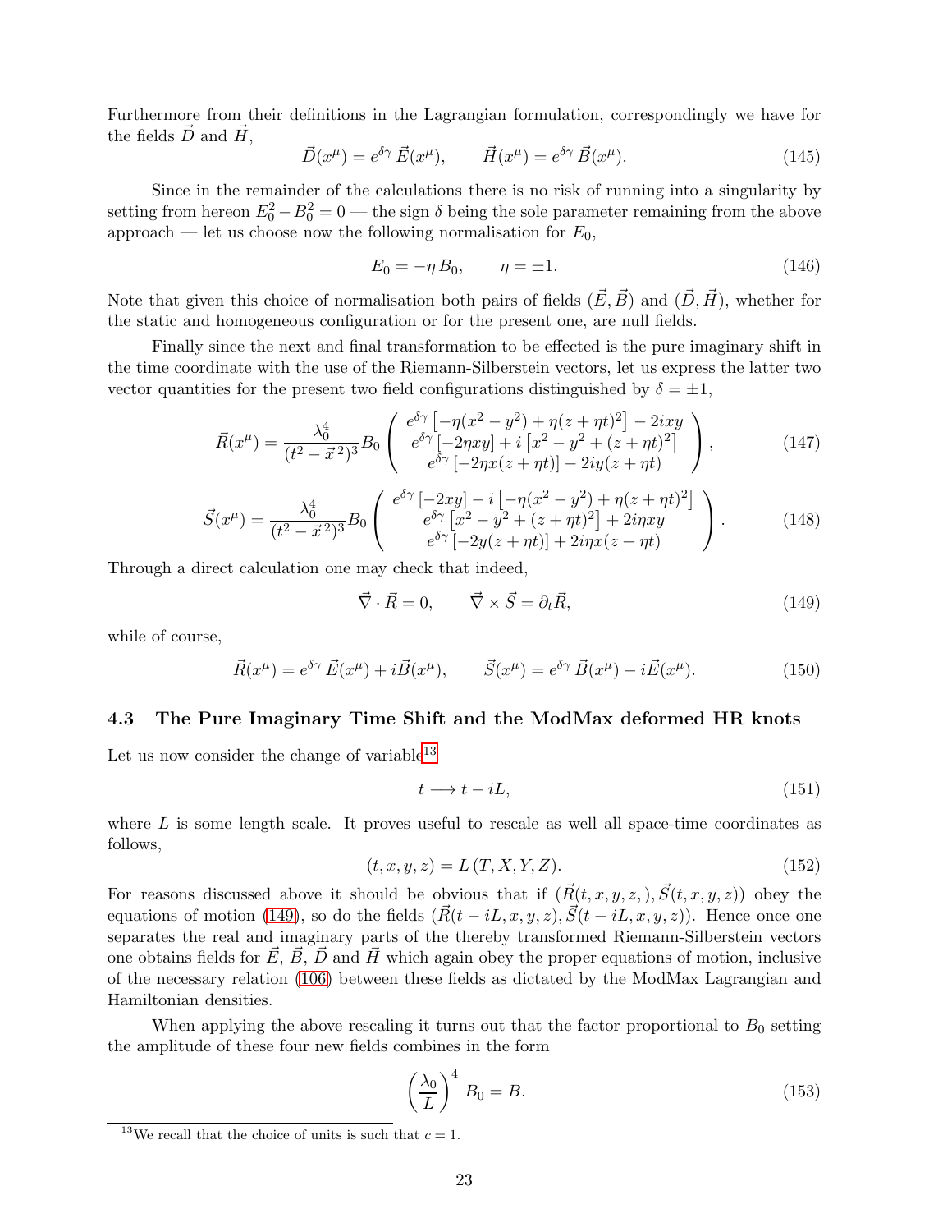Furthermore from their definitions in the Lagrangian formulation, correspondingly we have for the fields $\vec{D}$ and $\vec{H}$,

$$\vec{D}(x^\mu) = e^{\delta\gamma}\,\vec{E}(x^\mu), \qquad \vec{H}(x^\mu) = e^{\delta\gamma}\,\vec{B}(x^\mu). \tag{145}$$

Since in the remainder of the calculations there is no risk of running into a singularity by setting from hereon $E_0^2 - B_0^2 = 0$ — the sign $\delta$ being the sole parameter remaining from the above approach — let us choose now the following normalisation for $E_0$,

$$E_0 = -\eta\, B_0, \qquad \eta = \pm 1. \tag{146}$$

Note that given this choice of normalisation both pairs of fields $(\vec{E}, \vec{B})$ and $(\vec{D}, \vec{H})$, whether for the static and homogeneous configuration or for the present one, are null fields.

Finally since the next and final transformation to be effected is the pure imaginary shift in the time coordinate with the use of the Riemann-Silberstein vectors, let us express the latter two vector quantities for the present two field configurations distinguished by $\delta = \pm 1$,

$$\vec{R}(x^\mu) = \frac{\lambda_0^4}{(t^2 - \vec{x}^{\,2})^3} B_0 \begin{pmatrix} e^{\delta\gamma}\left[-\eta(x^2 - y^2) + \eta(z + \eta t)^2\right] - 2ixy \\ e^{\delta\gamma}\left[-2\eta xy\right] + i\left[x^2 - y^2 + (z + \eta t)^2\right] \\ e^{\delta\gamma}\left[-2\eta x(z + \eta t)\right] - 2iy(z + \eta t) \end{pmatrix}, \tag{147}$$

$$\vec{S}(x^\mu) = \frac{\lambda_0^4}{(t^2 - \vec{x}^{\,2})^3} B_0 \begin{pmatrix} e^{\delta\gamma}\left[-2xy\right] - i\left[-\eta(x^2 - y^2) + \eta(z + \eta t)^2\right] \\ e^{\delta\gamma}\left[x^2 - y^2 + (z + \eta t)^2\right] + 2i\eta xy \\ e^{\delta\gamma}\left[-2y(z + \eta t)\right] + 2i\eta x(z + \eta t) \end{pmatrix}. \tag{148}$$

Through a direct calculation one may check that indeed,

$$\vec{\nabla} \cdot \vec{R} = 0, \qquad \vec{\nabla} \times \vec{S} = \partial_t \vec{R}, \tag{149}$$

while of course,

$$\vec{R}(x^\mu) = e^{\delta\gamma}\,\vec{E}(x^\mu) + i\vec{B}(x^\mu), \qquad \vec{S}(x^\mu) = e^{\delta\gamma}\,\vec{B}(x^\mu) - i\vec{E}(x^\mu). \tag{150}$$

### 4.3 The Pure Imaginary Time Shift and the ModMax deformed HR knots

Let us now consider the change of variable[13]

$$t \longrightarrow t - iL, \tag{151}$$

where $L$ is some length scale. It proves useful to rescale as well all space-time coordinates as follows,

$$(t, x, y, z) = L\,(T, X, Y, Z). \tag{152}$$

For reasons discussed above it should be obvious that if $(\vec{R}(t, x, y, z,), \vec{S}(t, x, y, z))$ obey the equations of motion (149), so do the fields $(\vec{R}(t - iL, x, y, z), \vec{S}(t - iL, x, y, z))$. Hence once one separates the real and imaginary parts of the thereby transformed Riemann-Silberstein vectors one obtains fields for $\vec{E}$, $\vec{B}$, $\vec{D}$ and $\vec{H}$ which again obey the proper equations of motion, inclusive of the necessary relation (106) between these fields as dictated by the ModMax Lagrangian and Hamiltonian densities.

When applying the above rescaling it turns out that the factor proportional to $B_0$ setting the amplitude of these four new fields combines in the form

$$\left(\frac{\lambda_0}{L}\right)^4 B_0 = B. \tag{153}$$

[13] We recall that the choice of units is such that $c = 1$.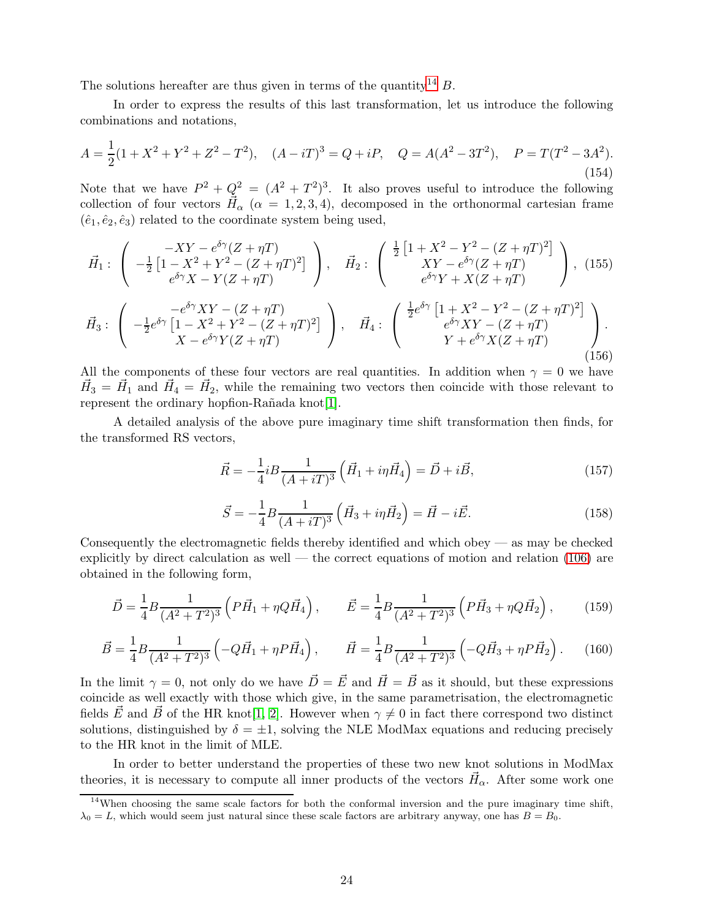The solutions hereafter are thus given in terms of the quantity[14] $B$.

In order to express the results of this last transformation, let us introduce the following combinations and notations,

$$A = \frac{1}{2}(1 + X^2 + Y^2 + Z^2 - T^2), \quad (A - iT)^3 = Q + iP, \quad Q = A(A^2 - 3T^2), \quad P = T(T^2 - 3A^2). \tag{154}$$

Note that we have $P^2 + Q^2 = (A^2 + T^2)^3$. It also proves useful to introduce the following collection of four vectors $\vec{H}_\alpha$ ($\alpha = 1, 2, 3, 4$), decomposed in the orthonormal cartesian frame $(\hat{e}_1, \hat{e}_2, \hat{e}_3)$ related to the coordinate system being used,

$$\vec{H}_1 : \begin{pmatrix} -XY - e^{\delta\gamma}(Z + \eta T) \\ -\frac{1}{2}\left[1 - X^2 + Y^2 - (Z + \eta T)^2\right] \\ e^{\delta\gamma}X - Y(Z + \eta T) \end{pmatrix}, \quad \vec{H}_2 : \begin{pmatrix} \frac{1}{2}\left[1 + X^2 - Y^2 - (Z + \eta T)^2\right] \\ XY - e^{\delta\gamma}(Z + \eta T) \\ e^{\delta\gamma}Y + X(Z + \eta T) \end{pmatrix}, \tag{155}$$

$$\vec{H}_3 : \begin{pmatrix} -e^{\delta\gamma}XY - (Z + \eta T) \\ -\frac{1}{2}e^{\delta\gamma}\left[1 - X^2 + Y^2 - (Z + \eta T)^2\right] \\ X - e^{\delta\gamma}Y(Z + \eta T) \end{pmatrix}, \quad \vec{H}_4 : \begin{pmatrix} \frac{1}{2}e^{\delta\gamma}\left[1 + X^2 - Y^2 - (Z + \eta T)^2\right] \\ e^{\delta\gamma}XY - (Z + \eta T) \\ Y + e^{\delta\gamma}X(Z + \eta T) \end{pmatrix}. \tag{156}$$

All the components of these four vectors are real quantities. In addition when $\gamma = 0$ we have $\vec{H}_3 = \vec{H}_1$ and $\vec{H}_4 = \vec{H}_2$, while the remaining two vectors then coincide with those relevant to represent the ordinary hopfion-Rañada knot[1].

A detailed analysis of the above pure imaginary time shift transformation then finds, for the transformed RS vectors,

$$\vec{R} = -\frac{1}{4}iB\frac{1}{(A + iT)^3}\left(\vec{H}_1 + i\eta\vec{H}_4\right) = \vec{D} + i\vec{B}, \tag{157}$$

$$\vec{S} = -\frac{1}{4}B\frac{1}{(A + iT)^3}\left(\vec{H}_3 + i\eta\vec{H}_2\right) = \vec{H} - i\vec{E}. \tag{158}$$

Consequently the electromagnetic fields thereby identified and which obey — as may be checked explicitly by direct calculation as well — the correct equations of motion and relation (106) are obtained in the following form,

$$\vec{D} = \frac{1}{4}B\frac{1}{(A^2 + T^2)^3}\left(P\vec{H}_1 + \eta Q\vec{H}_4\right), \qquad \vec{E} = \frac{1}{4}B\frac{1}{(A^2 + T^2)^3}\left(P\vec{H}_3 + \eta Q\vec{H}_2\right), \tag{159}$$

$$\vec{B} = \frac{1}{4}B\frac{1}{(A^2 + T^2)^3}\left(-Q\vec{H}_1 + \eta P\vec{H}_4\right), \qquad \vec{H} = \frac{1}{4}B\frac{1}{(A^2 + T^2)^3}\left(-Q\vec{H}_3 + \eta P\vec{H}_2\right). \tag{160}$$

In the limit $\gamma = 0$, not only do we have $\vec{D} = \vec{E}$ and $\vec{H} = \vec{B}$ as it should, but these expressions coincide as well exactly with those which give, in the same parametrisation, the electromagnetic fields $\vec{E}$ and $\vec{B}$ of the HR knot[1, 2]. However when $\gamma \neq 0$ in fact there correspond two distinct solutions, distinguished by $\delta = \pm 1$, solving the NLE ModMax equations and reducing precisely to the HR knot in the limit of MLE.

In order to better understand the properties of these two new knot solutions in ModMax theories, it is necessary to compute all inner products of the vectors $\vec{H}_\alpha$. After some work one

[14] When choosing the same scale factors for both the conformal inversion and the pure imaginary time shift, $\lambda_0 = L$, which would seem just natural since these scale factors are arbitrary anyway, one has $B = B_0$.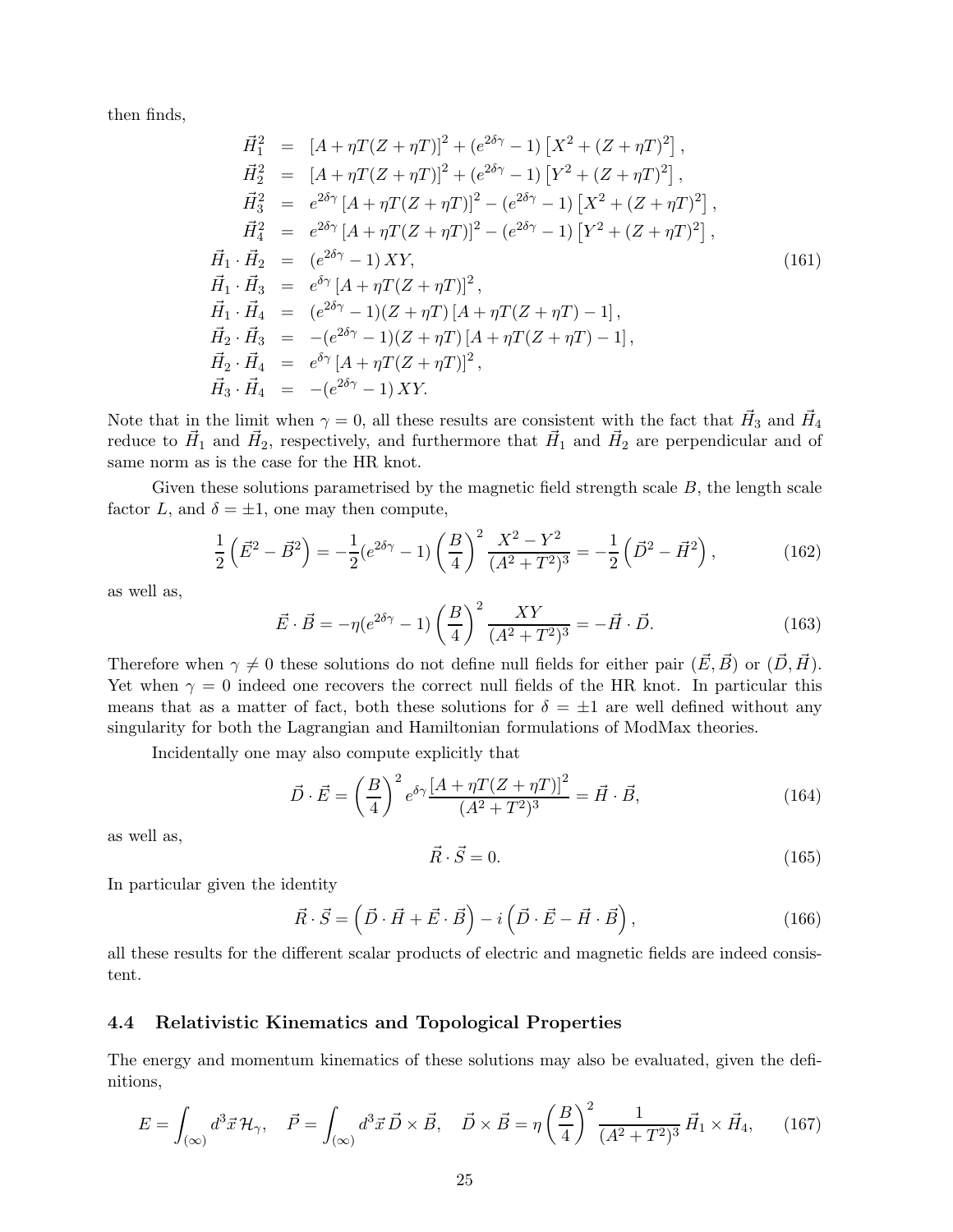then finds,

$$
\begin{aligned}
\vec{H}_1^2 &= [A+\eta T(Z+\eta T)]^2 + (e^{2\delta\gamma}-1)\left[X^2+(Z+\eta T)^2\right], \\
\vec{H}_2^2 &= [A+\eta T(Z+\eta T)]^2 + (e^{2\delta\gamma}-1)\left[Y^2+(Z+\eta T)^2\right], \\
\vec{H}_3^2 &= e^{2\delta\gamma}\,[A+\eta T(Z+\eta T)]^2 - (e^{2\delta\gamma}-1)\left[X^2+(Z+\eta T)^2\right], \\
\vec{H}_4^2 &= e^{2\delta\gamma}\,[A+\eta T(Z+\eta T)]^2 - (e^{2\delta\gamma}-1)\left[Y^2+(Z+\eta T)^2\right], \\
\vec{H}_1\cdot\vec{H}_2 &= (e^{2\delta\gamma}-1)\,XY, \\
\vec{H}_1\cdot\vec{H}_3 &= e^{\delta\gamma}\,[A+\eta T(Z+\eta T)]^2, \\
\vec{H}_1\cdot\vec{H}_4 &= (e^{2\delta\gamma}-1)(Z+\eta T)\,[A+\eta T(Z+\eta T)-1], \\
\vec{H}_2\cdot\vec{H}_3 &= -(e^{2\delta\gamma}-1)(Z+\eta T)\,[A+\eta T(Z+\eta T)-1], \\
\vec{H}_2\cdot\vec{H}_4 &= e^{\delta\gamma}\,[A+\eta T(Z+\eta T)]^2, \\
\vec{H}_3\cdot\vec{H}_4 &= -(e^{2\delta\gamma}-1)\,XY.
\end{aligned} \tag{161}
$$

Note that in the limit when $\gamma = 0$, all these results are consistent with the fact that $\vec{H}_3$ and $\vec{H}_4$ reduce to $\vec{H}_1$ and $\vec{H}_2$, respectively, and furthermore that $\vec{H}_1$ and $\vec{H}_2$ are perpendicular and of same norm as is the case for the HR knot.

Given these solutions parametrised by the magnetic field strength scale $B$, the length scale factor $L$, and $\delta = \pm 1$, one may then compute,

$$
\frac{1}{2}\left(\vec{E}^2-\vec{B}^2\right) = -\frac{1}{2}(e^{2\delta\gamma}-1)\left(\frac{B}{4}\right)^2\frac{X^2-Y^2}{(A^2+T^2)^3} = -\frac{1}{2}\left(\vec{D}^2-\vec{H}^2\right), \tag{162}
$$

as well as,

$$
\vec{E}\cdot\vec{B} = -\eta(e^{2\delta\gamma}-1)\left(\frac{B}{4}\right)^2\frac{XY}{(A^2+T^2)^3} = -\vec{H}\cdot\vec{D}. \tag{163}
$$

Therefore when $\gamma \neq 0$ these solutions do not define null fields for either pair $(\vec{E},\vec{B})$ or $(\vec{D},\vec{H})$. Yet when $\gamma = 0$ indeed one recovers the correct null fields of the HR knot. In particular this means that as a matter of fact, both these solutions for $\delta = \pm 1$ are well defined without any singularity for both the Lagrangian and Hamiltonian formulations of ModMax theories.

Incidentally one may also compute explicitly that

$$
\vec{D}\cdot\vec{E} = \left(\frac{B}{4}\right)^2 e^{\delta\gamma}\frac{[A+\eta T(Z+\eta T)]^2}{(A^2+T^2)^3} = \vec{H}\cdot\vec{B}, \tag{164}
$$

as well as,

$$
\vec{R}\cdot\vec{S} = 0. \tag{165}
$$

In particular given the identity

$$
\vec{R}\cdot\vec{S} = \left(\vec{D}\cdot\vec{H}+\vec{E}\cdot\vec{B}\right) - i\left(\vec{D}\cdot\vec{E}-\vec{H}\cdot\vec{B}\right), \tag{166}
$$

all these results for the different scalar products of electric and magnetic fields are indeed consistent.

### 4.4 Relativistic Kinematics and Topological Properties

The energy and momentum kinematics of these solutions may also be evaluated, given the definitions,

$$
E = \int_{(\infty)} d^3\vec{x}\,\mathcal{H}_\gamma, \quad \vec{P} = \int_{(\infty)} d^3\vec{x}\,\vec{D}\times\vec{B}, \quad \vec{D}\times\vec{B} = \eta\left(\frac{B}{4}\right)^2\frac{1}{(A^2+T^2)^3}\,\vec{H}_1\times\vec{H}_4, \tag{167}
$$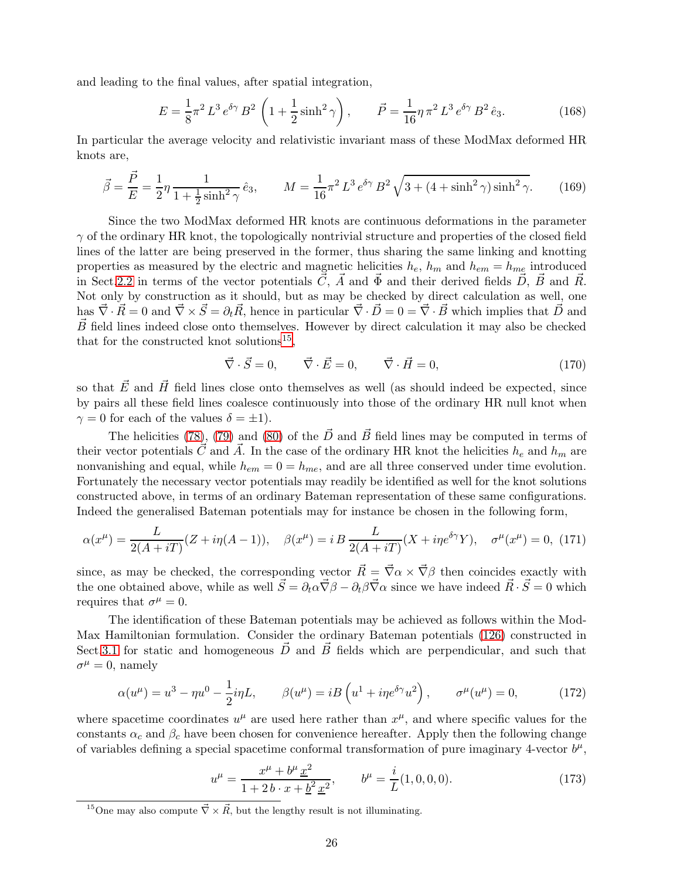and leading to the final values, after spatial integration,

$$E = \frac{1}{8}\pi^2 L^3 e^{\delta\gamma} B^2 \left(1 + \frac{1}{2}\sinh^2\gamma\right), \qquad \vec{P} = \frac{1}{16}\eta\,\pi^2 L^3 e^{\delta\gamma} B^2\,\hat{e}_3. \tag{168}$$

In particular the average velocity and relativistic invariant mass of these ModMax deformed HR knots are,

$$\vec{\beta} = \frac{\vec{P}}{E} = \frac{1}{2}\eta\frac{1}{1+\frac{1}{2}\sinh^2\gamma}\,\hat{e}_3, \qquad M = \frac{1}{16}\pi^2 L^3 e^{\delta\gamma} B^2\sqrt{3 + (4+\sinh^2\gamma)\sinh^2\gamma}. \tag{169}$$

Since the two ModMax deformed HR knots are continuous deformations in the parameter $\gamma$ of the ordinary HR knot, the topologically nontrivial structure and properties of the closed field lines of the latter are being preserved in the former, thus sharing the same linking and knotting properties as measured by the electric and magnetic helicities $h_e$, $h_m$ and $h_{em} = h_{me}$ introduced in Sect.2.2 in terms of the vector potentials $\vec{C}$, $\vec{A}$ and $\vec{\Phi}$ and their derived fields $\vec{D}$, $\vec{B}$ and $\vec{R}$. Not only by construction as it should, but as may be checked by direct calculation as well, one has $\vec{\nabla}\cdot\vec{R} = 0$ and $\vec{\nabla}\times\vec{S} = \partial_t\vec{R}$, hence in particular $\vec{\nabla}\cdot\vec{D} = 0 = \vec{\nabla}\cdot\vec{B}$ which implies that $\vec{D}$ and $\vec{B}$ field lines indeed close onto themselves. However by direct calculation it may also be checked that for the constructed knot solutions[15],

$$\vec{\nabla}\cdot\vec{S} = 0, \qquad \vec{\nabla}\cdot\vec{E} = 0, \qquad \vec{\nabla}\cdot\vec{H} = 0, \tag{170}$$

so that $\vec{E}$ and $\vec{H}$ field lines close onto themselves as well (as should indeed be expected, since by pairs all these field lines coalesce continuously into those of the ordinary HR null knot when $\gamma = 0$ for each of the values $\delta = \pm 1$).

The helicities (78), (79) and (80) of the $\vec{D}$ and $\vec{B}$ field lines may be computed in terms of their vector potentials $\vec{C}$ and $\vec{A}$. In the case of the ordinary HR knot the helicities $h_e$ and $h_m$ are nonvanishing and equal, while $h_{em} = 0 = h_{me}$, and are all three conserved under time evolution. Fortunately the necessary vector potentials may readily be identified as well for the knot solutions constructed above, in terms of an ordinary Bateman representation of these same configurations. Indeed the generalised Bateman potentials may for instance be chosen in the following form,

$$\alpha(x^\mu) = \frac{L}{2(A+iT)}(Z + i\eta(A-1)), \quad \beta(x^\mu) = i\,B\,\frac{L}{2(A+iT)}(X + i\eta e^{\delta\gamma}Y), \quad \sigma^\mu(x^\mu) = 0, \tag{171}$$

since, as may be checked, the corresponding vector $\vec{R} = \vec{\nabla}\alpha\times\vec{\nabla}\beta$ then coincides exactly with the one obtained above, while as well $\vec{S} = \partial_t\alpha\vec{\nabla}\beta - \partial_t\beta\vec{\nabla}\alpha$ since we have indeed $\vec{R}\cdot\vec{S} = 0$ which requires that $\sigma^\mu = 0$.

The identification of these Bateman potentials may be achieved as follows within the ModMax Hamiltonian formulation. Consider the ordinary Bateman potentials (126) constructed in Sect.3.1 for static and homogeneous $\vec{D}$ and $\vec{B}$ fields which are perpendicular, and such that $\sigma^\mu = 0$, namely

$$\alpha(u^\mu) = u^3 - \eta u^0 - \frac{1}{2}i\eta L, \qquad \beta(u^\mu) = iB\left(u^1 + i\eta e^{\delta\gamma}u^2\right), \qquad \sigma^\mu(u^\mu) = 0, \tag{172}$$

where spacetime coordinates $u^\mu$ are used here rather than $x^\mu$, and where specific values for the constants $\alpha_c$ and $\beta_c$ have been chosen for convenience hereafter. Apply then the following change of variables defining a special spacetime conformal transformation of pure imaginary 4-vector $b^\mu$,

$$u^\mu = \frac{x^\mu + b^\mu\,\underline{x}^2}{1 + 2\,b\cdot x + \underline{b}^2\,\underline{x}^2}, \qquad b^\mu = \frac{i}{L}(1,0,0,0). \tag{173}$$

[15] One may also compute $\vec{\nabla}\times\vec{R}$, but the lengthy result is not illuminating.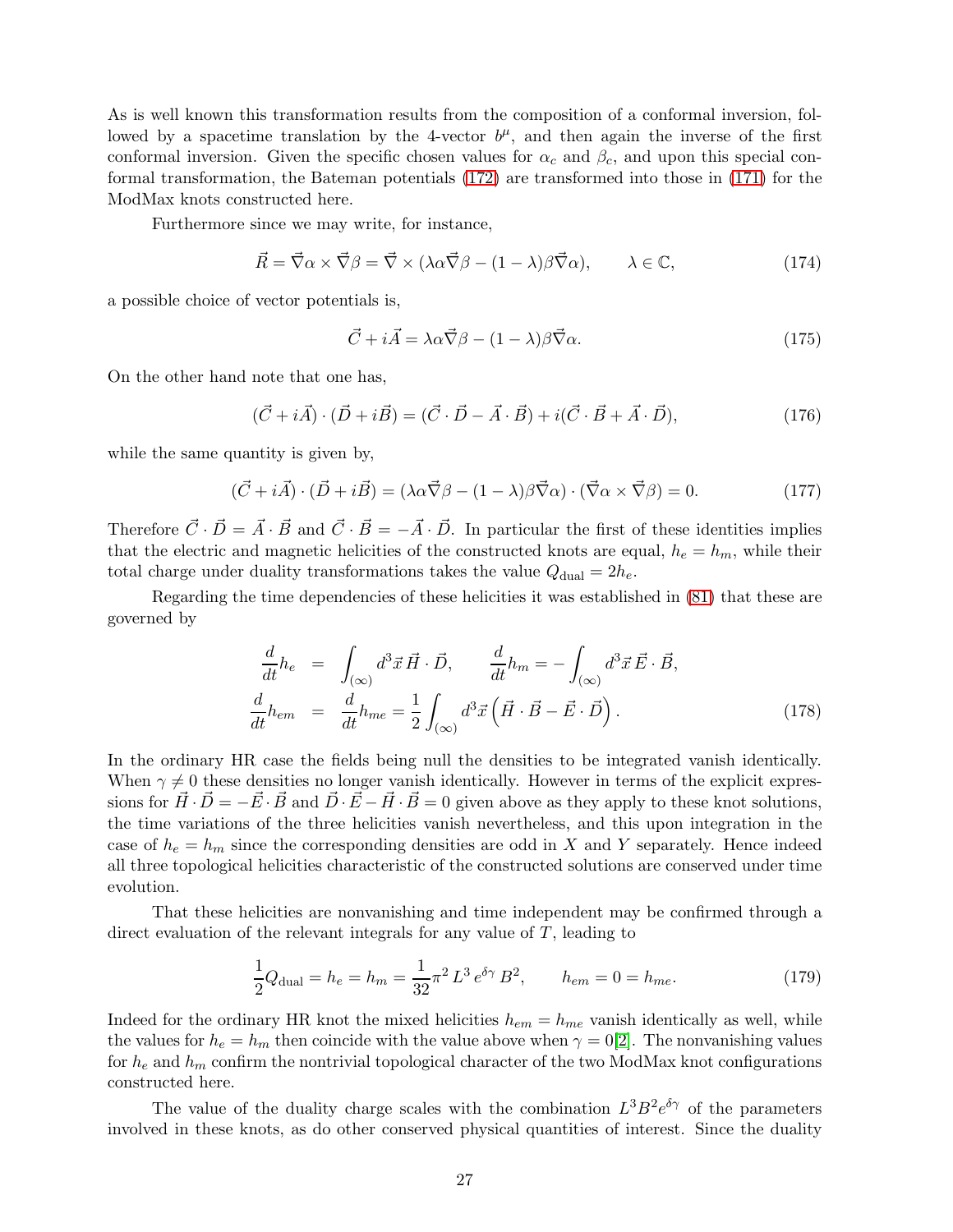As is well known this transformation results from the composition of a conformal inversion, followed by a spacetime translation by the 4-vector $b^\mu$, and then again the inverse of the first conformal inversion. Given the specific chosen values for $\alpha_c$ and $\beta_c$, and upon this special conformal transformation, the Bateman potentials (172) are transformed into those in (171) for the ModMax knots constructed here.

Furthermore since we may write, for instance,

$$\vec{R} = \vec{\nabla}\alpha \times \vec{\nabla}\beta = \vec{\nabla} \times (\lambda\alpha\vec{\nabla}\beta - (1-\lambda)\beta\vec{\nabla}\alpha), \qquad \lambda \in \mathbb{C}, \tag{174}$$

a possible choice of vector potentials is,

$$\vec{C} + i\vec{A} = \lambda\alpha\vec{\nabla}\beta - (1-\lambda)\beta\vec{\nabla}\alpha. \tag{175}$$

On the other hand note that one has,

$$(\vec{C} + i\vec{A}) \cdot (\vec{D} + i\vec{B}) = (\vec{C}\cdot\vec{D} - \vec{A}\cdot\vec{B}) + i(\vec{C}\cdot\vec{B} + \vec{A}\cdot\vec{D}), \tag{176}$$

while the same quantity is given by,

$$(\vec{C} + i\vec{A}) \cdot (\vec{D} + i\vec{B}) = (\lambda\alpha\vec{\nabla}\beta - (1-\lambda)\beta\vec{\nabla}\alpha)\cdot(\vec{\nabla}\alpha \times \vec{\nabla}\beta) = 0. \tag{177}$$

Therefore $\vec{C}\cdot\vec{D} = \vec{A}\cdot\vec{B}$ and $\vec{C}\cdot\vec{B} = -\vec{A}\cdot\vec{D}$. In particular the first of these identities implies that the electric and magnetic helicities of the constructed knots are equal, $h_e = h_m$, while their total charge under duality transformations takes the value $Q_{\rm dual} = 2h_e$.

Regarding the time dependencies of these helicities it was established in (81) that these are governed by

$$\begin{aligned}
\frac{d}{dt}h_e &= \int_{(\infty)} d^3\vec{x}\,\vec{H}\cdot\vec{D}, \qquad \frac{d}{dt}h_m = -\int_{(\infty)} d^3\vec{x}\,\vec{E}\cdot\vec{B}, \\
\frac{d}{dt}h_{em} &= \frac{d}{dt}h_{me} = \frac{1}{2}\int_{(\infty)} d^3\vec{x}\left(\vec{H}\cdot\vec{B} - \vec{E}\cdot\vec{D}\right).
\end{aligned} \tag{178}$$

In the ordinary HR case the fields being null the densities to be integrated vanish identically. When $\gamma \neq 0$ these densities no longer vanish identically. However in terms of the explicit expressions for $\vec{H}\cdot\vec{D} = -\vec{E}\cdot\vec{B}$ and $\vec{D}\cdot\vec{E} - \vec{H}\cdot\vec{B} = 0$ given above as they apply to these knot solutions, the time variations of the three helicities vanish nevertheless, and this upon integration in the case of $h_e = h_m$ since the corresponding densities are odd in $X$ and $Y$ separately. Hence indeed all three topological helicities characteristic of the constructed solutions are conserved under time evolution.

That these helicities are nonvanishing and time independent may be confirmed through a direct evaluation of the relevant integrals for any value of $T$, leading to

$$\frac{1}{2}Q_{\rm dual} = h_e = h_m = \frac{1}{32}\pi^2 L^3 e^{\delta\gamma} B^2, \qquad h_{em} = 0 = h_{me}. \tag{179}$$

Indeed for the ordinary HR knot the mixed helicities $h_{em} = h_{me}$ vanish identically as well, while the values for $h_e = h_m$ then coincide with the value above when $\gamma = 0$[2]. The nonvanishing values for $h_e$ and $h_m$ confirm the nontrivial topological character of the two ModMax knot configurations constructed here.

The value of the duality charge scales with the combination $L^3B^2e^{\delta\gamma}$ of the parameters involved in these knots, as do other conserved physical quantities of interest. Since the duality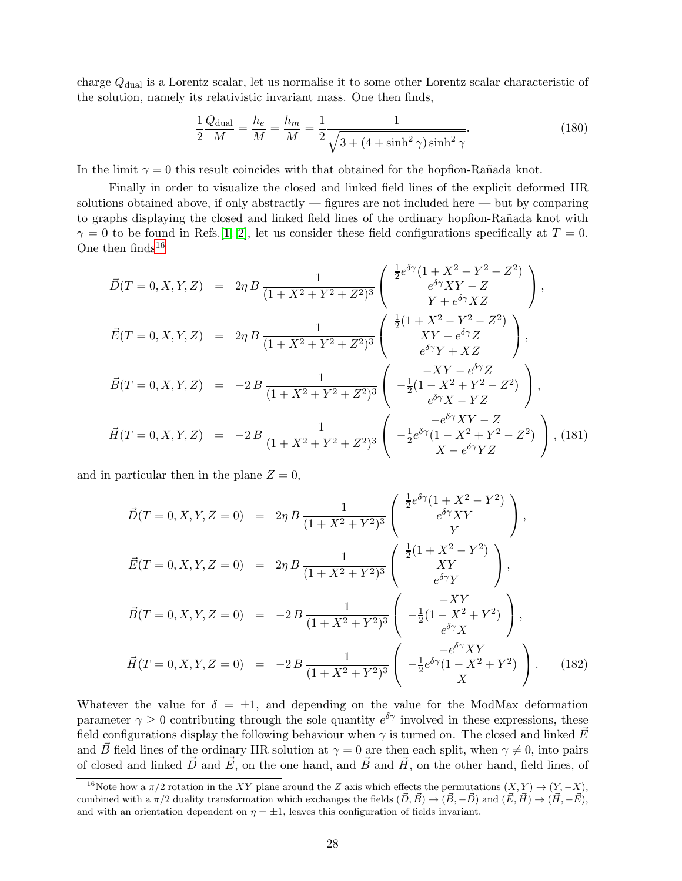charge $Q_{\rm dual}$ is a Lorentz scalar, let us normalise it to some other Lorentz scalar characteristic of the solution, namely its relativistic invariant mass. One then finds,

$$\frac{1}{2}\frac{Q_{\rm dual}}{M} = \frac{h_e}{M} = \frac{h_m}{M} = \frac{1}{2}\frac{1}{\sqrt{3 + (4 + \sinh^2\gamma)\sinh^2\gamma}}. \tag{180}$$

In the limit $\gamma = 0$ this result coincides with that obtained for the hopfion-Rañada knot.

Finally in order to visualize the closed and linked field lines of the explicit deformed HR solutions obtained above, if only abstractly — figures are not included here — but by comparing to graphs displaying the closed and linked field lines of the ordinary hopfion-Rañada knot with $\gamma = 0$ to be found in Refs.[1, 2], let us consider these field configurations specifically at $T = 0$. One then finds[16]

$$\begin{aligned}
\vec{D}(T=0,X,Y,Z) &= 2\eta\, B\,\frac{1}{(1+X^2+Y^2+Z^2)^3}\begin{pmatrix} \frac{1}{2}e^{\delta\gamma}(1+X^2-Y^2-Z^2) \\ e^{\delta\gamma}XY - Z \\ Y + e^{\delta\gamma}XZ \end{pmatrix}, \\
\vec{E}(T=0,X,Y,Z) &= 2\eta\, B\,\frac{1}{(1+X^2+Y^2+Z^2)^3}\begin{pmatrix} \frac{1}{2}(1+X^2-Y^2-Z^2) \\ XY - e^{\delta\gamma}Z \\ e^{\delta\gamma}Y + XZ \end{pmatrix}, \\
\vec{B}(T=0,X,Y,Z) &= -2\, B\,\frac{1}{(1+X^2+Y^2+Z^2)^3}\begin{pmatrix} -XY - e^{\delta\gamma}Z \\ -\frac{1}{2}(1-X^2+Y^2-Z^2) \\ e^{\delta\gamma}X - YZ \end{pmatrix}, \\
\vec{H}(T=0,X,Y,Z) &= -2\, B\,\frac{1}{(1+X^2+Y^2+Z^2)^3}\begin{pmatrix} -e^{\delta\gamma}XY - Z \\ -\frac{1}{2}e^{\delta\gamma}(1-X^2+Y^2-Z^2) \\ X - e^{\delta\gamma}YZ \end{pmatrix},
\end{aligned} \tag{181}$$

and in particular then in the plane $Z = 0$,

$$\begin{aligned}
\vec{D}(T=0,X,Y,Z=0) &= 2\eta\, B\,\frac{1}{(1+X^2+Y^2)^3}\begin{pmatrix} \frac{1}{2}e^{\delta\gamma}(1+X^2-Y^2) \\ e^{\delta\gamma}XY \\ Y \end{pmatrix}, \\
\vec{E}(T=0,X,Y,Z=0) &= 2\eta\, B\,\frac{1}{(1+X^2+Y^2)^3}\begin{pmatrix} \frac{1}{2}(1+X^2-Y^2) \\ XY \\ e^{\delta\gamma}Y \end{pmatrix}, \\
\vec{B}(T=0,X,Y,Z=0) &= -2\, B\,\frac{1}{(1+X^2+Y^2)^3}\begin{pmatrix} -XY \\ -\frac{1}{2}(1-X^2+Y^2) \\ e^{\delta\gamma}X \end{pmatrix}, \\
\vec{H}(T=0,X,Y,Z=0) &= -2\, B\,\frac{1}{(1+X^2+Y^2)^3}\begin{pmatrix} -e^{\delta\gamma}XY \\ -\frac{1}{2}e^{\delta\gamma}(1-X^2+Y^2) \\ X \end{pmatrix}.
\end{aligned} \tag{182}$$

Whatever the value for $\delta = \pm 1$, and depending on the value for the ModMax deformation parameter $\gamma \geq 0$ contributing through the sole quantity $e^{\delta\gamma}$ involved in these expressions, these field configurations display the following behaviour when $\gamma$ is turned on. The closed and linked $\vec{E}$ and $\vec{B}$ field lines of the ordinary HR solution at $\gamma = 0$ are then each split, when $\gamma \neq 0$, into pairs of closed and linked $\vec{D}$ and $\vec{E}$, on the one hand, and $\vec{B}$ and $\vec{H}$, on the other hand, field lines, of

[16] Note how a $\pi/2$ rotation in the $XY$ plane around the $Z$ axis which effects the permutations $(X,Y) \to (Y,-X)$, combined with a $\pi/2$ duality transformation which exchanges the fields $(\vec{D},\vec{B}) \to (\vec{B},-\vec{D})$ and $(\vec{E},\vec{H}) \to (\vec{H},-\vec{E})$, and with an orientation dependent on $\eta = \pm 1$, leaves this configuration of fields invariant.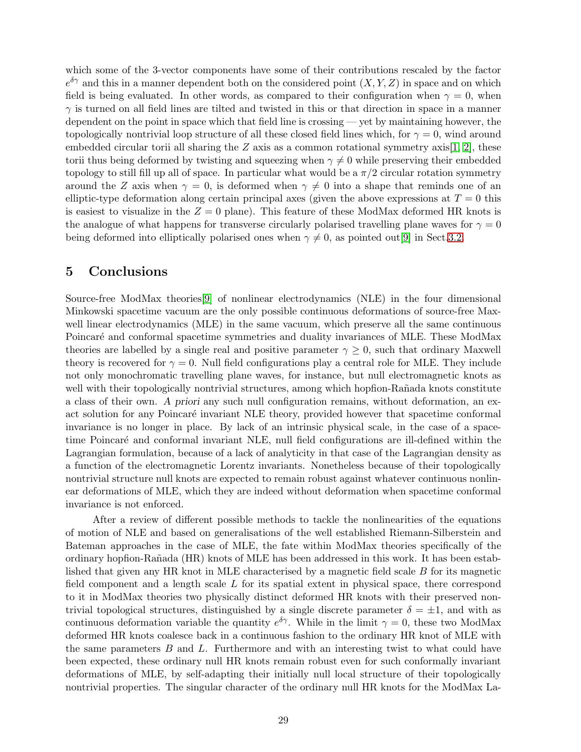which some of the 3-vector components have some of their contributions rescaled by the factor $e^{\delta\gamma}$ and this in a manner dependent both on the considered point $(X, Y, Z)$ in space and on which field is being evaluated. In other words, as compared to their configuration when $\gamma = 0$, when $\gamma$ is turned on all field lines are tilted and twisted in this or that direction in space in a manner dependent on the point in space which that field line is crossing — yet by maintaining however, the topologically nontrivial loop structure of all these closed field lines which, for $\gamma = 0$, wind around embedded circular torii all sharing the $Z$ axis as a common rotational symmetry axis[1, 2], these torii thus being deformed by twisting and squeezing when $\gamma \neq 0$ while preserving their embedded topology to still fill up all of space. In particular what would be a $\pi/2$ circular rotation symmetry around the $Z$ axis when $\gamma = 0$, is deformed when $\gamma \neq 0$ into a shape that reminds one of an elliptic-type deformation along certain principal axes (given the above expressions at $T = 0$ this is easiest to visualize in the $Z = 0$ plane). This feature of these ModMax deformed HR knots is the analogue of what happens for transverse circularly polarised travelling plane waves for $\gamma = 0$ being deformed into elliptically polarised ones when $\gamma \neq 0$, as pointed out[9] in Sect.3.2.

# 5 Conclusions

Source-free ModMax theories[9] of nonlinear electrodynamics (NLE) in the four dimensional Minkowski spacetime vacuum are the only possible continuous deformations of source-free Maxwell linear electrodynamics (MLE) in the same vacuum, which preserve all the same continuous Poincaré and conformal spacetime symmetries and duality invariances of MLE. These ModMax theories are labelled by a single real and positive parameter $\gamma \geq 0$, such that ordinary Maxwell theory is recovered for $\gamma = 0$. Null field configurations play a central role for MLE. They include not only monochromatic travelling plane waves, for instance, but null electromagnetic knots as well with their topologically nontrivial structures, among which hopfion-Rañada knots constitute a class of their own. *A priori* any such null configuration remains, without deformation, an exact solution for any Poincaré invariant NLE theory, provided however that spacetime conformal invariance is no longer in place. By lack of an intrinsic physical scale, in the case of a spacetime Poincaré and conformal invariant NLE, null field configurations are ill-defined within the Lagrangian formulation, because of a lack of analyticity in that case of the Lagrangian density as a function of the electromagnetic Lorentz invariants. Nonetheless because of their topologically nontrivial structure null knots are expected to remain robust against whatever continuous nonlinear deformations of MLE, which they are indeed without deformation when spacetime conformal invariance is not enforced.

After a review of different possible methods to tackle the nonlinearities of the equations of motion of NLE and based on generalisations of the well established Riemann-Silberstein and Bateman approaches in the case of MLE, the fate within ModMax theories specifically of the ordinary hopfion-Rañada (HR) knots of MLE has been addressed in this work. It has been established that given any HR knot in MLE characterised by a magnetic field scale $B$ for its magnetic field component and a length scale $L$ for its spatial extent in physical space, there correspond to it in ModMax theories two physically distinct deformed HR knots with their preserved nontrivial topological structures, distinguished by a single discrete parameter $\delta = \pm 1$, and with as continuous deformation variable the quantity $e^{\delta\gamma}$. While in the limit $\gamma = 0$, these two ModMax deformed HR knots coalesce back in a continuous fashion to the ordinary HR knot of MLE with the same parameters $B$ and $L$. Furthermore and with an interesting twist to what could have been expected, these ordinary null HR knots remain robust even for such conformally invariant deformations of MLE, by self-adapting their initially null local structure of their topologically nontrivial properties. The singular character of the ordinary null HR knots for the ModMax La-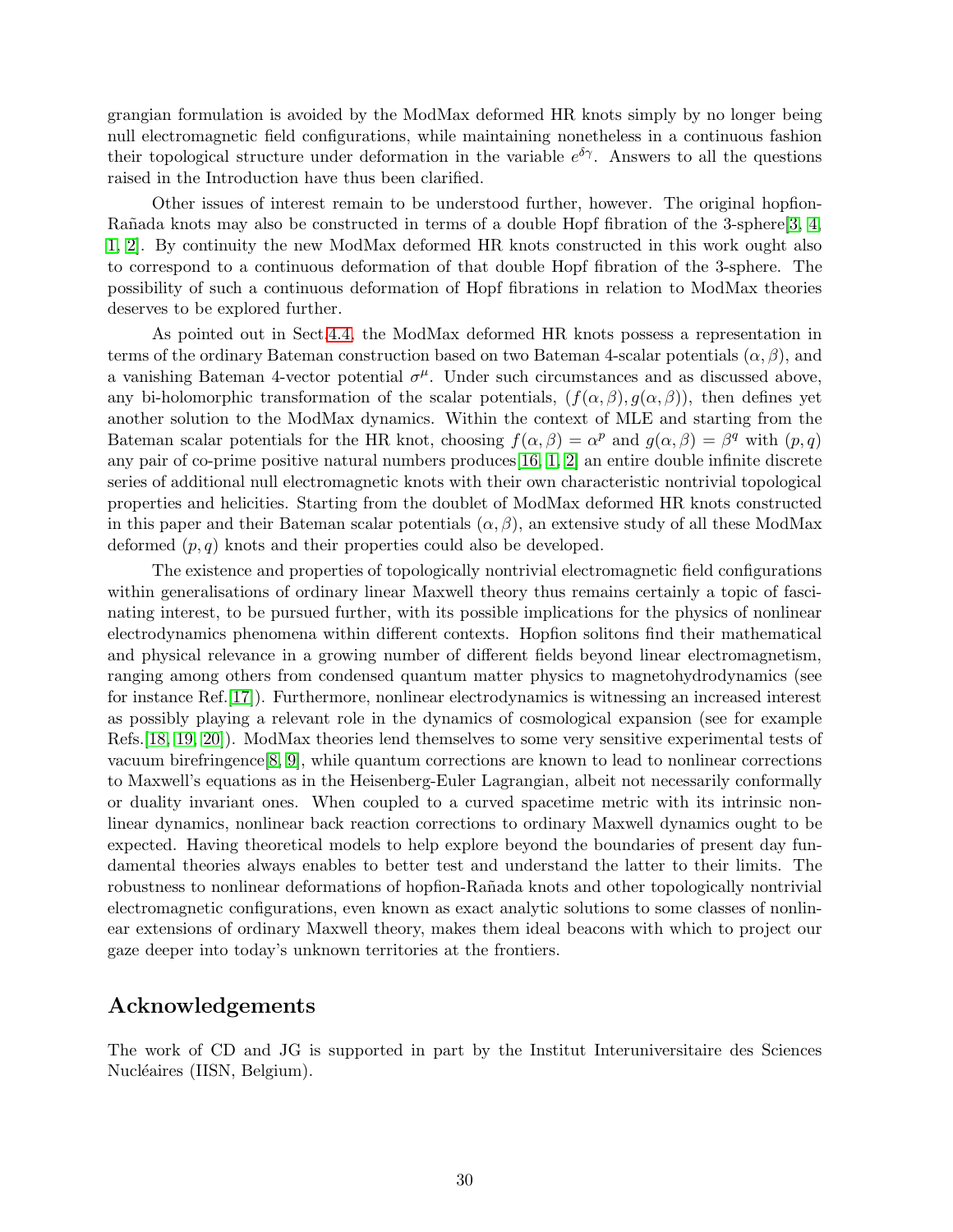grangian formulation is avoided by the ModMax deformed HR knots simply by no longer being null electromagnetic field configurations, while maintaining nonetheless in a continuous fashion their topological structure under deformation in the variable $e^{\delta\gamma}$. Answers to all the questions raised in the Introduction have thus been clarified.

Other issues of interest remain to be understood further, however. The original hopfion-Rañada knots may also be constructed in terms of a double Hopf fibration of the 3-sphere[3, 4, 1, 2]. By continuity the new ModMax deformed HR knots constructed in this work ought also to correspond to a continuous deformation of that double Hopf fibration of the 3-sphere. The possibility of such a continuous deformation of Hopf fibrations in relation to ModMax theories deserves to be explored further.

As pointed out in Sect.4.4, the ModMax deformed HR knots possess a representation in terms of the ordinary Bateman construction based on two Bateman 4-scalar potentials $(\alpha, \beta)$, and a vanishing Bateman 4-vector potential $\sigma^\mu$. Under such circumstances and as discussed above, any bi-holomorphic transformation of the scalar potentials, $(f(\alpha, \beta), g(\alpha, \beta))$, then defines yet another solution to the ModMax dynamics. Within the context of MLE and starting from the Bateman scalar potentials for the HR knot, choosing $f(\alpha, \beta) = \alpha^p$ and $g(\alpha, \beta) = \beta^q$ with $(p, q)$ any pair of co-prime positive natural numbers produces[16, 1, 2] an entire double infinite discrete series of additional null electromagnetic knots with their own characteristic nontrivial topological properties and helicities. Starting from the doublet of ModMax deformed HR knots constructed in this paper and their Bateman scalar potentials $(\alpha, \beta)$, an extensive study of all these ModMax deformed $(p, q)$ knots and their properties could also be developed.

The existence and properties of topologically nontrivial electromagnetic field configurations within generalisations of ordinary linear Maxwell theory thus remains certainly a topic of fascinating interest, to be pursued further, with its possible implications for the physics of nonlinear electrodynamics phenomena within different contexts. Hopfion solitons find their mathematical and physical relevance in a growing number of different fields beyond linear electromagnetism, ranging among others from condensed quantum matter physics to magnetohydrodynamics (see for instance Ref.[17]). Furthermore, nonlinear electrodynamics is witnessing an increased interest as possibly playing a relevant role in the dynamics of cosmological expansion (see for example Refs.[18, 19, 20]). ModMax theories lend themselves to some very sensitive experimental tests of vacuum birefringence[8, 9], while quantum corrections are known to lead to nonlinear corrections to Maxwell's equations as in the Heisenberg-Euler Lagrangian, albeit not necessarily conformally or duality invariant ones. When coupled to a curved spacetime metric with its intrinsic nonlinear dynamics, nonlinear back reaction corrections to ordinary Maxwell dynamics ought to be expected. Having theoretical models to help explore beyond the boundaries of present day fundamental theories always enables to better test and understand the latter to their limits. The robustness to nonlinear deformations of hopfion-Rañada knots and other topologically nontrivial electromagnetic configurations, even known as exact analytic solutions to some classes of nonlinear extensions of ordinary Maxwell theory, makes them ideal beacons with which to project our gaze deeper into today's unknown territories at the frontiers.

## Acknowledgements

The work of CD and JG is supported in part by the Institut Interuniversitaire des Sciences Nucléaires (IISN, Belgium).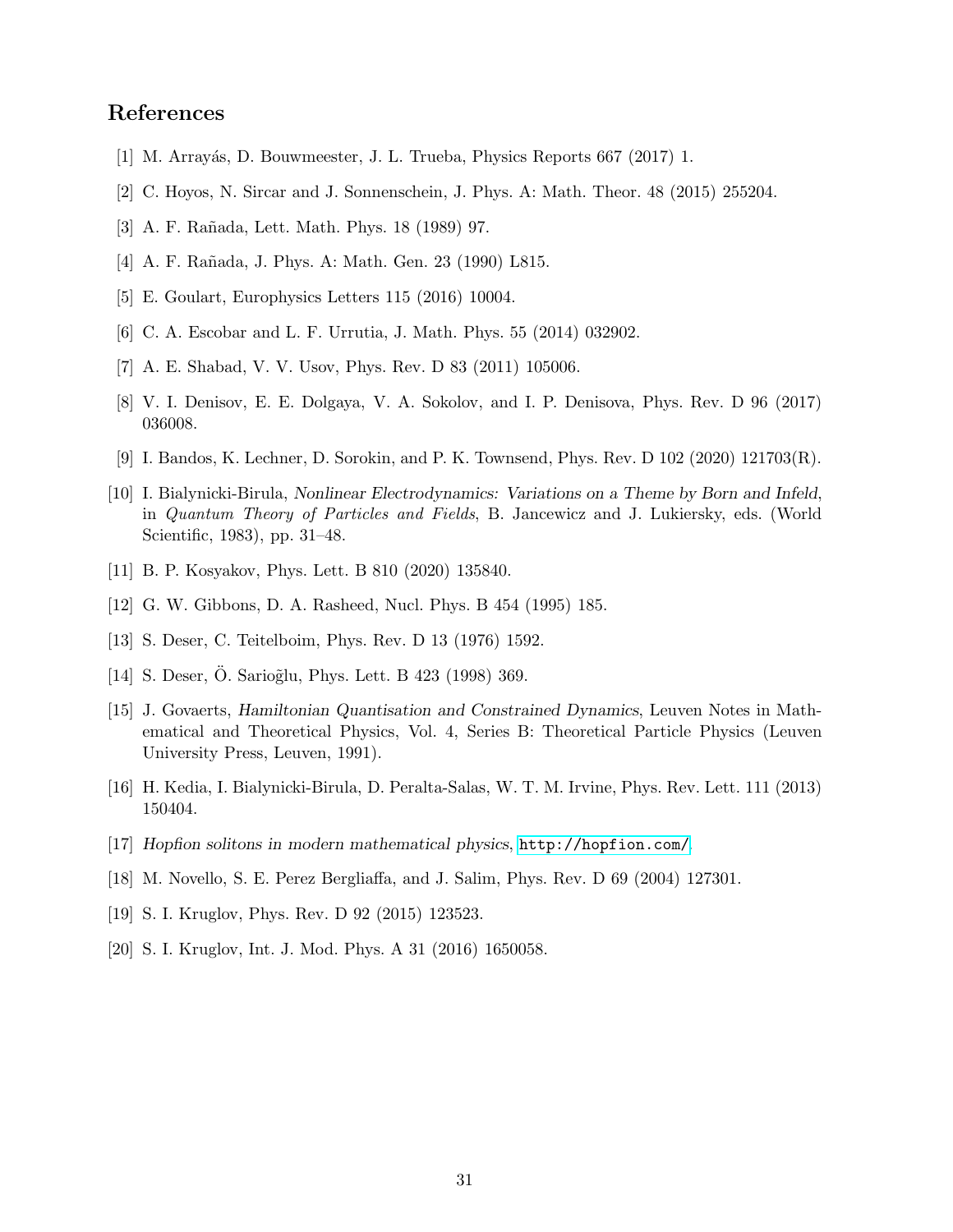## References

[1] M. Arrayás, D. Bouwmeester, J. L. Trueba, Physics Reports 667 (2017) 1.

[2] C. Hoyos, N. Sircar and J. Sonnenschein, J. Phys. A: Math. Theor. 48 (2015) 255204.

[3] A. F. Rañada, Lett. Math. Phys. 18 (1989) 97.

[4] A. F. Rañada, J. Phys. A: Math. Gen. 23 (1990) L815.

[5] E. Goulart, Europhysics Letters 115 (2016) 10004.

[6] C. A. Escobar and L. F. Urrutia, J. Math. Phys. 55 (2014) 032902.

[7] A. E. Shabad, V. V. Usov, Phys. Rev. D 83 (2011) 105006.

[8] V. I. Denisov, E. E. Dolgaya, V. A. Sokolov, and I. P. Denisova, Phys. Rev. D 96 (2017) 036008.

[9] I. Bandos, K. Lechner, D. Sorokin, and P. K. Townsend, Phys. Rev. D 102 (2020) 121703(R).

[10] I. Bialynicki-Birula, *Nonlinear Electrodynamics: Variations on a Theme by Born and Infeld*, in *Quantum Theory of Particles and Fields*, B. Jancewicz and J. Lukierski, eds. (World Scientific, 1983), pp. 31–48.

[11] B. P. Kosyakov, Phys. Lett. B 810 (2020) 135840.

[12] G. W. Gibbons, D. A. Rasheed, Nucl. Phys. B 454 (1995) 185.

[13] S. Deser, C. Teitelboim, Phys. Rev. D 13 (1976) 1592.

[14] S. Deser, Ö. Sarioḡlu, Phys. Lett. B 423 (1998) 369.

[15] J. Govaerts, *Hamiltonian Quantisation and Constrained Dynamics*, Leuven Notes in Mathematical and Theoretical Physics, Vol. 4, Series B: Theoretical Particle Physics (Leuven University Press, Leuven, 1991).

[16] H. Kedia, I. Bialynicki-Birula, D. Peralta-Salas, W. T. M. Irvine, Phys. Rev. Lett. 111 (2013) 150404.

[17] *Hopfion solitons in modern mathematical physics*, http://hopfion.com/.

[18] M. Novello, S. E. Perez Bergliaffa, and J. Salim, Phys. Rev. D 69 (2004) 127301.

[19] S. I. Kruglov, Phys. Rev. D 92 (2015) 123523.

[20] S. I. Kruglov, Int. J. Mod. Phys. A 31 (2016) 1650058.